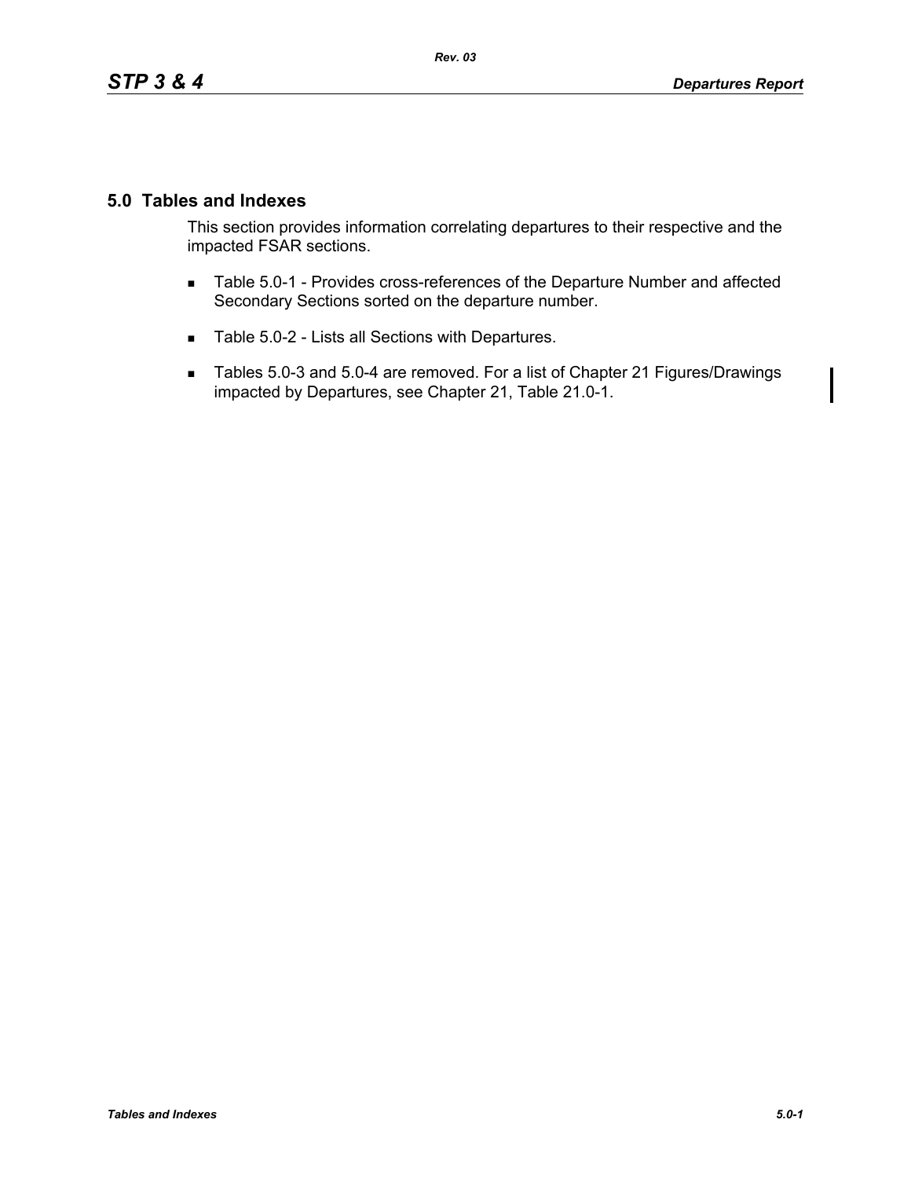# 5.0 Tables and Indexes

This section provides information correlating departures to their respective and the impacted FSAR sections.

- Table 5.0-1 - Provides cross-references of the Departure Number and affected Secondary Sections sorted on the departure number.
- Table 5.0-2 - Lists all Sections with Departures.
- Tables 5.0-3 and 5.0-4 are removed. For a list of Chapter 21 Figures/Drawings impacted by Departures, see Chapter 21, Table 21.0-1.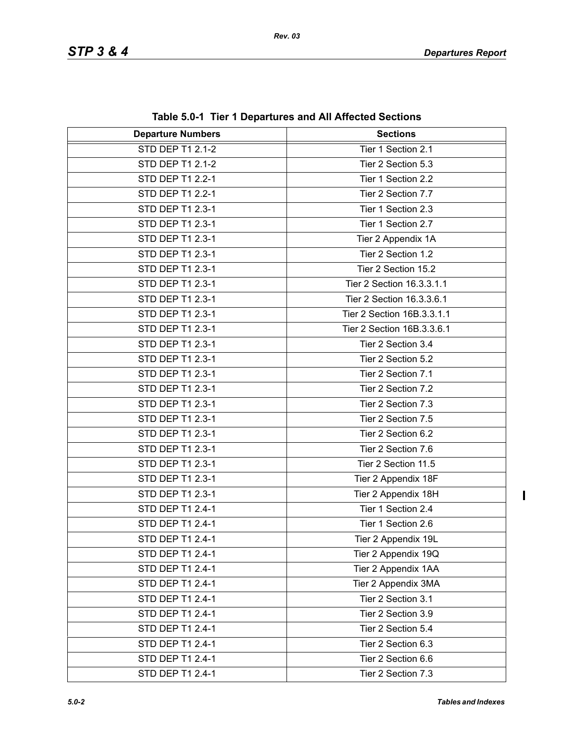**Table 5.0-1 Tier 1 Departures and All Affected Sections**

| Departure Numbers | Sections |
|---|---|
| STD DEP T1 2.1-2 | Tier 1 Section 2.1 |
| STD DEP T1 2.1-2 | Tier 2 Section 5.3 |
| STD DEP T1 2.2-1 | Tier 1 Section 2.2 |
| STD DEP T1 2.2-1 | Tier 2 Section 7.7 |
| STD DEP T1 2.3-1 | Tier 1 Section 2.3 |
| STD DEP T1 2.3-1 | Tier 1 Section 2.7 |
| STD DEP T1 2.3-1 | Tier 2 Appendix 1A |
| STD DEP T1 2.3-1 | Tier 2 Section 1.2 |
| STD DEP T1 2.3-1 | Tier 2 Section 15.2 |
| STD DEP T1 2.3-1 | Tier 2 Section 16.3.3.1.1 |
| STD DEP T1 2.3-1 | Tier 2 Section 16.3.3.6.1 |
| STD DEP T1 2.3-1 | Tier 2 Section 16B.3.3.1.1 |
| STD DEP T1 2.3-1 | Tier 2 Section 16B.3.3.6.1 |
| STD DEP T1 2.3-1 | Tier 2 Section 3.4 |
| STD DEP T1 2.3-1 | Tier 2 Section 5.2 |
| STD DEP T1 2.3-1 | Tier 2 Section 7.1 |
| STD DEP T1 2.3-1 | Tier 2 Section 7.2 |
| STD DEP T1 2.3-1 | Tier 2 Section 7.3 |
| STD DEP T1 2.3-1 | Tier 2 Section 7.5 |
| STD DEP T1 2.3-1 | Tier 2 Section 6.2 |
| STD DEP T1 2.3-1 | Tier 2 Section 7.6 |
| STD DEP T1 2.3-1 | Tier 2 Section 11.5 |
| STD DEP T1 2.3-1 | Tier 2 Appendix 18F |
| STD DEP T1 2.3-1 | Tier 2 Appendix 18H |
| STD DEP T1 2.4-1 | Tier 1 Section 2.4 |
| STD DEP T1 2.4-1 | Tier 1 Section 2.6 |
| STD DEP T1 2.4-1 | Tier 2 Appendix 19L |
| STD DEP T1 2.4-1 | Tier 2 Appendix 19Q |
| STD DEP T1 2.4-1 | Tier 2 Appendix 1AA |
| STD DEP T1 2.4-1 | Tier 2 Appendix 3MA |
| STD DEP T1 2.4-1 | Tier 2 Section 3.1 |
| STD DEP T1 2.4-1 | Tier 2 Section 3.9 |
| STD DEP T1 2.4-1 | Tier 2 Section 5.4 |
| STD DEP T1 2.4-1 | Tier 2 Section 6.3 |
| STD DEP T1 2.4-1 | Tier 2 Section 6.6 |
| STD DEP T1 2.4-1 | Tier 2 Section 7.3 |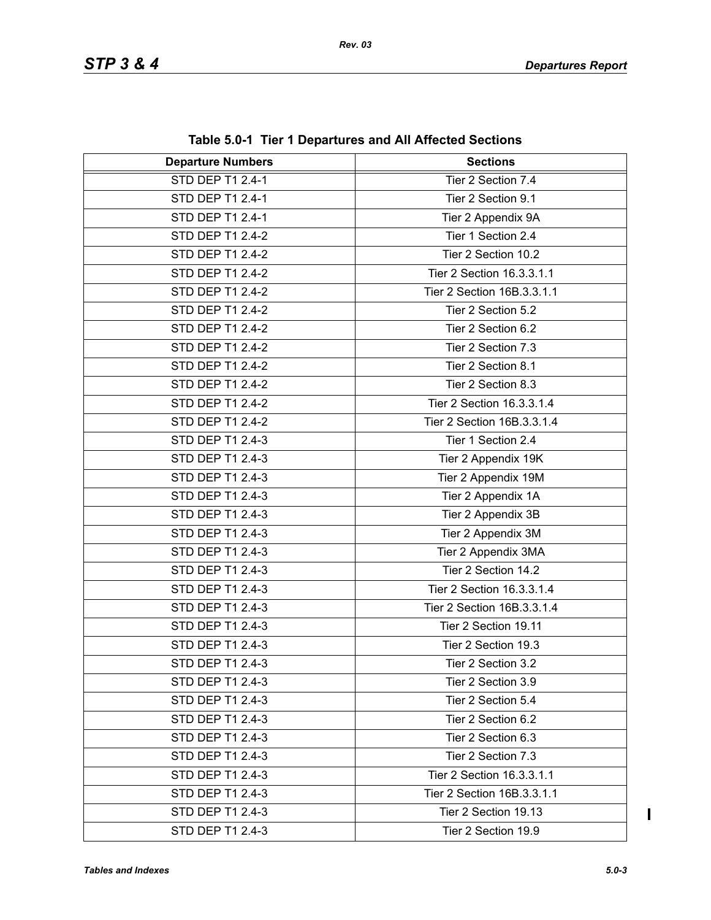**Table 5.0-1 Tier 1 Departures and All Affected Sections**

| Departure Numbers | Sections |
|---|---|
| STD DEP T1 2.4-1 | Tier 2 Section 7.4 |
| STD DEP T1 2.4-1 | Tier 2 Section 9.1 |
| STD DEP T1 2.4-1 | Tier 2 Appendix 9A |
| STD DEP T1 2.4-2 | Tier 1 Section 2.4 |
| STD DEP T1 2.4-2 | Tier 2 Section 10.2 |
| STD DEP T1 2.4-2 | Tier 2 Section 16.3.3.1.1 |
| STD DEP T1 2.4-2 | Tier 2 Section 16B.3.3.1.1 |
| STD DEP T1 2.4-2 | Tier 2 Section 5.2 |
| STD DEP T1 2.4-2 | Tier 2 Section 6.2 |
| STD DEP T1 2.4-2 | Tier 2 Section 7.3 |
| STD DEP T1 2.4-2 | Tier 2 Section 8.1 |
| STD DEP T1 2.4-2 | Tier 2 Section 8.3 |
| STD DEP T1 2.4-2 | Tier 2 Section 16.3.3.1.4 |
| STD DEP T1 2.4-2 | Tier 2 Section 16B.3.3.1.4 |
| STD DEP T1 2.4-3 | Tier 1 Section 2.4 |
| STD DEP T1 2.4-3 | Tier 2 Appendix 19K |
| STD DEP T1 2.4-3 | Tier 2 Appendix 19M |
| STD DEP T1 2.4-3 | Tier 2 Appendix 1A |
| STD DEP T1 2.4-3 | Tier 2 Appendix 3B |
| STD DEP T1 2.4-3 | Tier 2 Appendix 3M |
| STD DEP T1 2.4-3 | Tier 2 Appendix 3MA |
| STD DEP T1 2.4-3 | Tier 2 Section 14.2 |
| STD DEP T1 2.4-3 | Tier 2 Section 16.3.3.1.4 |
| STD DEP T1 2.4-3 | Tier 2 Section 16B.3.3.1.4 |
| STD DEP T1 2.4-3 | Tier 2 Section 19.11 |
| STD DEP T1 2.4-3 | Tier 2 Section 19.3 |
| STD DEP T1 2.4-3 | Tier 2 Section 3.2 |
| STD DEP T1 2.4-3 | Tier 2 Section 3.9 |
| STD DEP T1 2.4-3 | Tier 2 Section 5.4 |
| STD DEP T1 2.4-3 | Tier 2 Section 6.2 |
| STD DEP T1 2.4-3 | Tier 2 Section 6.3 |
| STD DEP T1 2.4-3 | Tier 2 Section 7.3 |
| STD DEP T1 2.4-3 | Tier 2 Section 16.3.3.1.1 |
| STD DEP T1 2.4-3 | Tier 2 Section 16B.3.3.1.1 |
| STD DEP T1 2.4-3 | Tier 2 Section 19.13 |
| STD DEP T1 2.4-3 | Tier 2 Section 19.9 |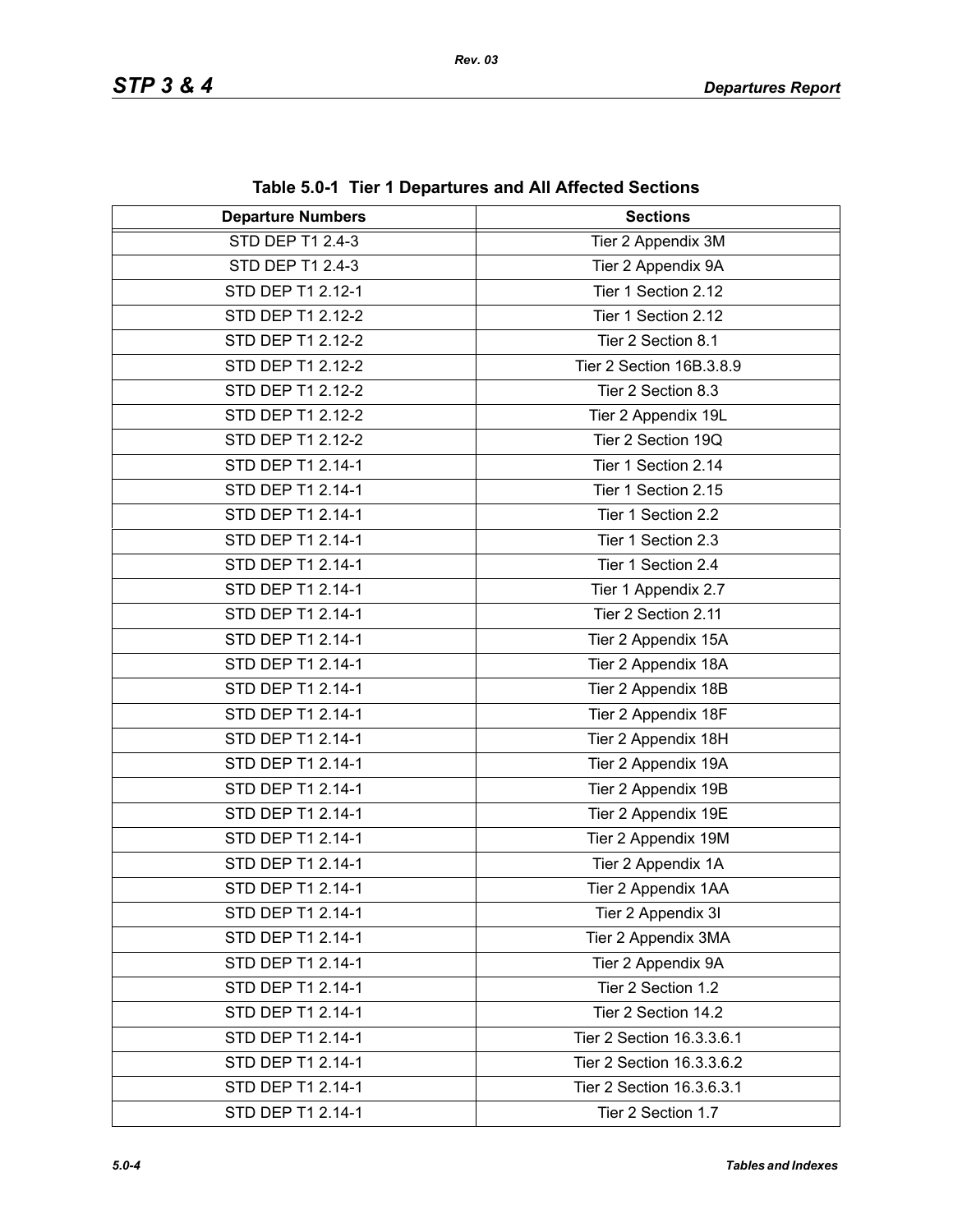**Table 5.0-1 Tier 1 Departures and All Affected Sections**

| Departure Numbers | Sections |
|---|---|
| STD DEP T1 2.4-3 | Tier 2 Appendix 3M |
| STD DEP T1 2.4-3 | Tier 2 Appendix 9A |
| STD DEP T1 2.12-1 | Tier 1 Section 2.12 |
| STD DEP T1 2.12-2 | Tier 1 Section 2.12 |
| STD DEP T1 2.12-2 | Tier 2 Section 8.1 |
| STD DEP T1 2.12-2 | Tier 2 Section 16B.3.8.9 |
| STD DEP T1 2.12-2 | Tier 2 Section 8.3 |
| STD DEP T1 2.12-2 | Tier 2 Appendix 19L |
| STD DEP T1 2.12-2 | Tier 2 Section 19Q |
| STD DEP T1 2.14-1 | Tier 1 Section 2.14 |
| STD DEP T1 2.14-1 | Tier 1 Section 2.15 |
| STD DEP T1 2.14-1 | Tier 1 Section 2.2 |
| STD DEP T1 2.14-1 | Tier 1 Section 2.3 |
| STD DEP T1 2.14-1 | Tier 1 Section 2.4 |
| STD DEP T1 2.14-1 | Tier 1 Appendix 2.7 |
| STD DEP T1 2.14-1 | Tier 2 Section 2.11 |
| STD DEP T1 2.14-1 | Tier 2 Appendix 15A |
| STD DEP T1 2.14-1 | Tier 2 Appendix 18A |
| STD DEP T1 2.14-1 | Tier 2 Appendix 18B |
| STD DEP T1 2.14-1 | Tier 2 Appendix 18F |
| STD DEP T1 2.14-1 | Tier 2 Appendix 18H |
| STD DEP T1 2.14-1 | Tier 2 Appendix 19A |
| STD DEP T1 2.14-1 | Tier 2 Appendix 19B |
| STD DEP T1 2.14-1 | Tier 2 Appendix 19E |
| STD DEP T1 2.14-1 | Tier 2 Appendix 19M |
| STD DEP T1 2.14-1 | Tier 2 Appendix 1A |
| STD DEP T1 2.14-1 | Tier 2 Appendix 1AA |
| STD DEP T1 2.14-1 | Tier 2 Appendix 3I |
| STD DEP T1 2.14-1 | Tier 2 Appendix 3MA |
| STD DEP T1 2.14-1 | Tier 2 Appendix 9A |
| STD DEP T1 2.14-1 | Tier 2 Section 1.2 |
| STD DEP T1 2.14-1 | Tier 2 Section 14.2 |
| STD DEP T1 2.14-1 | Tier 2 Section 16.3.3.6.1 |
| STD DEP T1 2.14-1 | Tier 2 Section 16.3.3.6.2 |
| STD DEP T1 2.14-1 | Tier 2 Section 16.3.6.3.1 |
| STD DEP T1 2.14-1 | Tier 2 Section 1.7 |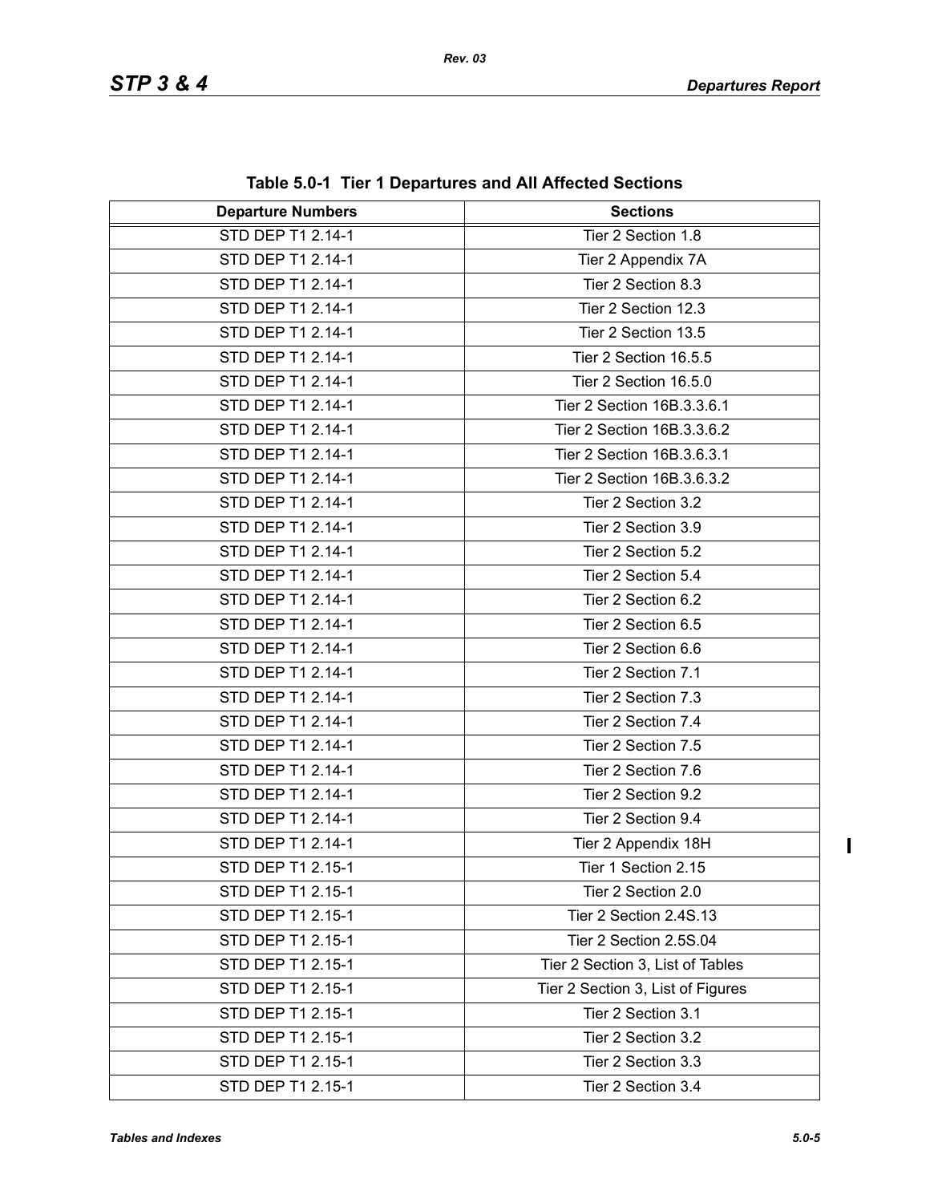**Table 5.0-1 Tier 1 Departures and All Affected Sections**

| Departure Numbers | Sections |
|---|---|
| STD DEP T1 2.14-1 | Tier 2 Section 1.8 |
| STD DEP T1 2.14-1 | Tier 2 Appendix 7A |
| STD DEP T1 2.14-1 | Tier 2 Section 8.3 |
| STD DEP T1 2.14-1 | Tier 2 Section 12.3 |
| STD DEP T1 2.14-1 | Tier 2 Section 13.5 |
| STD DEP T1 2.14-1 | Tier 2 Section 16.5.5 |
| STD DEP T1 2.14-1 | Tier 2 Section 16.5.0 |
| STD DEP T1 2.14-1 | Tier 2 Section 16B.3.3.6.1 |
| STD DEP T1 2.14-1 | Tier 2 Section 16B.3.3.6.2 |
| STD DEP T1 2.14-1 | Tier 2 Section 16B.3.6.3.1 |
| STD DEP T1 2.14-1 | Tier 2 Section 16B.3.6.3.2 |
| STD DEP T1 2.14-1 | Tier 2 Section 3.2 |
| STD DEP T1 2.14-1 | Tier 2 Section 3.9 |
| STD DEP T1 2.14-1 | Tier 2 Section 5.2 |
| STD DEP T1 2.14-1 | Tier 2 Section 5.4 |
| STD DEP T1 2.14-1 | Tier 2 Section 6.2 |
| STD DEP T1 2.14-1 | Tier 2 Section 6.5 |
| STD DEP T1 2.14-1 | Tier 2 Section 6.6 |
| STD DEP T1 2.14-1 | Tier 2 Section 7.1 |
| STD DEP T1 2.14-1 | Tier 2 Section 7.3 |
| STD DEP T1 2.14-1 | Tier 2 Section 7.4 |
| STD DEP T1 2.14-1 | Tier 2 Section 7.5 |
| STD DEP T1 2.14-1 | Tier 2 Section 7.6 |
| STD DEP T1 2.14-1 | Tier 2 Section 9.2 |
| STD DEP T1 2.14-1 | Tier 2 Section 9.4 |
| STD DEP T1 2.14-1 | Tier 2 Appendix 18H |
| STD DEP T1 2.15-1 | Tier 1 Section 2.15 |
| STD DEP T1 2.15-1 | Tier 2 Section 2.0 |
| STD DEP T1 2.15-1 | Tier 2 Section 2.4S.13 |
| STD DEP T1 2.15-1 | Tier 2 Section 2.5S.04 |
| STD DEP T1 2.15-1 | Tier 2 Section 3, List of Tables |
| STD DEP T1 2.15-1 | Tier 2 Section 3, List of Figures |
| STD DEP T1 2.15-1 | Tier 2 Section 3.1 |
| STD DEP T1 2.15-1 | Tier 2 Section 3.2 |
| STD DEP T1 2.15-1 | Tier 2 Section 3.3 |
| STD DEP T1 2.15-1 | Tier 2 Section 3.4 |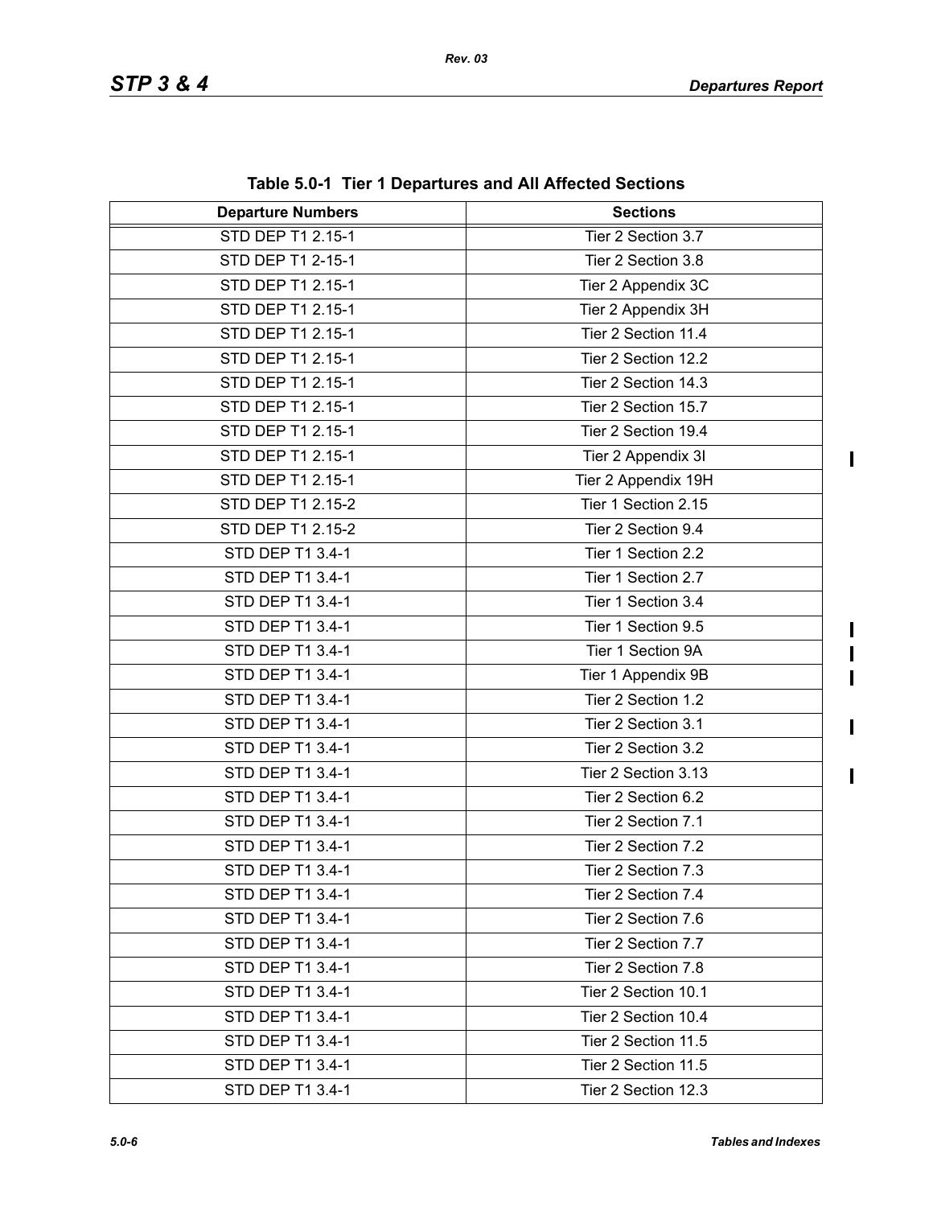**Table 5.0-1 Tier 1 Departures and All Affected Sections**

| Departure Numbers | Sections |
|---|---|
| STD DEP T1 2.15-1 | Tier 2 Section 3.7 |
| STD DEP T1 2-15-1 | Tier 2 Section 3.8 |
| STD DEP T1 2.15-1 | Tier 2 Appendix 3C |
| STD DEP T1 2.15-1 | Tier 2 Appendix 3H |
| STD DEP T1 2.15-1 | Tier 2 Section 11.4 |
| STD DEP T1 2.15-1 | Tier 2 Section 12.2 |
| STD DEP T1 2.15-1 | Tier 2 Section 14.3 |
| STD DEP T1 2.15-1 | Tier 2 Section 15.7 |
| STD DEP T1 2.15-1 | Tier 2 Section 19.4 |
| STD DEP T1 2.15-1 | Tier 2 Appendix 3I |
| STD DEP T1 2.15-1 | Tier 2 Appendix 19H |
| STD DEP T1 2.15-2 | Tier 1 Section 2.15 |
| STD DEP T1 2.15-2 | Tier 2 Section 9.4 |
| STD DEP T1 3.4-1 | Tier 1 Section 2.2 |
| STD DEP T1 3.4-1 | Tier 1 Section 2.7 |
| STD DEP T1 3.4-1 | Tier 1 Section 3.4 |
| STD DEP T1 3.4-1 | Tier 1 Section 9.5 |
| STD DEP T1 3.4-1 | Tier 1 Section 9A |
| STD DEP T1 3.4-1 | Tier 1 Appendix 9B |
| STD DEP T1 3.4-1 | Tier 2 Section 1.2 |
| STD DEP T1 3.4-1 | Tier 2 Section 3.1 |
| STD DEP T1 3.4-1 | Tier 2 Section 3.2 |
| STD DEP T1 3.4-1 | Tier 2 Section 3.13 |
| STD DEP T1 3.4-1 | Tier 2 Section 6.2 |
| STD DEP T1 3.4-1 | Tier 2 Section 7.1 |
| STD DEP T1 3.4-1 | Tier 2 Section 7.2 |
| STD DEP T1 3.4-1 | Tier 2 Section 7.3 |
| STD DEP T1 3.4-1 | Tier 2 Section 7.4 |
| STD DEP T1 3.4-1 | Tier 2 Section 7.6 |
| STD DEP T1 3.4-1 | Tier 2 Section 7.7 |
| STD DEP T1 3.4-1 | Tier 2 Section 7.8 |
| STD DEP T1 3.4-1 | Tier 2 Section 10.1 |
| STD DEP T1 3.4-1 | Tier 2 Section 10.4 |
| STD DEP T1 3.4-1 | Tier 2 Section 11.5 |
| STD DEP T1 3.4-1 | Tier 2 Section 11.5 |
| STD DEP T1 3.4-1 | Tier 2 Section 12.3 |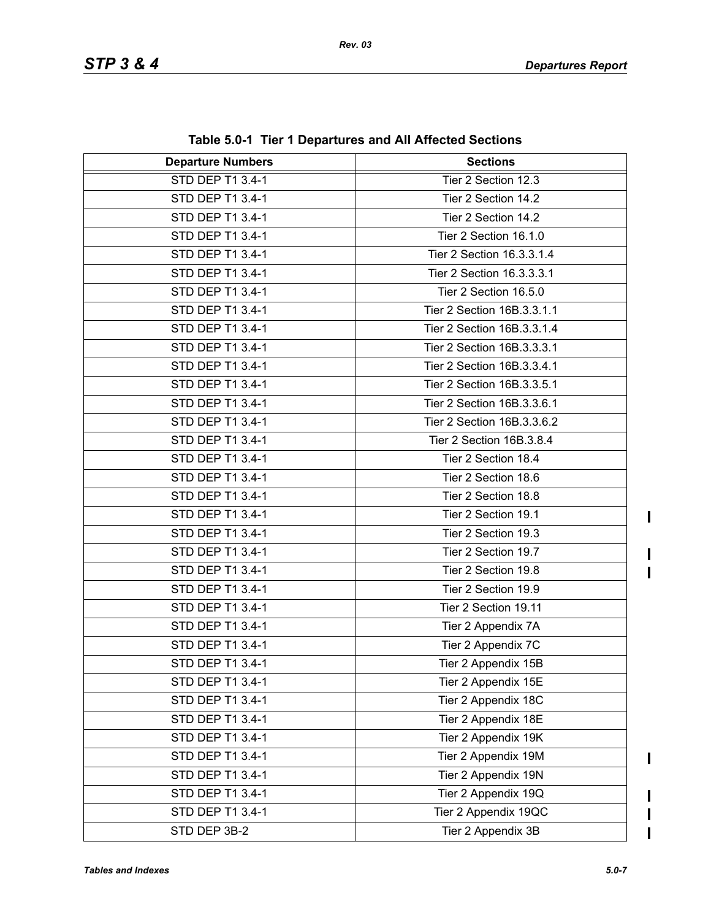**Table 5.0-1 Tier 1 Departures and All Affected Sections**

| Departure Numbers | Sections |
|---|---|
| STD DEP T1 3.4-1 | Tier 2 Section 12.3 |
| STD DEP T1 3.4-1 | Tier 2 Section 14.2 |
| STD DEP T1 3.4-1 | Tier 2 Section 14.2 |
| STD DEP T1 3.4-1 | Tier 2 Section 16.1.0 |
| STD DEP T1 3.4-1 | Tier 2 Section 16.3.3.1.4 |
| STD DEP T1 3.4-1 | Tier 2 Section 16.3.3.3.1 |
| STD DEP T1 3.4-1 | Tier 2 Section 16.5.0 |
| STD DEP T1 3.4-1 | Tier 2 Section 16B.3.3.1.1 |
| STD DEP T1 3.4-1 | Tier 2 Section 16B.3.3.1.4 |
| STD DEP T1 3.4-1 | Tier 2 Section 16B.3.3.3.1 |
| STD DEP T1 3.4-1 | Tier 2 Section 16B.3.3.4.1 |
| STD DEP T1 3.4-1 | Tier 2 Section 16B.3.3.5.1 |
| STD DEP T1 3.4-1 | Tier 2 Section 16B.3.3.6.1 |
| STD DEP T1 3.4-1 | Tier 2 Section 16B.3.3.6.2 |
| STD DEP T1 3.4-1 | Tier 2 Section 16B.3.8.4 |
| STD DEP T1 3.4-1 | Tier 2 Section 18.4 |
| STD DEP T1 3.4-1 | Tier 2 Section 18.6 |
| STD DEP T1 3.4-1 | Tier 2 Section 18.8 |
| STD DEP T1 3.4-1 | Tier 2 Section 19.1 |
| STD DEP T1 3.4-1 | Tier 2 Section 19.3 |
| STD DEP T1 3.4-1 | Tier 2 Section 19.7 |
| STD DEP T1 3.4-1 | Tier 2 Section 19.8 |
| STD DEP T1 3.4-1 | Tier 2 Section 19.9 |
| STD DEP T1 3.4-1 | Tier 2 Section 19.11 |
| STD DEP T1 3.4-1 | Tier 2 Appendix 7A |
| STD DEP T1 3.4-1 | Tier 2 Appendix 7C |
| STD DEP T1 3.4-1 | Tier 2 Appendix 15B |
| STD DEP T1 3.4-1 | Tier 2 Appendix 15E |
| STD DEP T1 3.4-1 | Tier 2 Appendix 18C |
| STD DEP T1 3.4-1 | Tier 2 Appendix 18E |
| STD DEP T1 3.4-1 | Tier 2 Appendix 19K |
| STD DEP T1 3.4-1 | Tier 2 Appendix 19M |
| STD DEP T1 3.4-1 | Tier 2 Appendix 19N |
| STD DEP T1 3.4-1 | Tier 2 Appendix 19Q |
| STD DEP T1 3.4-1 | Tier 2 Appendix 19QC |
| STD DEP 3B-2 | Tier 2 Appendix 3B |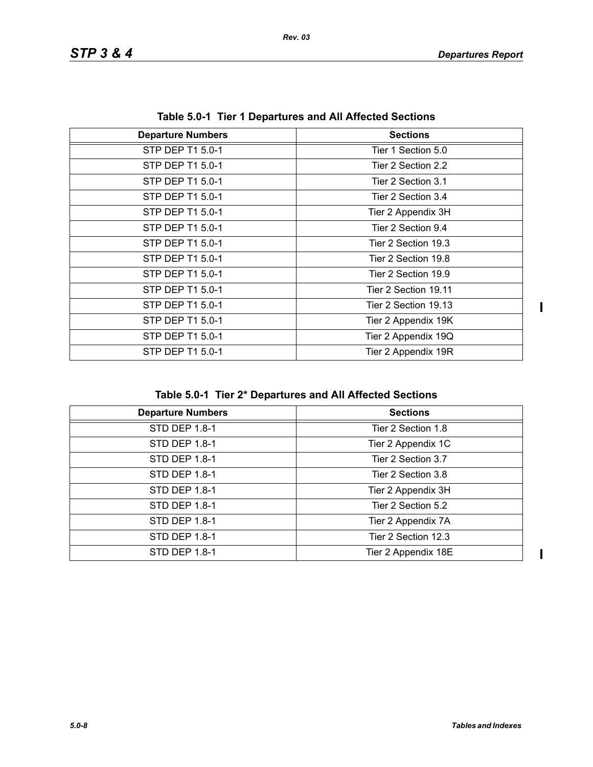**Table 5.0-1 Tier 1 Departures and All Affected Sections**

| Departure Numbers | Sections |
|---|---|
| STP DEP T1 5.0-1 | Tier 1 Section 5.0 |
| STP DEP T1 5.0-1 | Tier 2 Section 2.2 |
| STP DEP T1 5.0-1 | Tier 2 Section 3.1 |
| STP DEP T1 5.0-1 | Tier 2 Section 3.4 |
| STP DEP T1 5.0-1 | Tier 2 Appendix 3H |
| STP DEP T1 5.0-1 | Tier 2 Section 9.4 |
| STP DEP T1 5.0-1 | Tier 2 Section 19.3 |
| STP DEP T1 5.0-1 | Tier 2 Section 19.8 |
| STP DEP T1 5.0-1 | Tier 2 Section 19.9 |
| STP DEP T1 5.0-1 | Tier 2 Section 19.11 |
| STP DEP T1 5.0-1 | Tier 2 Section 19.13 |
| STP DEP T1 5.0-1 | Tier 2 Appendix 19K |
| STP DEP T1 5.0-1 | Tier 2 Appendix 19Q |
| STP DEP T1 5.0-1 | Tier 2 Appendix 19R |

**Table 5.0-1 Tier 2* Departures and All Affected Sections**

| Departure Numbers | Sections |
|---|---|
| STD DEP 1.8-1 | Tier 2 Section 1.8 |
| STD DEP 1.8-1 | Tier 2 Appendix 1C |
| STD DEP 1.8-1 | Tier 2 Section 3.7 |
| STD DEP 1.8-1 | Tier 2 Section 3.8 |
| STD DEP 1.8-1 | Tier 2 Appendix 3H |
| STD DEP 1.8-1 | Tier 2 Section 5.2 |
| STD DEP 1.8-1 | Tier 2 Appendix 7A |
| STD DEP 1.8-1 | Tier 2 Section 12.3 |
| STD DEP 1.8-1 | Tier 2 Appendix 18E |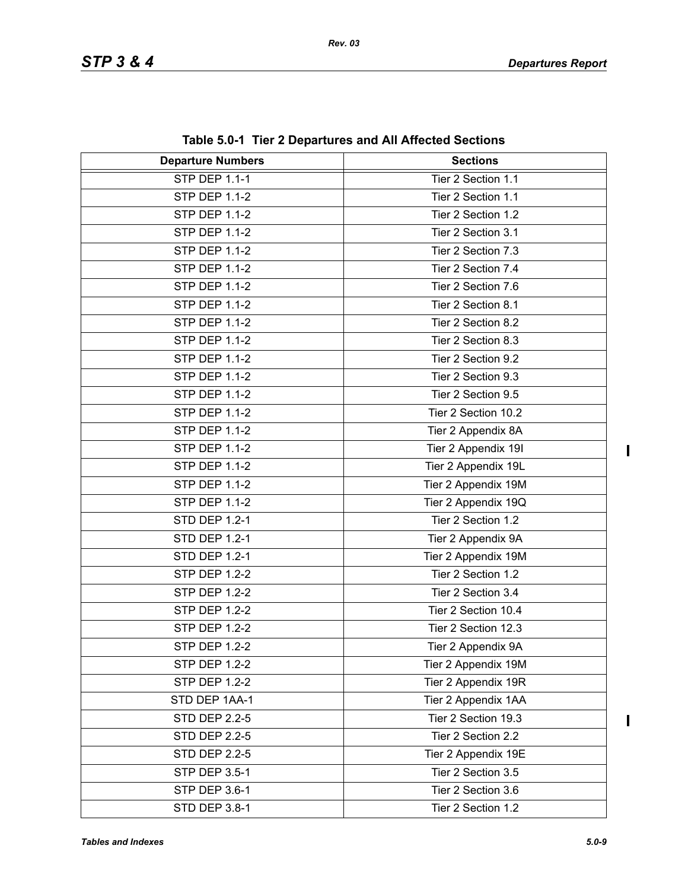**Table 5.0-1 Tier 2 Departures and All Affected Sections**

| Departure Numbers | Sections |
|---|---|
| STP DEP 1.1-1 | Tier 2 Section 1.1 |
| STP DEP 1.1-2 | Tier 2 Section 1.1 |
| STP DEP 1.1-2 | Tier 2 Section 1.2 |
| STP DEP 1.1-2 | Tier 2 Section 3.1 |
| STP DEP 1.1-2 | Tier 2 Section 7.3 |
| STP DEP 1.1-2 | Tier 2 Section 7.4 |
| STP DEP 1.1-2 | Tier 2 Section 7.6 |
| STP DEP 1.1-2 | Tier 2 Section 8.1 |
| STP DEP 1.1-2 | Tier 2 Section 8.2 |
| STP DEP 1.1-2 | Tier 2 Section 8.3 |
| STP DEP 1.1-2 | Tier 2 Section 9.2 |
| STP DEP 1.1-2 | Tier 2 Section 9.3 |
| STP DEP 1.1-2 | Tier 2 Section 9.5 |
| STP DEP 1.1-2 | Tier 2 Section 10.2 |
| STP DEP 1.1-2 | Tier 2 Appendix 8A |
| STP DEP 1.1-2 | Tier 2 Appendix 19I |
| STP DEP 1.1-2 | Tier 2 Appendix 19L |
| STP DEP 1.1-2 | Tier 2 Appendix 19M |
| STP DEP 1.1-2 | Tier 2 Appendix 19Q |
| STD DEP 1.2-1 | Tier 2 Section 1.2 |
| STD DEP 1.2-1 | Tier 2 Appendix 9A |
| STD DEP 1.2-1 | Tier 2 Appendix 19M |
| STP DEP 1.2-2 | Tier 2 Section 1.2 |
| STP DEP 1.2-2 | Tier 2 Section 3.4 |
| STP DEP 1.2-2 | Tier 2 Section 10.4 |
| STP DEP 1.2-2 | Tier 2 Section 12.3 |
| STP DEP 1.2-2 | Tier 2 Appendix 9A |
| STP DEP 1.2-2 | Tier 2 Appendix 19M |
| STP DEP 1.2-2 | Tier 2 Appendix 19R |
| STD DEP 1AA-1 | Tier 2 Appendix 1AA |
| STD DEP 2.2-5 | Tier 2 Section 19.3 |
| STD DEP 2.2-5 | Tier 2 Section 2.2 |
| STD DEP 2.2-5 | Tier 2 Appendix 19E |
| STP DEP 3.5-1 | Tier 2 Section 3.5 |
| STP DEP 3.6-1 | Tier 2 Section 3.6 |
| STD DEP 3.8-1 | Tier 2 Section 1.2 |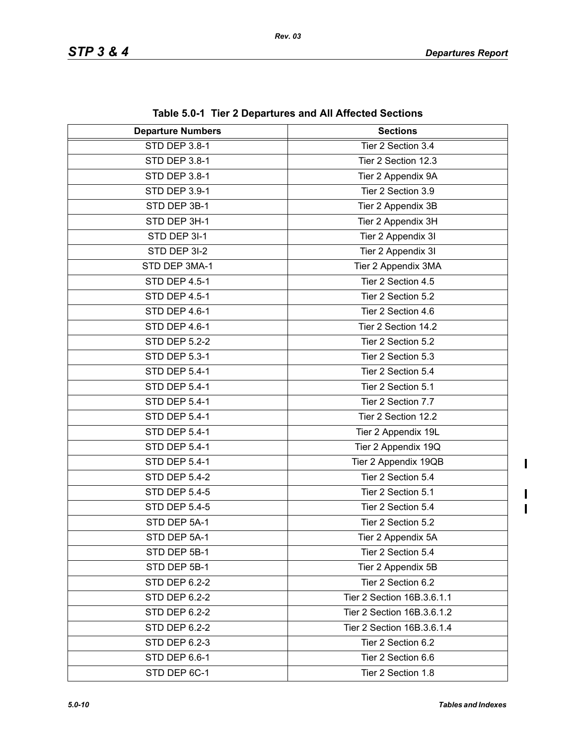**Table 5.0-1 Tier 2 Departures and All Affected Sections**

| Departure Numbers | Sections |
|---|---|
| STD DEP 3.8-1 | Tier 2 Section 3.4 |
| STD DEP 3.8-1 | Tier 2 Section 12.3 |
| STD DEP 3.8-1 | Tier 2 Appendix 9A |
| STD DEP 3.9-1 | Tier 2 Section 3.9 |
| STD DEP 3B-1 | Tier 2 Appendix 3B |
| STD DEP 3H-1 | Tier 2 Appendix 3H |
| STD DEP 3I-1 | Tier 2 Appendix 3I |
| STD DEP 3I-2 | Tier 2 Appendix 3I |
| STD DEP 3MA-1 | Tier 2 Appendix 3MA |
| STD DEP 4.5-1 | Tier 2 Section 4.5 |
| STD DEP 4.5-1 | Tier 2 Section 5.2 |
| STD DEP 4.6-1 | Tier 2 Section 4.6 |
| STD DEP 4.6-1 | Tier 2 Section 14.2 |
| STD DEP 5.2-2 | Tier 2 Section 5.2 |
| STD DEP 5.3-1 | Tier 2 Section 5.3 |
| STD DEP 5.4-1 | Tier 2 Section 5.4 |
| STD DEP 5.4-1 | Tier 2 Section 5.1 |
| STD DEP 5.4-1 | Tier 2 Section 7.7 |
| STD DEP 5.4-1 | Tier 2 Section 12.2 |
| STD DEP 5.4-1 | Tier 2 Appendix 19L |
| STD DEP 5.4-1 | Tier 2 Appendix 19Q |
| STD DEP 5.4-1 | Tier 2 Appendix 19QB |
| STD DEP 5.4-2 | Tier 2 Section 5.4 |
| STD DEP 5.4-5 | Tier 2 Section 5.1 |
| STD DEP 5.4-5 | Tier 2 Section 5.4 |
| STD DEP 5A-1 | Tier 2 Section 5.2 |
| STD DEP 5A-1 | Tier 2 Appendix 5A |
| STD DEP 5B-1 | Tier 2 Section 5.4 |
| STD DEP 5B-1 | Tier 2 Appendix 5B |
| STD DEP 6.2-2 | Tier 2 Section 6.2 |
| STD DEP 6.2-2 | Tier 2 Section 16B.3.6.1.1 |
| STD DEP 6.2-2 | Tier 2 Section 16B.3.6.1.2 |
| STD DEP 6.2-2 | Tier 2 Section 16B.3.6.1.4 |
| STD DEP 6.2-3 | Tier 2 Section 6.2 |
| STD DEP 6.6-1 | Tier 2 Section 6.6 |
| STD DEP 6C-1 | Tier 2 Section 1.8 |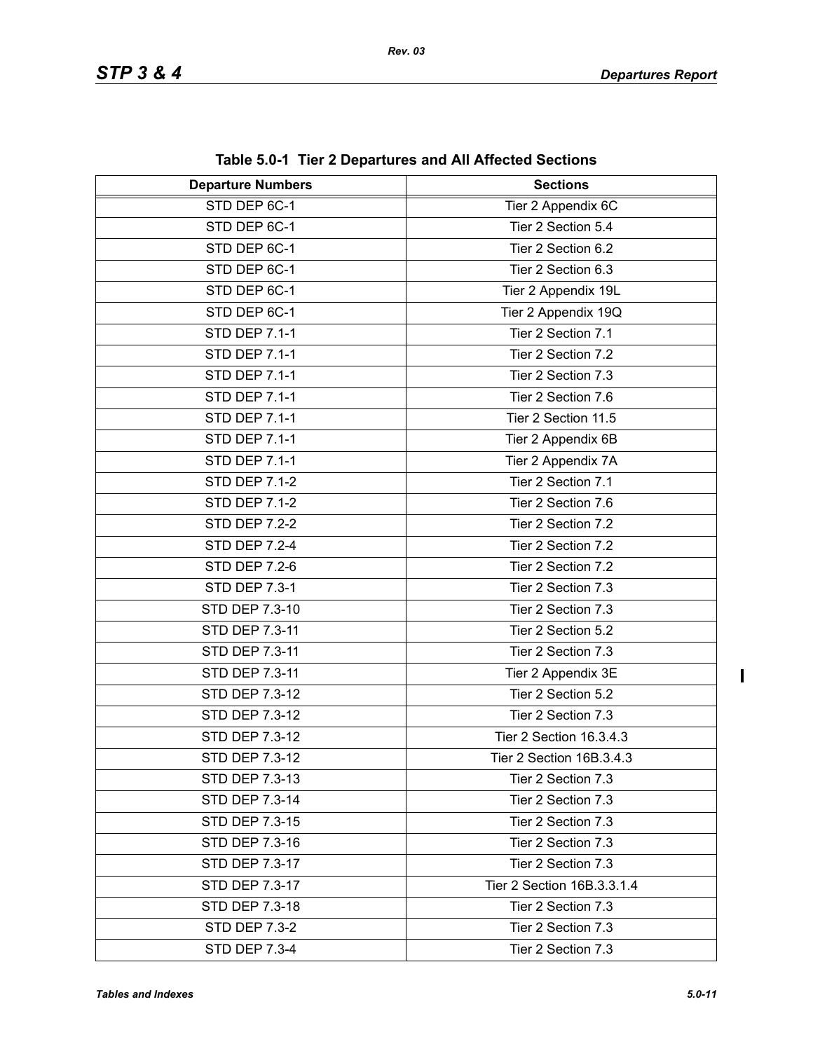**Table 5.0-1 Tier 2 Departures and All Affected Sections**

| Departure Numbers | Sections |
|---|---|
| STD DEP 6C-1 | Tier 2 Appendix 6C |
| STD DEP 6C-1 | Tier 2 Section 5.4 |
| STD DEP 6C-1 | Tier 2 Section 6.2 |
| STD DEP 6C-1 | Tier 2 Section 6.3 |
| STD DEP 6C-1 | Tier 2 Appendix 19L |
| STD DEP 6C-1 | Tier 2 Appendix 19Q |
| STD DEP 7.1-1 | Tier 2 Section 7.1 |
| STD DEP 7.1-1 | Tier 2 Section 7.2 |
| STD DEP 7.1-1 | Tier 2 Section 7.3 |
| STD DEP 7.1-1 | Tier 2 Section 7.6 |
| STD DEP 7.1-1 | Tier 2 Section 11.5 |
| STD DEP 7.1-1 | Tier 2 Appendix 6B |
| STD DEP 7.1-1 | Tier 2 Appendix 7A |
| STD DEP 7.1-2 | Tier 2 Section 7.1 |
| STD DEP 7.1-2 | Tier 2 Section 7.6 |
| STD DEP 7.2-2 | Tier 2 Section 7.2 |
| STD DEP 7.2-4 | Tier 2 Section 7.2 |
| STD DEP 7.2-6 | Tier 2 Section 7.2 |
| STD DEP 7.3-1 | Tier 2 Section 7.3 |
| STD DEP 7.3-10 | Tier 2 Section 7.3 |
| STD DEP 7.3-11 | Tier 2 Section 5.2 |
| STD DEP 7.3-11 | Tier 2 Section 7.3 |
| STD DEP 7.3-11 | Tier 2 Appendix 3E |
| STD DEP 7.3-12 | Tier 2 Section 5.2 |
| STD DEP 7.3-12 | Tier 2 Section 7.3 |
| STD DEP 7.3-12 | Tier 2 Section 16.3.4.3 |
| STD DEP 7.3-12 | Tier 2 Section 16B.3.4.3 |
| STD DEP 7.3-13 | Tier 2 Section 7.3 |
| STD DEP 7.3-14 | Tier 2 Section 7.3 |
| STD DEP 7.3-15 | Tier 2 Section 7.3 |
| STD DEP 7.3-16 | Tier 2 Section 7.3 |
| STD DEP 7.3-17 | Tier 2 Section 7.3 |
| STD DEP 7.3-17 | Tier 2 Section 16B.3.3.1.4 |
| STD DEP 7.3-18 | Tier 2 Section 7.3 |
| STD DEP 7.3-2 | Tier 2 Section 7.3 |
| STD DEP 7.3-4 | Tier 2 Section 7.3 |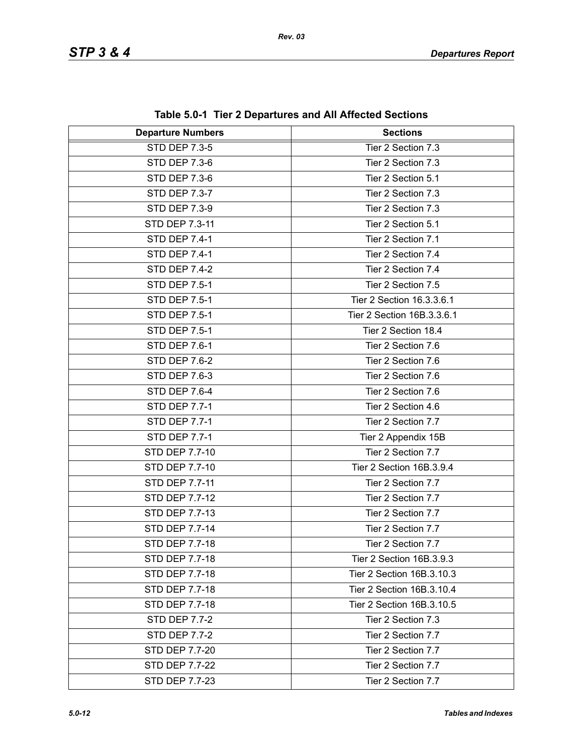**Table 5.0-1 Tier 2 Departures and All Affected Sections**

| Departure Numbers | Sections |
|---|---|
| STD DEP 7.3-5 | Tier 2 Section 7.3 |
| STD DEP 7.3-6 | Tier 2 Section 7.3 |
| STD DEP 7.3-6 | Tier 2 Section 5.1 |
| STD DEP 7.3-7 | Tier 2 Section 7.3 |
| STD DEP 7.3-9 | Tier 2 Section 7.3 |
| STD DEP 7.3-11 | Tier 2 Section 5.1 |
| STD DEP 7.4-1 | Tier 2 Section 7.1 |
| STD DEP 7.4-1 | Tier 2 Section 7.4 |
| STD DEP 7.4-2 | Tier 2 Section 7.4 |
| STD DEP 7.5-1 | Tier 2 Section 7.5 |
| STD DEP 7.5-1 | Tier 2 Section 16.3.3.6.1 |
| STD DEP 7.5-1 | Tier 2 Section 16B.3.3.6.1 |
| STD DEP 7.5-1 | Tier 2 Section 18.4 |
| STD DEP 7.6-1 | Tier 2 Section 7.6 |
| STD DEP 7.6-2 | Tier 2 Section 7.6 |
| STD DEP 7.6-3 | Tier 2 Section 7.6 |
| STD DEP 7.6-4 | Tier 2 Section 7.6 |
| STD DEP 7.7-1 | Tier 2 Section 4.6 |
| STD DEP 7.7-1 | Tier 2 Section 7.7 |
| STD DEP 7.7-1 | Tier 2 Appendix 15B |
| STD DEP 7.7-10 | Tier 2 Section 7.7 |
| STD DEP 7.7-10 | Tier 2 Section 16B.3.9.4 |
| STD DEP 7.7-11 | Tier 2 Section 7.7 |
| STD DEP 7.7-12 | Tier 2 Section 7.7 |
| STD DEP 7.7-13 | Tier 2 Section 7.7 |
| STD DEP 7.7-14 | Tier 2 Section 7.7 |
| STD DEP 7.7-18 | Tier 2 Section 7.7 |
| STD DEP 7.7-18 | Tier 2 Section 16B.3.9.3 |
| STD DEP 7.7-18 | Tier 2 Section 16B.3.10.3 |
| STD DEP 7.7-18 | Tier 2 Section 16B.3.10.4 |
| STD DEP 7.7-18 | Tier 2 Section 16B.3.10.5 |
| STD DEP 7.7-2 | Tier 2 Section 7.3 |
| STD DEP 7.7-2 | Tier 2 Section 7.7 |
| STD DEP 7.7-20 | Tier 2 Section 7.7 |
| STD DEP 7.7-22 | Tier 2 Section 7.7 |
| STD DEP 7.7-23 | Tier 2 Section 7.7 |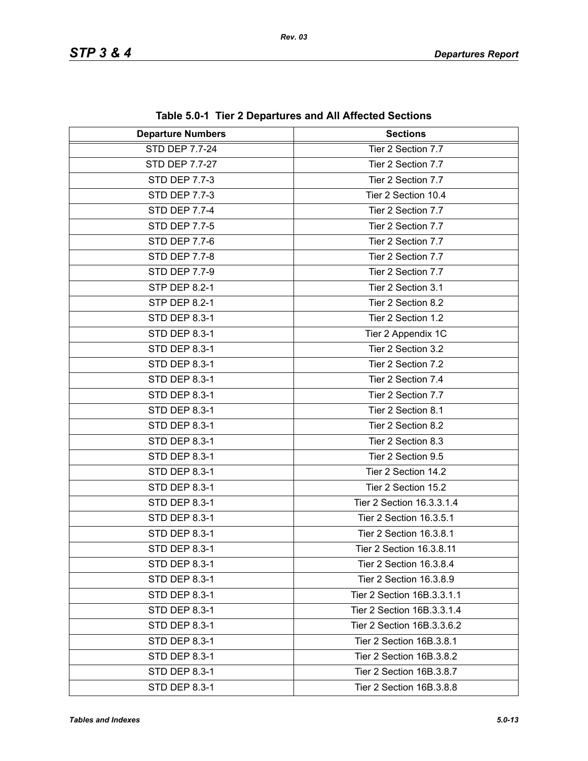**Table 5.0-1 Tier 2 Departures and All Affected Sections**

| Departure Numbers | Sections |
|---|---|
| STD DEP 7.7-24 | Tier 2 Section 7.7 |
| STD DEP 7.7-27 | Tier 2 Section 7.7 |
| STD DEP 7.7-3 | Tier 2 Section 7.7 |
| STD DEP 7.7-3 | Tier 2 Section 10.4 |
| STD DEP 7.7-4 | Tier 2 Section 7.7 |
| STD DEP 7.7-5 | Tier 2 Section 7.7 |
| STD DEP 7.7-6 | Tier 2 Section 7.7 |
| STD DEP 7.7-8 | Tier 2 Section 7.7 |
| STD DEP 7.7-9 | Tier 2 Section 7.7 |
| STP DEP 8.2-1 | Tier 2 Section 3.1 |
| STP DEP 8.2-1 | Tier 2 Section 8.2 |
| STD DEP 8.3-1 | Tier 2 Section 1.2 |
| STD DEP 8.3-1 | Tier 2 Appendix 1C |
| STD DEP 8.3-1 | Tier 2 Section 3.2 |
| STD DEP 8.3-1 | Tier 2 Section 7.2 |
| STD DEP 8.3-1 | Tier 2 Section 7.4 |
| STD DEP 8.3-1 | Tier 2 Section 7.7 |
| STD DEP 8.3-1 | Tier 2 Section 8.1 |
| STD DEP 8.3-1 | Tier 2 Section 8.2 |
| STD DEP 8.3-1 | Tier 2 Section 8.3 |
| STD DEP 8.3-1 | Tier 2 Section 9.5 |
| STD DEP 8.3-1 | Tier 2 Section 14.2 |
| STD DEP 8.3-1 | Tier 2 Section 15.2 |
| STD DEP 8.3-1 | Tier 2 Section 16.3.3.1.4 |
| STD DEP 8.3-1 | Tier 2 Section 16.3.5.1 |
| STD DEP 8.3-1 | Tier 2 Section 16.3.8.1 |
| STD DEP 8.3-1 | Tier 2 Section 16.3.8.11 |
| STD DEP 8.3-1 | Tier 2 Section 16.3.8.4 |
| STD DEP 8.3-1 | Tier 2 Section 16.3.8.9 |
| STD DEP 8.3-1 | Tier 2 Section 16B.3.3.1.1 |
| STD DEP 8.3-1 | Tier 2 Section 16B.3.3.1.4 |
| STD DEP 8.3-1 | Tier 2 Section 16B.3.3.6.2 |
| STD DEP 8.3-1 | Tier 2 Section 16B.3.8.1 |
| STD DEP 8.3-1 | Tier 2 Section 16B.3.8.2 |
| STD DEP 8.3-1 | Tier 2 Section 16B.3.8.7 |
| STD DEP 8.3-1 | Tier 2 Section 16B.3.8.8 |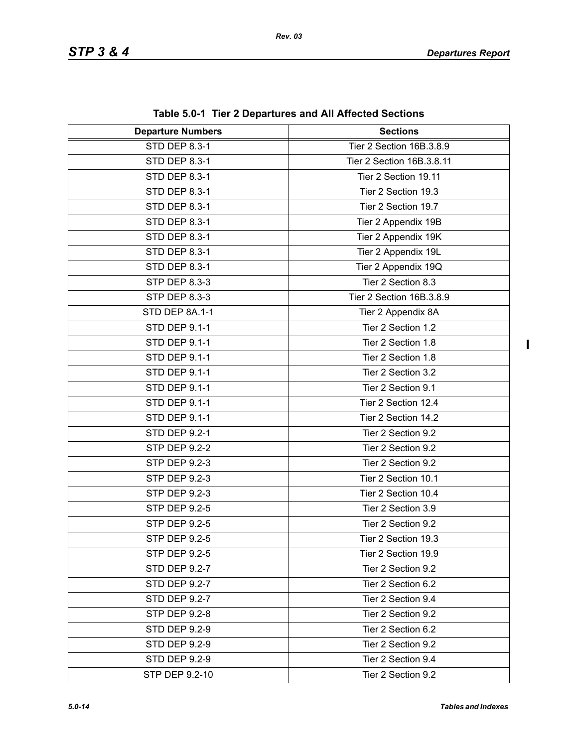**Table 5.0-1 Tier 2 Departures and All Affected Sections**

| Departure Numbers | Sections |
|---|---|
| STD DEP 8.3-1 | Tier 2 Section 16B.3.8.9 |
| STD DEP 8.3-1 | Tier 2 Section 16B.3.8.11 |
| STD DEP 8.3-1 | Tier 2 Section 19.11 |
| STD DEP 8.3-1 | Tier 2 Section 19.3 |
| STD DEP 8.3-1 | Tier 2 Section 19.7 |
| STD DEP 8.3-1 | Tier 2 Appendix 19B |
| STD DEP 8.3-1 | Tier 2 Appendix 19K |
| STD DEP 8.3-1 | Tier 2 Appendix 19L |
| STD DEP 8.3-1 | Tier 2 Appendix 19Q |
| STP DEP 8.3-3 | Tier 2 Section 8.3 |
| STP DEP 8.3-3 | Tier 2 Section 16B.3.8.9 |
| STD DEP 8A.1-1 | Tier 2 Appendix 8A |
| STD DEP 9.1-1 | Tier 2 Section 1.2 |
| STD DEP 9.1-1 | Tier 2 Section 1.8 |
| STD DEP 9.1-1 | Tier 2 Section 1.8 |
| STD DEP 9.1-1 | Tier 2 Section 3.2 |
| STD DEP 9.1-1 | Tier 2 Section 9.1 |
| STD DEP 9.1-1 | Tier 2 Section 12.4 |
| STD DEP 9.1-1 | Tier 2 Section 14.2 |
| STD DEP 9.2-1 | Tier 2 Section 9.2 |
| STP DEP 9.2-2 | Tier 2 Section 9.2 |
| STP DEP 9.2-3 | Tier 2 Section 9.2 |
| STP DEP 9.2-3 | Tier 2 Section 10.1 |
| STP DEP 9.2-3 | Tier 2 Section 10.4 |
| STP DEP 9.2-5 | Tier 2 Section 3.9 |
| STP DEP 9.2-5 | Tier 2 Section 9.2 |
| STP DEP 9.2-5 | Tier 2 Section 19.3 |
| STP DEP 9.2-5 | Tier 2 Section 19.9 |
| STD DEP 9.2-7 | Tier 2 Section 9.2 |
| STD DEP 9.2-7 | Tier 2 Section 6.2 |
| STD DEP 9.2-7 | Tier 2 Section 9.4 |
| STP DEP 9.2-8 | Tier 2 Section 9.2 |
| STD DEP 9.2-9 | Tier 2 Section 6.2 |
| STD DEP 9.2-9 | Tier 2 Section 9.2 |
| STD DEP 9.2-9 | Tier 2 Section 9.4 |
| STP DEP 9.2-10 | Tier 2 Section 9.2 |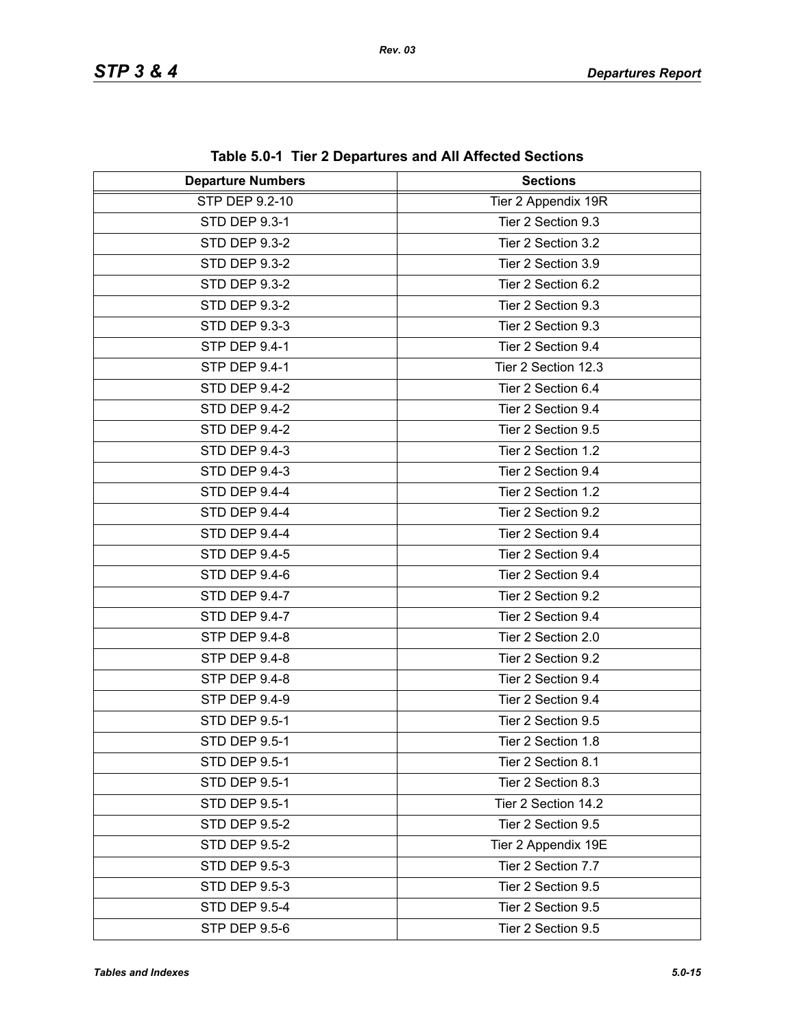**Table 5.0-1 Tier 2 Departures and All Affected Sections**

| Departure Numbers | Sections |
|---|---|
| STP DEP 9.2-10 | Tier 2 Appendix 19R |
| STD DEP 9.3-1 | Tier 2 Section 9.3 |
| STD DEP 9.3-2 | Tier 2 Section 3.2 |
| STD DEP 9.3-2 | Tier 2 Section 3.9 |
| STD DEP 9.3-2 | Tier 2 Section 6.2 |
| STD DEP 9.3-2 | Tier 2 Section 9.3 |
| STD DEP 9.3-3 | Tier 2 Section 9.3 |
| STP DEP 9.4-1 | Tier 2 Section 9.4 |
| STP DEP 9.4-1 | Tier 2 Section 12.3 |
| STD DEP 9.4-2 | Tier 2 Section 6.4 |
| STD DEP 9.4-2 | Tier 2 Section 9.4 |
| STD DEP 9.4-2 | Tier 2 Section 9.5 |
| STD DEP 9.4-3 | Tier 2 Section 1.2 |
| STD DEP 9.4-3 | Tier 2 Section 9.4 |
| STD DEP 9.4-4 | Tier 2 Section 1.2 |
| STD DEP 9.4-4 | Tier 2 Section 9.2 |
| STD DEP 9.4-4 | Tier 2 Section 9.4 |
| STD DEP 9.4-5 | Tier 2 Section 9.4 |
| STD DEP 9.4-6 | Tier 2 Section 9.4 |
| STD DEP 9.4-7 | Tier 2 Section 9.2 |
| STD DEP 9.4-7 | Tier 2 Section 9.4 |
| STP DEP 9.4-8 | Tier 2 Section 2.0 |
| STP DEP 9.4-8 | Tier 2 Section 9.2 |
| STP DEP 9.4-8 | Tier 2 Section 9.4 |
| STP DEP 9.4-9 | Tier 2 Section 9.4 |
| STD DEP 9.5-1 | Tier 2 Section 9.5 |
| STD DEP 9.5-1 | Tier 2 Section 1.8 |
| STD DEP 9.5-1 | Tier 2 Section 8.1 |
| STD DEP 9.5-1 | Tier 2 Section 8.3 |
| STD DEP 9.5-1 | Tier 2 Section 14.2 |
| STD DEP 9.5-2 | Tier 2 Section 9.5 |
| STD DEP 9.5-2 | Tier 2 Appendix 19E |
| STD DEP 9.5-3 | Tier 2 Section 7.7 |
| STD DEP 9.5-3 | Tier 2 Section 9.5 |
| STD DEP 9.5-4 | Tier 2 Section 9.5 |
| STP DEP 9.5-6 | Tier 2 Section 9.5 |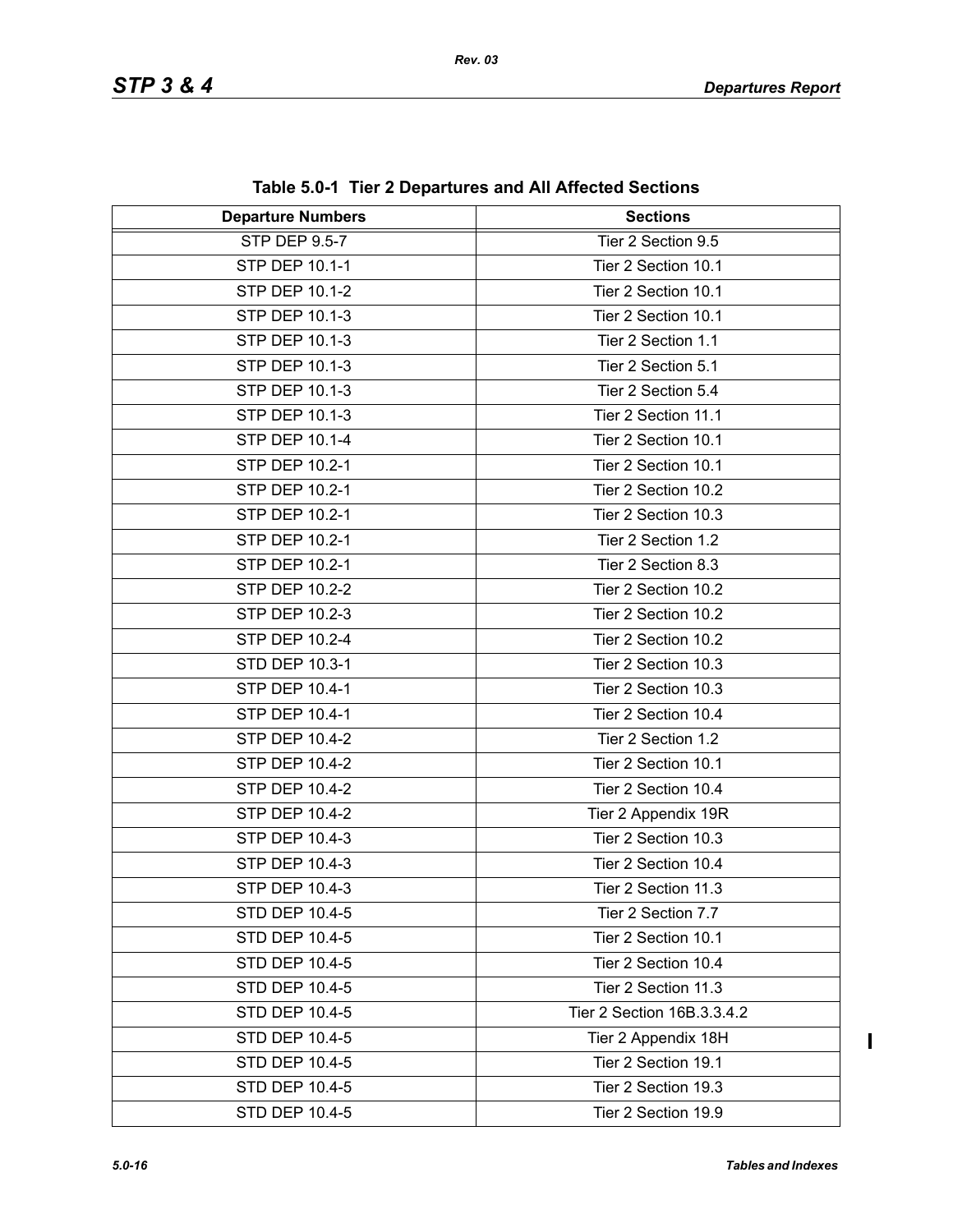**Table 5.0-1 Tier 2 Departures and All Affected Sections**

| Departure Numbers | Sections |
|---|---|
| STP DEP 9.5-7 | Tier 2 Section 9.5 |
| STP DEP 10.1-1 | Tier 2 Section 10.1 |
| STP DEP 10.1-2 | Tier 2 Section 10.1 |
| STP DEP 10.1-3 | Tier 2 Section 10.1 |
| STP DEP 10.1-3 | Tier 2 Section 1.1 |
| STP DEP 10.1-3 | Tier 2 Section 5.1 |
| STP DEP 10.1-3 | Tier 2 Section 5.4 |
| STP DEP 10.1-3 | Tier 2 Section 11.1 |
| STP DEP 10.1-4 | Tier 2 Section 10.1 |
| STP DEP 10.2-1 | Tier 2 Section 10.1 |
| STP DEP 10.2-1 | Tier 2 Section 10.2 |
| STP DEP 10.2-1 | Tier 2 Section 10.3 |
| STP DEP 10.2-1 | Tier 2 Section 1.2 |
| STP DEP 10.2-1 | Tier 2 Section 8.3 |
| STP DEP 10.2-2 | Tier 2 Section 10.2 |
| STP DEP 10.2-3 | Tier 2 Section 10.2 |
| STP DEP 10.2-4 | Tier 2 Section 10.2 |
| STD DEP 10.3-1 | Tier 2 Section 10.3 |
| STP DEP 10.4-1 | Tier 2 Section 10.3 |
| STP DEP 10.4-1 | Tier 2 Section 10.4 |
| STP DEP 10.4-2 | Tier 2 Section 1.2 |
| STP DEP 10.4-2 | Tier 2 Section 10.1 |
| STP DEP 10.4-2 | Tier 2 Section 10.4 |
| STP DEP 10.4-2 | Tier 2 Appendix 19R |
| STP DEP 10.4-3 | Tier 2 Section 10.3 |
| STP DEP 10.4-3 | Tier 2 Section 10.4 |
| STP DEP 10.4-3 | Tier 2 Section 11.3 |
| STD DEP 10.4-5 | Tier 2 Section 7.7 |
| STD DEP 10.4-5 | Tier 2 Section 10.1 |
| STD DEP 10.4-5 | Tier 2 Section 10.4 |
| STD DEP 10.4-5 | Tier 2 Section 11.3 |
| STD DEP 10.4-5 | Tier 2 Section 16B.3.3.4.2 |
| STD DEP 10.4-5 | Tier 2 Appendix 18H |
| STD DEP 10.4-5 | Tier 2 Section 19.1 |
| STD DEP 10.4-5 | Tier 2 Section 19.3 |
| STD DEP 10.4-5 | Tier 2 Section 19.9 |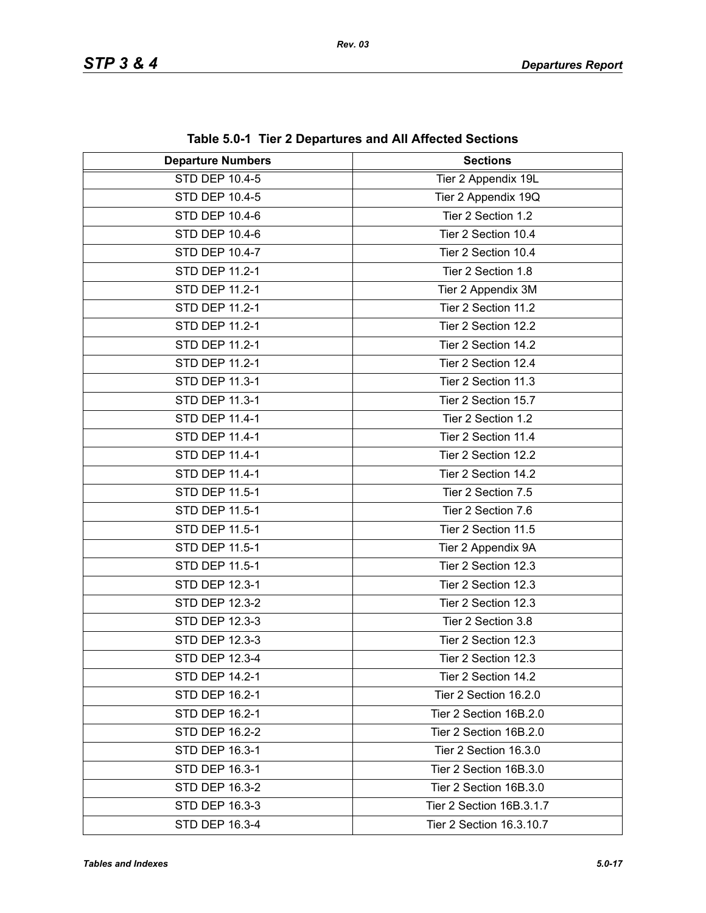**Table 5.0-1 Tier 2 Departures and All Affected Sections**

| Departure Numbers | Sections |
|---|---|
| STD DEP 10.4-5 | Tier 2 Appendix 19L |
| STD DEP 10.4-5 | Tier 2 Appendix 19Q |
| STD DEP 10.4-6 | Tier 2 Section 1.2 |
| STD DEP 10.4-6 | Tier 2 Section 10.4 |
| STD DEP 10.4-7 | Tier 2 Section 10.4 |
| STD DEP 11.2-1 | Tier 2 Section 1.8 |
| STD DEP 11.2-1 | Tier 2 Appendix 3M |
| STD DEP 11.2-1 | Tier 2 Section 11.2 |
| STD DEP 11.2-1 | Tier 2 Section 12.2 |
| STD DEP 11.2-1 | Tier 2 Section 14.2 |
| STD DEP 11.2-1 | Tier 2 Section 12.4 |
| STD DEP 11.3-1 | Tier 2 Section 11.3 |
| STD DEP 11.3-1 | Tier 2 Section 15.7 |
| STD DEP 11.4-1 | Tier 2 Section 1.2 |
| STD DEP 11.4-1 | Tier 2 Section 11.4 |
| STD DEP 11.4-1 | Tier 2 Section 12.2 |
| STD DEP 11.4-1 | Tier 2 Section 14.2 |
| STD DEP 11.5-1 | Tier 2 Section 7.5 |
| STD DEP 11.5-1 | Tier 2 Section 7.6 |
| STD DEP 11.5-1 | Tier 2 Section 11.5 |
| STD DEP 11.5-1 | Tier 2 Appendix 9A |
| STD DEP 11.5-1 | Tier 2 Section 12.3 |
| STD DEP 12.3-1 | Tier 2 Section 12.3 |
| STD DEP 12.3-2 | Tier 2 Section 12.3 |
| STD DEP 12.3-3 | Tier 2 Section 3.8 |
| STD DEP 12.3-3 | Tier 2 Section 12.3 |
| STD DEP 12.3-4 | Tier 2 Section 12.3 |
| STD DEP 14.2-1 | Tier 2 Section 14.2 |
| STD DEP 16.2-1 | Tier 2 Section 16.2.0 |
| STD DEP 16.2-1 | Tier 2 Section 16B.2.0 |
| STD DEP 16.2-2 | Tier 2 Section 16B.2.0 |
| STD DEP 16.3-1 | Tier 2 Section 16.3.0 |
| STD DEP 16.3-1 | Tier 2 Section 16B.3.0 |
| STD DEP 16.3-2 | Tier 2 Section 16B.3.0 |
| STD DEP 16.3-3 | Tier 2 Section 16B.3.1.7 |
| STD DEP 16.3-4 | Tier 2 Section 16.3.10.7 |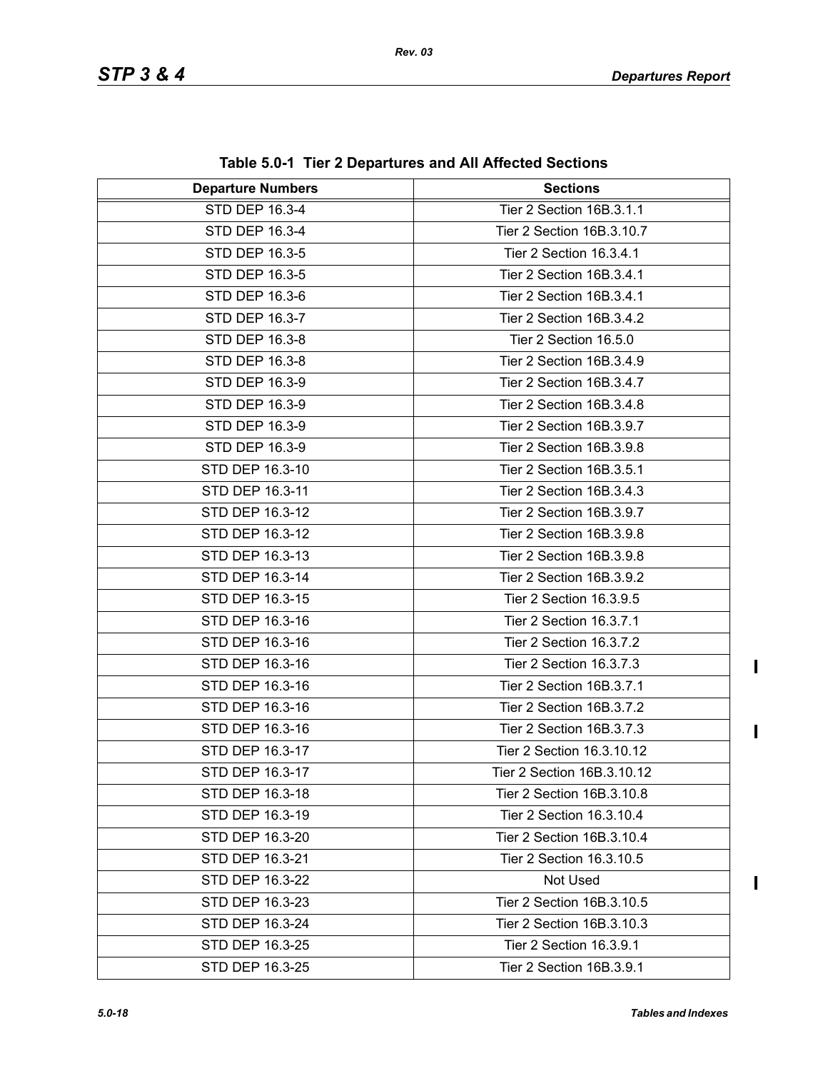**Table 5.0-1 Tier 2 Departures and All Affected Sections**

| Departure Numbers | Sections |
|---|---|
| STD DEP 16.3-4 | Tier 2 Section 16B.3.1.1 |
| STD DEP 16.3-4 | Tier 2 Section 16B.3.10.7 |
| STD DEP 16.3-5 | Tier 2 Section 16.3.4.1 |
| STD DEP 16.3-5 | Tier 2 Section 16B.3.4.1 |
| STD DEP 16.3-6 | Tier 2 Section 16B.3.4.1 |
| STD DEP 16.3-7 | Tier 2 Section 16B.3.4.2 |
| STD DEP 16.3-8 | Tier 2 Section 16.5.0 |
| STD DEP 16.3-8 | Tier 2 Section 16B.3.4.9 |
| STD DEP 16.3-9 | Tier 2 Section 16B.3.4.7 |
| STD DEP 16.3-9 | Tier 2 Section 16B.3.4.8 |
| STD DEP 16.3-9 | Tier 2 Section 16B.3.9.7 |
| STD DEP 16.3-9 | Tier 2 Section 16B.3.9.8 |
| STD DEP 16.3-10 | Tier 2 Section 16B.3.5.1 |
| STD DEP 16.3-11 | Tier 2 Section 16B.3.4.3 |
| STD DEP 16.3-12 | Tier 2 Section 16B.3.9.7 |
| STD DEP 16.3-12 | Tier 2 Section 16B.3.9.8 |
| STD DEP 16.3-13 | Tier 2 Section 16B.3.9.8 |
| STD DEP 16.3-14 | Tier 2 Section 16B.3.9.2 |
| STD DEP 16.3-15 | Tier 2 Section 16.3.9.5 |
| STD DEP 16.3-16 | Tier 2 Section 16.3.7.1 |
| STD DEP 16.3-16 | Tier 2 Section 16.3.7.2 |
| STD DEP 16.3-16 | Tier 2 Section 16.3.7.3 |
| STD DEP 16.3-16 | Tier 2 Section 16B.3.7.1 |
| STD DEP 16.3-16 | Tier 2 Section 16B.3.7.2 |
| STD DEP 16.3-16 | Tier 2 Section 16B.3.7.3 |
| STD DEP 16.3-17 | Tier 2 Section 16.3.10.12 |
| STD DEP 16.3-17 | Tier 2 Section 16B.3.10.12 |
| STD DEP 16.3-18 | Tier 2 Section 16B.3.10.8 |
| STD DEP 16.3-19 | Tier 2 Section 16.3.10.4 |
| STD DEP 16.3-20 | Tier 2 Section 16B.3.10.4 |
| STD DEP 16.3-21 | Tier 2 Section 16.3.10.5 |
| STD DEP 16.3-22 | Not Used |
| STD DEP 16.3-23 | Tier 2 Section 16B.3.10.5 |
| STD DEP 16.3-24 | Tier 2 Section 16B.3.10.3 |
| STD DEP 16.3-25 | Tier 2 Section 16.3.9.1 |
| STD DEP 16.3-25 | Tier 2 Section 16B.3.9.1 |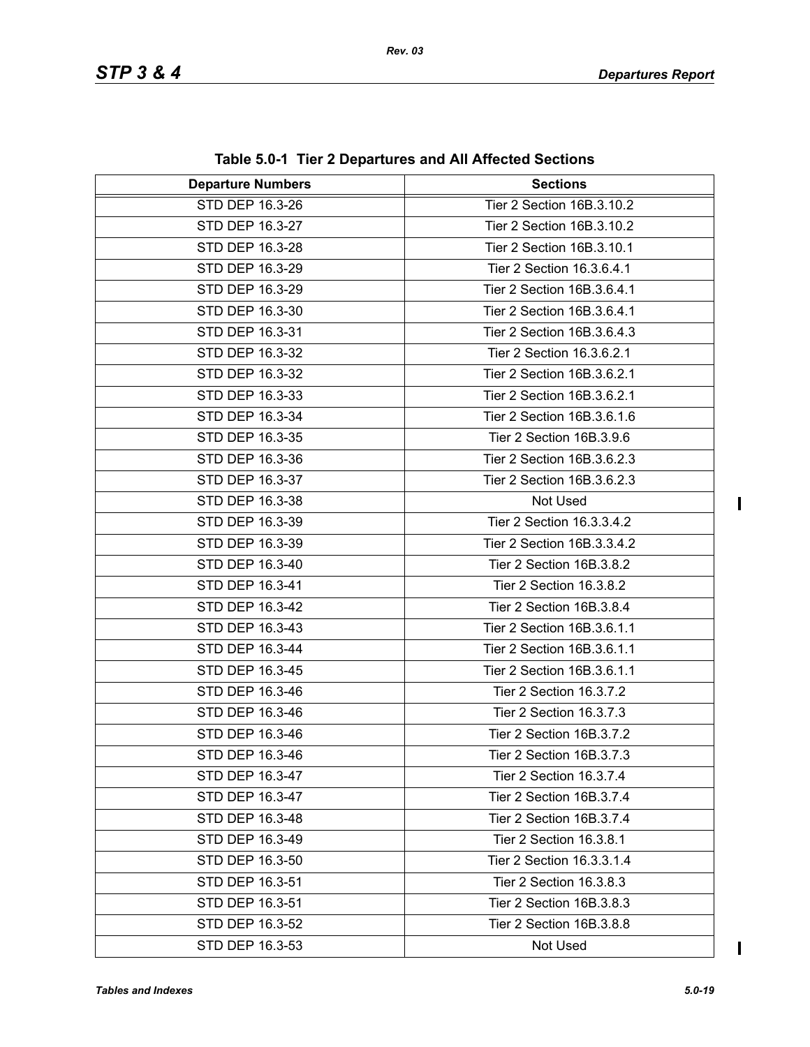**Table 5.0-1 Tier 2 Departures and All Affected Sections**

| Departure Numbers | Sections |
|---|---|
| STD DEP 16.3-26 | Tier 2 Section 16B.3.10.2 |
| STD DEP 16.3-27 | Tier 2 Section 16B.3.10.2 |
| STD DEP 16.3-28 | Tier 2 Section 16B.3.10.1 |
| STD DEP 16.3-29 | Tier 2 Section 16.3.6.4.1 |
| STD DEP 16.3-29 | Tier 2 Section 16B.3.6.4.1 |
| STD DEP 16.3-30 | Tier 2 Section 16B.3.6.4.1 |
| STD DEP 16.3-31 | Tier 2 Section 16B.3.6.4.3 |
| STD DEP 16.3-32 | Tier 2 Section 16.3.6.2.1 |
| STD DEP 16.3-32 | Tier 2 Section 16B.3.6.2.1 |
| STD DEP 16.3-33 | Tier 2 Section 16B.3.6.2.1 |
| STD DEP 16.3-34 | Tier 2 Section 16B.3.6.1.6 |
| STD DEP 16.3-35 | Tier 2 Section 16B.3.9.6 |
| STD DEP 16.3-36 | Tier 2 Section 16B.3.6.2.3 |
| STD DEP 16.3-37 | Tier 2 Section 16B.3.6.2.3 |
| STD DEP 16.3-38 | Not Used |
| STD DEP 16.3-39 | Tier 2 Section 16.3.3.4.2 |
| STD DEP 16.3-39 | Tier 2 Section 16B.3.3.4.2 |
| STD DEP 16.3-40 | Tier 2 Section 16B.3.8.2 |
| STD DEP 16.3-41 | Tier 2 Section 16.3.8.2 |
| STD DEP 16.3-42 | Tier 2 Section 16B.3.8.4 |
| STD DEP 16.3-43 | Tier 2 Section 16B.3.6.1.1 |
| STD DEP 16.3-44 | Tier 2 Section 16B.3.6.1.1 |
| STD DEP 16.3-45 | Tier 2 Section 16B.3.6.1.1 |
| STD DEP 16.3-46 | Tier 2 Section 16.3.7.2 |
| STD DEP 16.3-46 | Tier 2 Section 16.3.7.3 |
| STD DEP 16.3-46 | Tier 2 Section 16B.3.7.2 |
| STD DEP 16.3-46 | Tier 2 Section 16B.3.7.3 |
| STD DEP 16.3-47 | Tier 2 Section 16.3.7.4 |
| STD DEP 16.3-47 | Tier 2 Section 16B.3.7.4 |
| STD DEP 16.3-48 | Tier 2 Section 16B.3.7.4 |
| STD DEP 16.3-49 | Tier 2 Section 16.3.8.1 |
| STD DEP 16.3-50 | Tier 2 Section 16.3.3.1.4 |
| STD DEP 16.3-51 | Tier 2 Section 16.3.8.3 |
| STD DEP 16.3-51 | Tier 2 Section 16B.3.8.3 |
| STD DEP 16.3-52 | Tier 2 Section 16B.3.8.8 |
| STD DEP 16.3-53 | Not Used |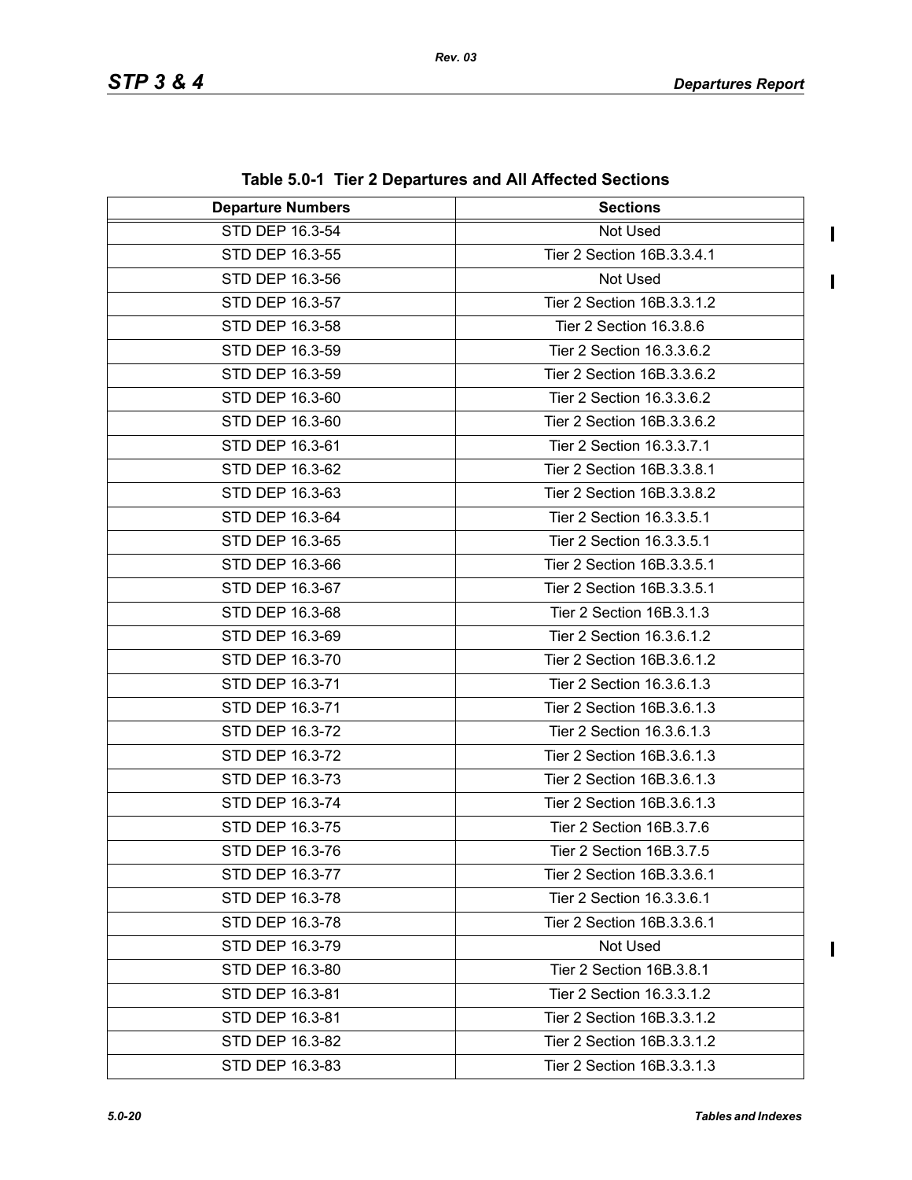**Table 5.0-1 Tier 2 Departures and All Affected Sections**

| Departure Numbers | Sections |
|---|---|
| STD DEP 16.3-54 | Not Used |
| STD DEP 16.3-55 | Tier 2 Section 16B.3.3.4.1 |
| STD DEP 16.3-56 | Not Used |
| STD DEP 16.3-57 | Tier 2 Section 16B.3.3.1.2 |
| STD DEP 16.3-58 | Tier 2 Section 16.3.8.6 |
| STD DEP 16.3-59 | Tier 2 Section 16.3.3.6.2 |
| STD DEP 16.3-59 | Tier 2 Section 16B.3.3.6.2 |
| STD DEP 16.3-60 | Tier 2 Section 16.3.3.6.2 |
| STD DEP 16.3-60 | Tier 2 Section 16B.3.3.6.2 |
| STD DEP 16.3-61 | Tier 2 Section 16.3.3.7.1 |
| STD DEP 16.3-62 | Tier 2 Section 16B.3.3.8.1 |
| STD DEP 16.3-63 | Tier 2 Section 16B.3.3.8.2 |
| STD DEP 16.3-64 | Tier 2 Section 16.3.3.5.1 |
| STD DEP 16.3-65 | Tier 2 Section 16.3.3.5.1 |
| STD DEP 16.3-66 | Tier 2 Section 16B.3.3.5.1 |
| STD DEP 16.3-67 | Tier 2 Section 16B.3.3.5.1 |
| STD DEP 16.3-68 | Tier 2 Section 16B.3.1.3 |
| STD DEP 16.3-69 | Tier 2 Section 16.3.6.1.2 |
| STD DEP 16.3-70 | Tier 2 Section 16B.3.6.1.2 |
| STD DEP 16.3-71 | Tier 2 Section 16.3.6.1.3 |
| STD DEP 16.3-71 | Tier 2 Section 16B.3.6.1.3 |
| STD DEP 16.3-72 | Tier 2 Section 16.3.6.1.3 |
| STD DEP 16.3-72 | Tier 2 Section 16B.3.6.1.3 |
| STD DEP 16.3-73 | Tier 2 Section 16B.3.6.1.3 |
| STD DEP 16.3-74 | Tier 2 Section 16B.3.6.1.3 |
| STD DEP 16.3-75 | Tier 2 Section 16B.3.7.6 |
| STD DEP 16.3-76 | Tier 2 Section 16B.3.7.5 |
| STD DEP 16.3-77 | Tier 2 Section 16B.3.3.6.1 |
| STD DEP 16.3-78 | Tier 2 Section 16.3.3.6.1 |
| STD DEP 16.3-78 | Tier 2 Section 16B.3.3.6.1 |
| STD DEP 16.3-79 | Not Used |
| STD DEP 16.3-80 | Tier 2 Section 16B.3.8.1 |
| STD DEP 16.3-81 | Tier 2 Section 16.3.3.1.2 |
| STD DEP 16.3-81 | Tier 2 Section 16B.3.3.1.2 |
| STD DEP 16.3-82 | Tier 2 Section 16B.3.3.1.2 |
| STD DEP 16.3-83 | Tier 2 Section 16B.3.3.1.3 |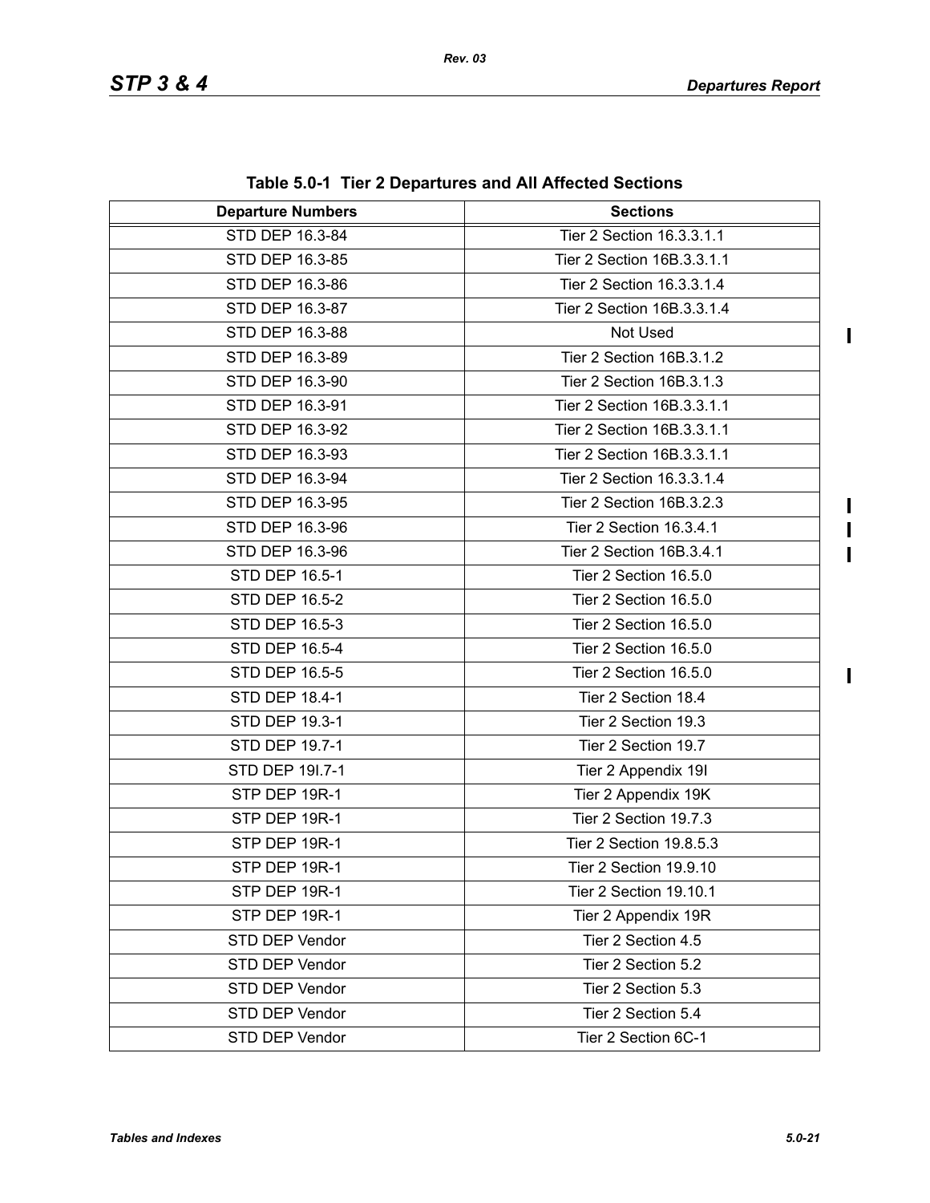**Table 5.0-1 Tier 2 Departures and All Affected Sections**

| Departure Numbers | Sections |
|---|---|
| STD DEP 16.3-84 | Tier 2 Section 16.3.3.1.1 |
| STD DEP 16.3-85 | Tier 2 Section 16B.3.3.1.1 |
| STD DEP 16.3-86 | Tier 2 Section 16.3.3.1.4 |
| STD DEP 16.3-87 | Tier 2 Section 16B.3.3.1.4 |
| STD DEP 16.3-88 | Not Used |
| STD DEP 16.3-89 | Tier 2 Section 16B.3.1.2 |
| STD DEP 16.3-90 | Tier 2 Section 16B.3.1.3 |
| STD DEP 16.3-91 | Tier 2 Section 16B.3.3.1.1 |
| STD DEP 16.3-92 | Tier 2 Section 16B.3.3.1.1 |
| STD DEP 16.3-93 | Tier 2 Section 16B.3.3.1.1 |
| STD DEP 16.3-94 | Tier 2 Section 16.3.3.1.4 |
| STD DEP 16.3-95 | Tier 2 Section 16B.3.2.3 |
| STD DEP 16.3-96 | Tier 2 Section 16.3.4.1 |
| STD DEP 16.3-96 | Tier 2 Section 16B.3.4.1 |
| STD DEP 16.5-1 | Tier 2 Section 16.5.0 |
| STD DEP 16.5-2 | Tier 2 Section 16.5.0 |
| STD DEP 16.5-3 | Tier 2 Section 16.5.0 |
| STD DEP 16.5-4 | Tier 2 Section 16.5.0 |
| STD DEP 16.5-5 | Tier 2 Section 16.5.0 |
| STD DEP 18.4-1 | Tier 2 Section 18.4 |
| STD DEP 19.3-1 | Tier 2 Section 19.3 |
| STD DEP 19.7-1 | Tier 2 Section 19.7 |
| STD DEP 19I.7-1 | Tier 2 Appendix 19I |
| STP DEP 19R-1 | Tier 2 Appendix 19K |
| STP DEP 19R-1 | Tier 2 Section 19.7.3 |
| STP DEP 19R-1 | Tier 2 Section 19.8.5.3 |
| STP DEP 19R-1 | Tier 2 Section 19.9.10 |
| STP DEP 19R-1 | Tier 2 Section 19.10.1 |
| STP DEP 19R-1 | Tier 2 Appendix 19R |
| STD DEP Vendor | Tier 2 Section 4.5 |
| STD DEP Vendor | Tier 2 Section 5.2 |
| STD DEP Vendor | Tier 2 Section 5.3 |
| STD DEP Vendor | Tier 2 Section 5.4 |
| STD DEP Vendor | Tier 2 Section 6C-1 |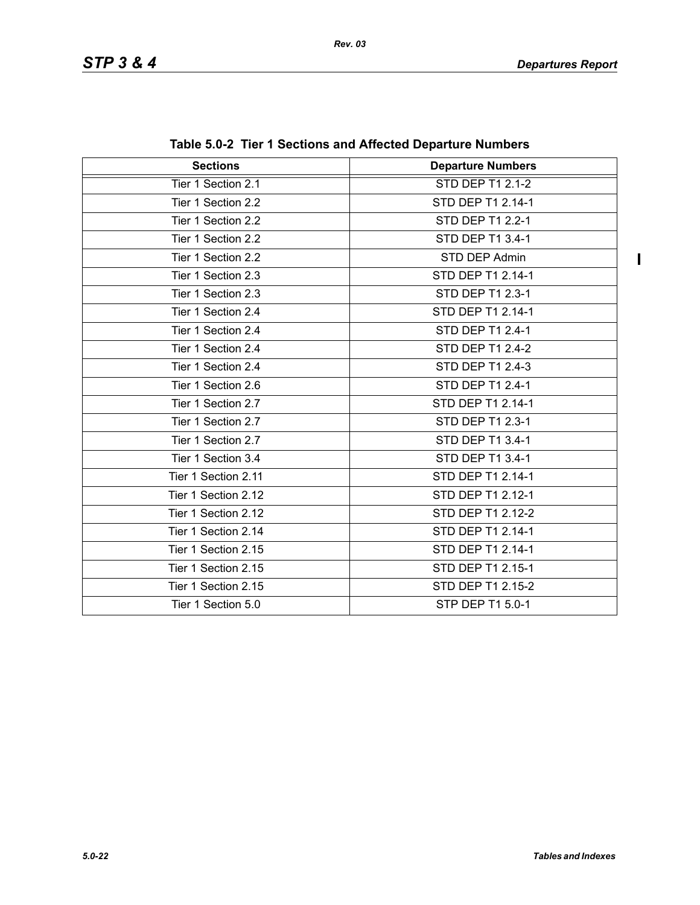**Table 5.0-2 Tier 1 Sections and Affected Departure Numbers**

| Sections | Departure Numbers |
|---|---|
| Tier 1 Section 2.1 | STD DEP T1 2.1-2 |
| Tier 1 Section 2.2 | STD DEP T1 2.14-1 |
| Tier 1 Section 2.2 | STD DEP T1 2.2-1 |
| Tier 1 Section 2.2 | STD DEP T1 3.4-1 |
| Tier 1 Section 2.2 | STD DEP Admin |
| Tier 1 Section 2.3 | STD DEP T1 2.14-1 |
| Tier 1 Section 2.3 | STD DEP T1 2.3-1 |
| Tier 1 Section 2.4 | STD DEP T1 2.14-1 |
| Tier 1 Section 2.4 | STD DEP T1 2.4-1 |
| Tier 1 Section 2.4 | STD DEP T1 2.4-2 |
| Tier 1 Section 2.4 | STD DEP T1 2.4-3 |
| Tier 1 Section 2.6 | STD DEP T1 2.4-1 |
| Tier 1 Section 2.7 | STD DEP T1 2.14-1 |
| Tier 1 Section 2.7 | STD DEP T1 2.3-1 |
| Tier 1 Section 2.7 | STD DEP T1 3.4-1 |
| Tier 1 Section 3.4 | STD DEP T1 3.4-1 |
| Tier 1 Section 2.11 | STD DEP T1 2.14-1 |
| Tier 1 Section 2.12 | STD DEP T1 2.12-1 |
| Tier 1 Section 2.12 | STD DEP T1 2.12-2 |
| Tier 1 Section 2.14 | STD DEP T1 2.14-1 |
| Tier 1 Section 2.15 | STD DEP T1 2.14-1 |
| Tier 1 Section 2.15 | STD DEP T1 2.15-1 |
| Tier 1 Section 2.15 | STD DEP T1 2.15-2 |
| Tier 1 Section 5.0 | STP DEP T1 5.0-1 |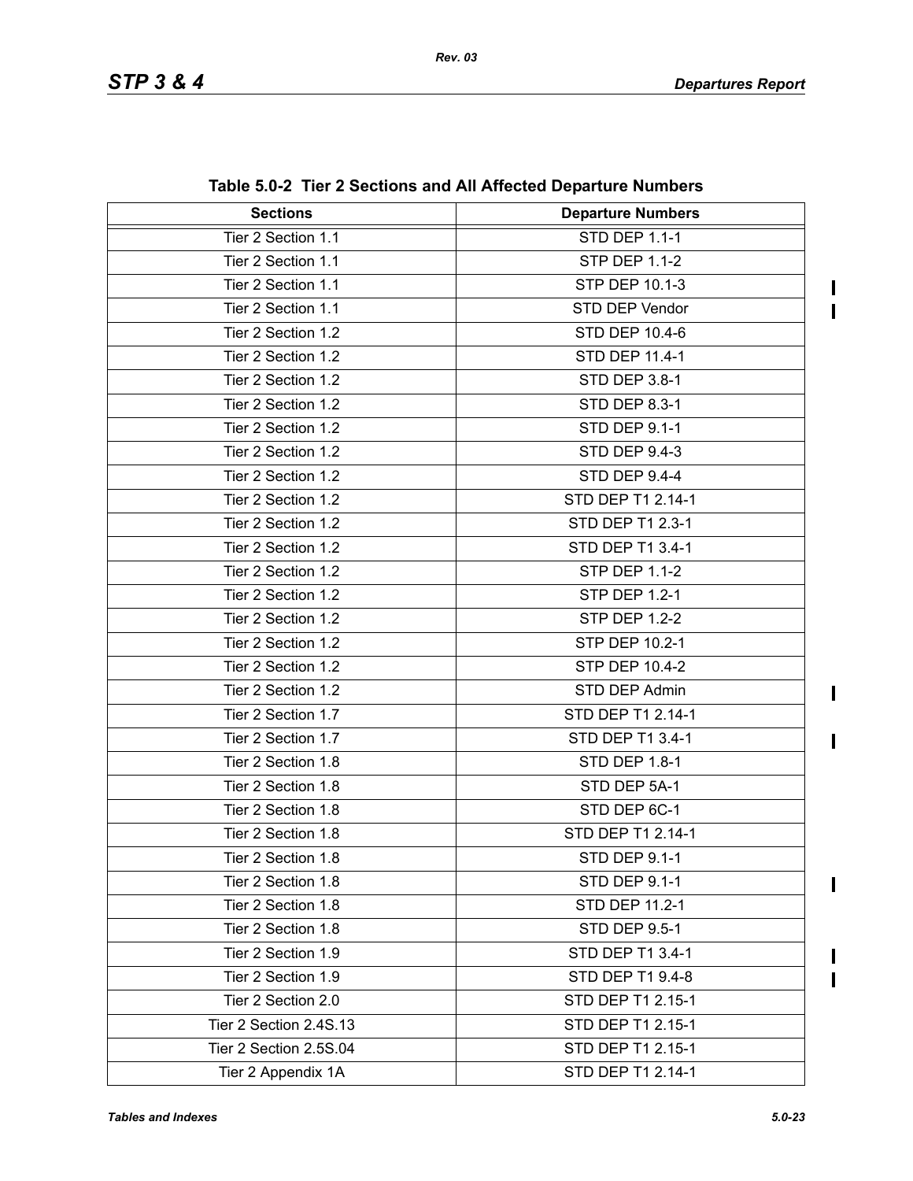**Table 5.0-2 Tier 2 Sections and All Affected Departure Numbers**

| Sections | Departure Numbers |
|---|---|
| Tier 2 Section 1.1 | STD DEP 1.1-1 |
| Tier 2 Section 1.1 | STP DEP 1.1-2 |
| Tier 2 Section 1.1 | STP DEP 10.1-3 |
| Tier 2 Section 1.1 | STD DEP Vendor |
| Tier 2 Section 1.2 | STD DEP 10.4-6 |
| Tier 2 Section 1.2 | STD DEP 11.4-1 |
| Tier 2 Section 1.2 | STD DEP 3.8-1 |
| Tier 2 Section 1.2 | STD DEP 8.3-1 |
| Tier 2 Section 1.2 | STD DEP 9.1-1 |
| Tier 2 Section 1.2 | STD DEP 9.4-3 |
| Tier 2 Section 1.2 | STD DEP 9.4-4 |
| Tier 2 Section 1.2 | STD DEP T1 2.14-1 |
| Tier 2 Section 1.2 | STD DEP T1 2.3-1 |
| Tier 2 Section 1.2 | STD DEP T1 3.4-1 |
| Tier 2 Section 1.2 | STP DEP 1.1-2 |
| Tier 2 Section 1.2 | STP DEP 1.2-1 |
| Tier 2 Section 1.2 | STP DEP 1.2-2 |
| Tier 2 Section 1.2 | STP DEP 10.2-1 |
| Tier 2 Section 1.2 | STP DEP 10.4-2 |
| Tier 2 Section 1.2 | STD DEP Admin |
| Tier 2 Section 1.7 | STD DEP T1 2.14-1 |
| Tier 2 Section 1.7 | STD DEP T1 3.4-1 |
| Tier 2 Section 1.8 | STD DEP 1.8-1 |
| Tier 2 Section 1.8 | STD DEP 5A-1 |
| Tier 2 Section 1.8 | STD DEP 6C-1 |
| Tier 2 Section 1.8 | STD DEP T1 2.14-1 |
| Tier 2 Section 1.8 | STD DEP 9.1-1 |
| Tier 2 Section 1.8 | STD DEP 9.1-1 |
| Tier 2 Section 1.8 | STD DEP 11.2-1 |
| Tier 2 Section 1.8 | STD DEP 9.5-1 |
| Tier 2 Section 1.9 | STD DEP T1 3.4-1 |
| Tier 2 Section 1.9 | STD DEP T1 9.4-8 |
| Tier 2 Section 2.0 | STD DEP T1 2.15-1 |
| Tier 2 Section 2.4S.13 | STD DEP T1 2.15-1 |
| Tier 2 Section 2.5S.04 | STD DEP T1 2.15-1 |
| Tier 2 Appendix 1A | STD DEP T1 2.14-1 |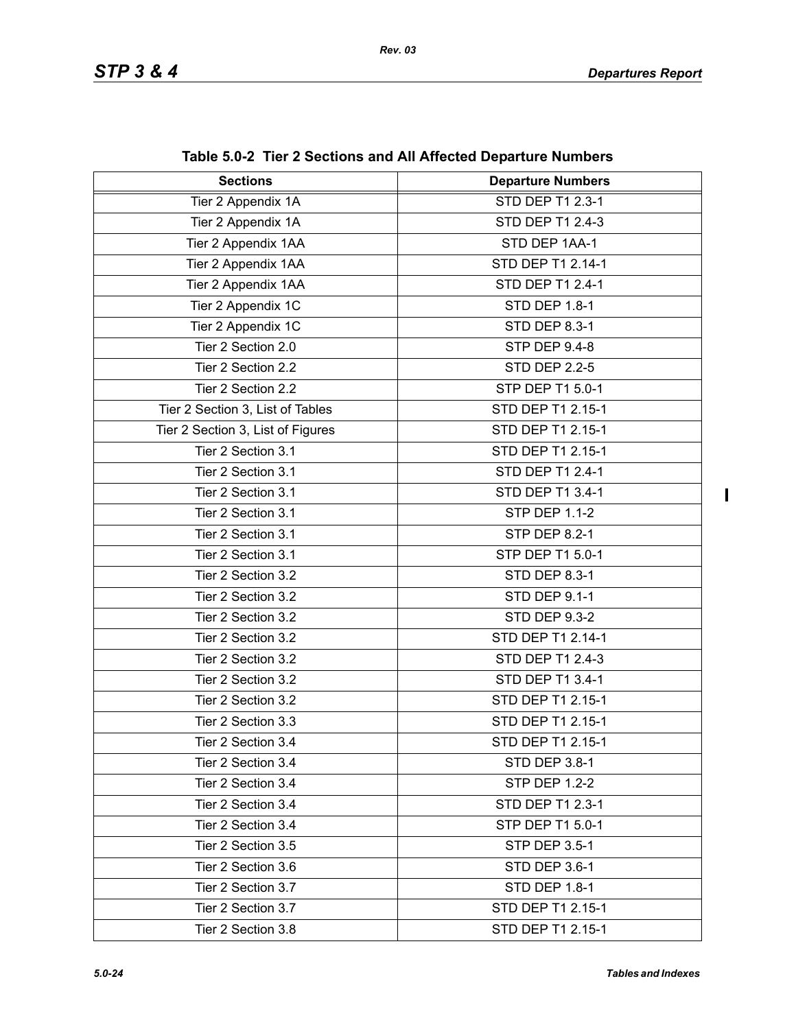**Table 5.0-2 Tier 2 Sections and All Affected Departure Numbers**

| Sections | Departure Numbers |
|---|---|
| Tier 2 Appendix 1A | STD DEP T1 2.3-1 |
| Tier 2 Appendix 1A | STD DEP T1 2.4-3 |
| Tier 2 Appendix 1AA | STD DEP 1AA-1 |
| Tier 2 Appendix 1AA | STD DEP T1 2.14-1 |
| Tier 2 Appendix 1AA | STD DEP T1 2.4-1 |
| Tier 2 Appendix 1C | STD DEP 1.8-1 |
| Tier 2 Appendix 1C | STD DEP 8.3-1 |
| Tier 2 Section 2.0 | STP DEP 9.4-8 |
| Tier 2 Section 2.2 | STD DEP 2.2-5 |
| Tier 2 Section 2.2 | STP DEP T1 5.0-1 |
| Tier 2 Section 3, List of Tables | STD DEP T1 2.15-1 |
| Tier 2 Section 3, List of Figures | STD DEP T1 2.15-1 |
| Tier 2 Section 3.1 | STD DEP T1 2.15-1 |
| Tier 2 Section 3.1 | STD DEP T1 2.4-1 |
| Tier 2 Section 3.1 | STD DEP T1 3.4-1 |
| Tier 2 Section 3.1 | STP DEP 1.1-2 |
| Tier 2 Section 3.1 | STP DEP 8.2-1 |
| Tier 2 Section 3.1 | STP DEP T1 5.0-1 |
| Tier 2 Section 3.2 | STD DEP 8.3-1 |
| Tier 2 Section 3.2 | STD DEP 9.1-1 |
| Tier 2 Section 3.2 | STD DEP 9.3-2 |
| Tier 2 Section 3.2 | STD DEP T1 2.14-1 |
| Tier 2 Section 3.2 | STD DEP T1 2.4-3 |
| Tier 2 Section 3.2 | STD DEP T1 3.4-1 |
| Tier 2 Section 3.2 | STD DEP T1 2.15-1 |
| Tier 2 Section 3.3 | STD DEP T1 2.15-1 |
| Tier 2 Section 3.4 | STD DEP T1 2.15-1 |
| Tier 2 Section 3.4 | STD DEP 3.8-1 |
| Tier 2 Section 3.4 | STP DEP 1.2-2 |
| Tier 2 Section 3.4 | STD DEP T1 2.3-1 |
| Tier 2 Section 3.4 | STP DEP T1 5.0-1 |
| Tier 2 Section 3.5 | STP DEP 3.5-1 |
| Tier 2 Section 3.6 | STD DEP 3.6-1 |
| Tier 2 Section 3.7 | STD DEP 1.8-1 |
| Tier 2 Section 3.7 | STD DEP T1 2.15-1 |
| Tier 2 Section 3.8 | STD DEP T1 2.15-1 |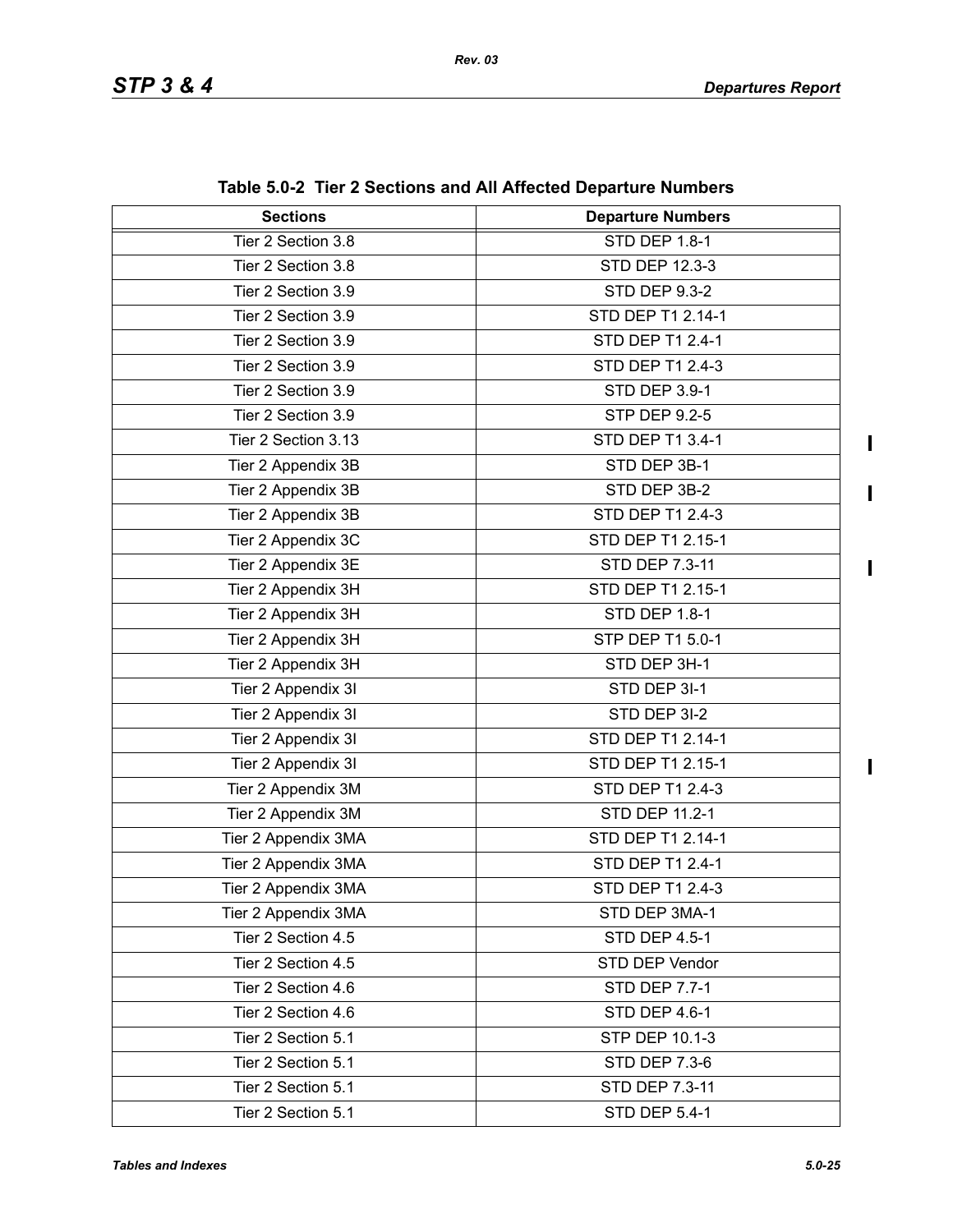**Table 5.0-2 Tier 2 Sections and All Affected Departure Numbers**

| Sections | Departure Numbers |
|---|---|
| Tier 2 Section 3.8 | STD DEP 1.8-1 |
| Tier 2 Section 3.8 | STD DEP 12.3-3 |
| Tier 2 Section 3.9 | STD DEP 9.3-2 |
| Tier 2 Section 3.9 | STD DEP T1 2.14-1 |
| Tier 2 Section 3.9 | STD DEP T1 2.4-1 |
| Tier 2 Section 3.9 | STD DEP T1 2.4-3 |
| Tier 2 Section 3.9 | STD DEP 3.9-1 |
| Tier 2 Section 3.9 | STP DEP 9.2-5 |
| Tier 2 Section 3.13 | STD DEP T1 3.4-1 |
| Tier 2 Appendix 3B | STD DEP 3B-1 |
| Tier 2 Appendix 3B | STD DEP 3B-2 |
| Tier 2 Appendix 3B | STD DEP T1 2.4-3 |
| Tier 2 Appendix 3C | STD DEP T1 2.15-1 |
| Tier 2 Appendix 3E | STD DEP 7.3-11 |
| Tier 2 Appendix 3H | STD DEP T1 2.15-1 |
| Tier 2 Appendix 3H | STD DEP 1.8-1 |
| Tier 2 Appendix 3H | STP DEP T1 5.0-1 |
| Tier 2 Appendix 3H | STD DEP 3H-1 |
| Tier 2 Appendix 3I | STD DEP 3I-1 |
| Tier 2 Appendix 3I | STD DEP 3I-2 |
| Tier 2 Appendix 3I | STD DEP T1 2.14-1 |
| Tier 2 Appendix 3I | STD DEP T1 2.15-1 |
| Tier 2 Appendix 3M | STD DEP T1 2.4-3 |
| Tier 2 Appendix 3M | STD DEP 11.2-1 |
| Tier 2 Appendix 3MA | STD DEP T1 2.14-1 |
| Tier 2 Appendix 3MA | STD DEP T1 2.4-1 |
| Tier 2 Appendix 3MA | STD DEP T1 2.4-3 |
| Tier 2 Appendix 3MA | STD DEP 3MA-1 |
| Tier 2 Section 4.5 | STD DEP 4.5-1 |
| Tier 2 Section 4.5 | STD DEP Vendor |
| Tier 2 Section 4.6 | STD DEP 7.7-1 |
| Tier 2 Section 4.6 | STD DEP 4.6-1 |
| Tier 2 Section 5.1 | STP DEP 10.1-3 |
| Tier 2 Section 5.1 | STD DEP 7.3-6 |
| Tier 2 Section 5.1 | STD DEP 7.3-11 |
| Tier 2 Section 5.1 | STD DEP 5.4-1 |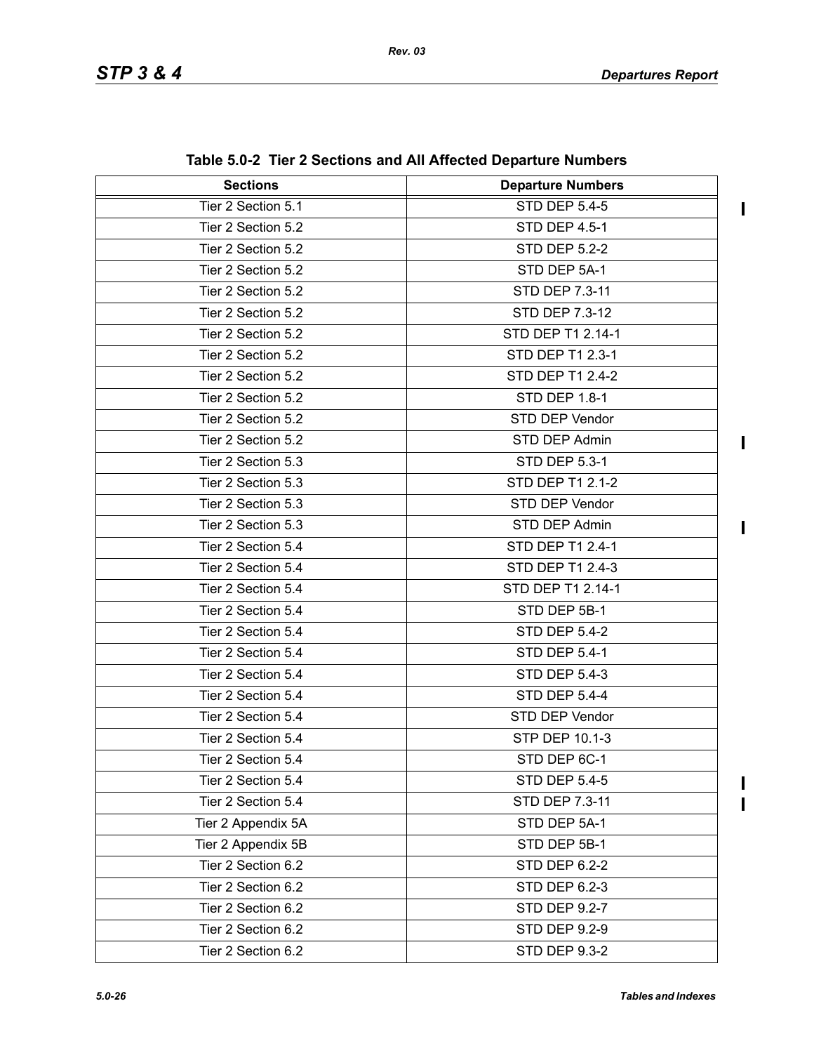**Table 5.0-2 Tier 2 Sections and All Affected Departure Numbers**

| Sections | Departure Numbers |
|---|---|
| Tier 2 Section 5.1 | STD DEP 5.4-5 |
| Tier 2 Section 5.2 | STD DEP 4.5-1 |
| Tier 2 Section 5.2 | STD DEP 5.2-2 |
| Tier 2 Section 5.2 | STD DEP 5A-1 |
| Tier 2 Section 5.2 | STD DEP 7.3-11 |
| Tier 2 Section 5.2 | STD DEP 7.3-12 |
| Tier 2 Section 5.2 | STD DEP T1 2.14-1 |
| Tier 2 Section 5.2 | STD DEP T1 2.3-1 |
| Tier 2 Section 5.2 | STD DEP T1 2.4-2 |
| Tier 2 Section 5.2 | STD DEP 1.8-1 |
| Tier 2 Section 5.2 | STD DEP Vendor |
| Tier 2 Section 5.2 | STD DEP Admin |
| Tier 2 Section 5.3 | STD DEP 5.3-1 |
| Tier 2 Section 5.3 | STD DEP T1 2.1-2 |
| Tier 2 Section 5.3 | STD DEP Vendor |
| Tier 2 Section 5.3 | STD DEP Admin |
| Tier 2 Section 5.4 | STD DEP T1 2.4-1 |
| Tier 2 Section 5.4 | STD DEP T1 2.4-3 |
| Tier 2 Section 5.4 | STD DEP T1 2.14-1 |
| Tier 2 Section 5.4 | STD DEP 5B-1 |
| Tier 2 Section 5.4 | STD DEP 5.4-2 |
| Tier 2 Section 5.4 | STD DEP 5.4-1 |
| Tier 2 Section 5.4 | STD DEP 5.4-3 |
| Tier 2 Section 5.4 | STD DEP 5.4-4 |
| Tier 2 Section 5.4 | STD DEP Vendor |
| Tier 2 Section 5.4 | STP DEP 10.1-3 |
| Tier 2 Section 5.4 | STD DEP 6C-1 |
| Tier 2 Section 5.4 | STD DEP 5.4-5 |
| Tier 2 Section 5.4 | STD DEP 7.3-11 |
| Tier 2 Appendix 5A | STD DEP 5A-1 |
| Tier 2 Appendix 5B | STD DEP 5B-1 |
| Tier 2 Section 6.2 | STD DEP 6.2-2 |
| Tier 2 Section 6.2 | STD DEP 6.2-3 |
| Tier 2 Section 6.2 | STD DEP 9.2-7 |
| Tier 2 Section 6.2 | STD DEP 9.2-9 |
| Tier 2 Section 6.2 | STD DEP 9.3-2 |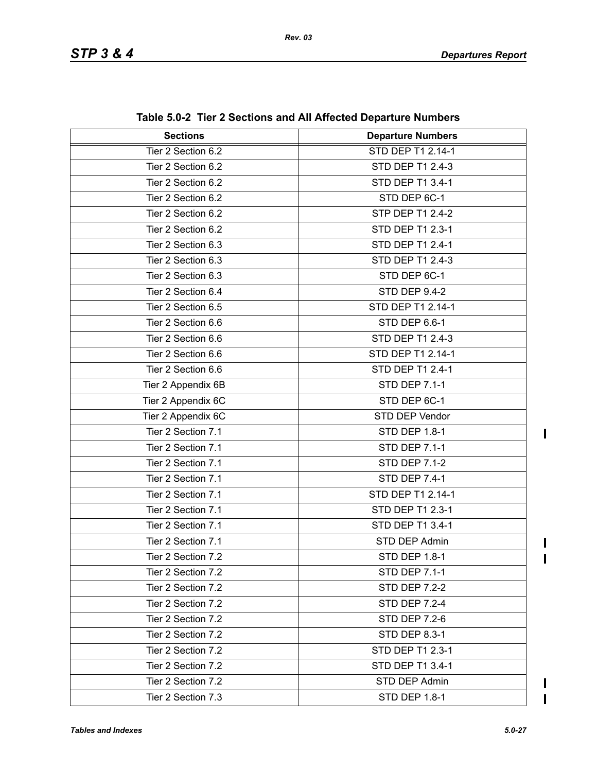**Table 5.0-2 Tier 2 Sections and All Affected Departure Numbers**

| Sections | Departure Numbers |
|---|---|
| Tier 2 Section 6.2 | STD DEP T1 2.14-1 |
| Tier 2 Section 6.2 | STD DEP T1 2.4-3 |
| Tier 2 Section 6.2 | STD DEP T1 3.4-1 |
| Tier 2 Section 6.2 | STD DEP 6C-1 |
| Tier 2 Section 6.2 | STP DEP T1 2.4-2 |
| Tier 2 Section 6.2 | STD DEP T1 2.3-1 |
| Tier 2 Section 6.3 | STD DEP T1 2.4-1 |
| Tier 2 Section 6.3 | STD DEP T1 2.4-3 |
| Tier 2 Section 6.3 | STD DEP 6C-1 |
| Tier 2 Section 6.4 | STD DEP 9.4-2 |
| Tier 2 Section 6.5 | STD DEP T1 2.14-1 |
| Tier 2 Section 6.6 | STD DEP 6.6-1 |
| Tier 2 Section 6.6 | STD DEP T1 2.4-3 |
| Tier 2 Section 6.6 | STD DEP T1 2.14-1 |
| Tier 2 Section 6.6 | STD DEP T1 2.4-1 |
| Tier 2 Appendix 6B | STD DEP 7.1-1 |
| Tier 2 Appendix 6C | STD DEP 6C-1 |
| Tier 2 Appendix 6C | STD DEP Vendor |
| Tier 2 Section 7.1 | STD DEP 1.8-1 |
| Tier 2 Section 7.1 | STD DEP 7.1-1 |
| Tier 2 Section 7.1 | STD DEP 7.1-2 |
| Tier 2 Section 7.1 | STD DEP 7.4-1 |
| Tier 2 Section 7.1 | STD DEP T1 2.14-1 |
| Tier 2 Section 7.1 | STD DEP T1 2.3-1 |
| Tier 2 Section 7.1 | STD DEP T1 3.4-1 |
| Tier 2 Section 7.1 | STD DEP Admin |
| Tier 2 Section 7.2 | STD DEP 1.8-1 |
| Tier 2 Section 7.2 | STD DEP 7.1-1 |
| Tier 2 Section 7.2 | STD DEP 7.2-2 |
| Tier 2 Section 7.2 | STD DEP 7.2-4 |
| Tier 2 Section 7.2 | STD DEP 7.2-6 |
| Tier 2 Section 7.2 | STD DEP 8.3-1 |
| Tier 2 Section 7.2 | STD DEP T1 2.3-1 |
| Tier 2 Section 7.2 | STD DEP T1 3.4-1 |
| Tier 2 Section 7.2 | STD DEP Admin |
| Tier 2 Section 7.3 | STD DEP 1.8-1 |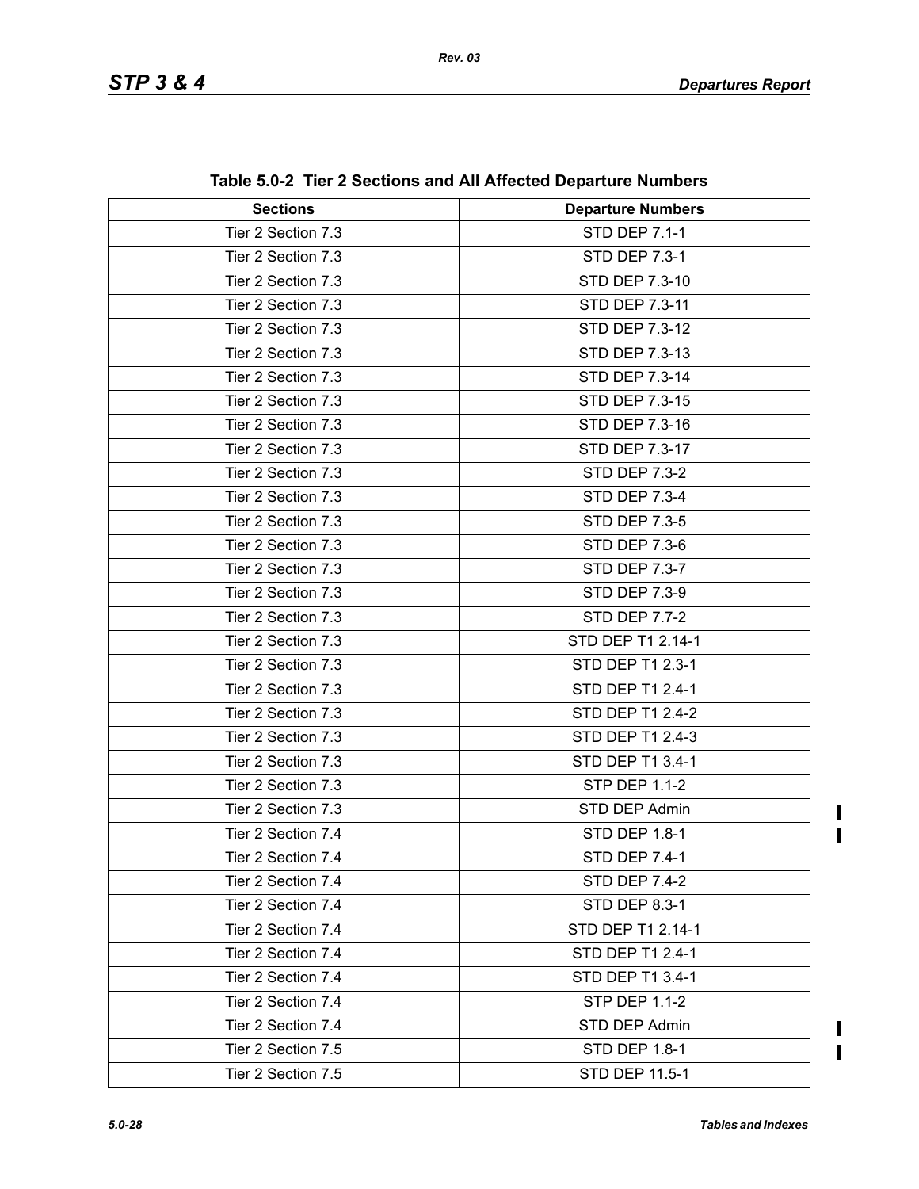**Table 5.0-2 Tier 2 Sections and All Affected Departure Numbers**

| Sections | Departure Numbers |
|---|---|
| Tier 2 Section 7.3 | STD DEP 7.1-1 |
| Tier 2 Section 7.3 | STD DEP 7.3-1 |
| Tier 2 Section 7.3 | STD DEP 7.3-10 |
| Tier 2 Section 7.3 | STD DEP 7.3-11 |
| Tier 2 Section 7.3 | STD DEP 7.3-12 |
| Tier 2 Section 7.3 | STD DEP 7.3-13 |
| Tier 2 Section 7.3 | STD DEP 7.3-14 |
| Tier 2 Section 7.3 | STD DEP 7.3-15 |
| Tier 2 Section 7.3 | STD DEP 7.3-16 |
| Tier 2 Section 7.3 | STD DEP 7.3-17 |
| Tier 2 Section 7.3 | STD DEP 7.3-2 |
| Tier 2 Section 7.3 | STD DEP 7.3-4 |
| Tier 2 Section 7.3 | STD DEP 7.3-5 |
| Tier 2 Section 7.3 | STD DEP 7.3-6 |
| Tier 2 Section 7.3 | STD DEP 7.3-7 |
| Tier 2 Section 7.3 | STD DEP 7.3-9 |
| Tier 2 Section 7.3 | STD DEP 7.7-2 |
| Tier 2 Section 7.3 | STD DEP T1 2.14-1 |
| Tier 2 Section 7.3 | STD DEP T1 2.3-1 |
| Tier 2 Section 7.3 | STD DEP T1 2.4-1 |
| Tier 2 Section 7.3 | STD DEP T1 2.4-2 |
| Tier 2 Section 7.3 | STD DEP T1 2.4-3 |
| Tier 2 Section 7.3 | STD DEP T1 3.4-1 |
| Tier 2 Section 7.3 | STP DEP 1.1-2 |
| Tier 2 Section 7.3 | STD DEP Admin |
| Tier 2 Section 7.4 | STD DEP 1.8-1 |
| Tier 2 Section 7.4 | STD DEP 7.4-1 |
| Tier 2 Section 7.4 | STD DEP 7.4-2 |
| Tier 2 Section 7.4 | STD DEP 8.3-1 |
| Tier 2 Section 7.4 | STD DEP T1 2.14-1 |
| Tier 2 Section 7.4 | STD DEP T1 2.4-1 |
| Tier 2 Section 7.4 | STD DEP T1 3.4-1 |
| Tier 2 Section 7.4 | STP DEP 1.1-2 |
| Tier 2 Section 7.4 | STD DEP Admin |
| Tier 2 Section 7.5 | STD DEP 1.8-1 |
| Tier 2 Section 7.5 | STD DEP 11.5-1 |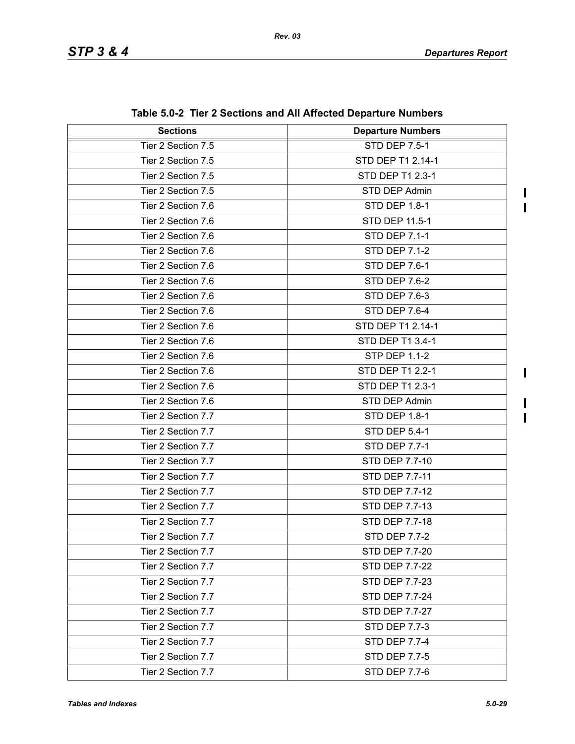**Table 5.0-2 Tier 2 Sections and All Affected Departure Numbers**

| Sections | Departure Numbers |
|---|---|
| Tier 2 Section 7.5 | STD DEP 7.5-1 |
| Tier 2 Section 7.5 | STD DEP T1 2.14-1 |
| Tier 2 Section 7.5 | STD DEP T1 2.3-1 |
| Tier 2 Section 7.5 | STD DEP Admin |
| Tier 2 Section 7.6 | STD DEP 1.8-1 |
| Tier 2 Section 7.6 | STD DEP 11.5-1 |
| Tier 2 Section 7.6 | STD DEP 7.1-1 |
| Tier 2 Section 7.6 | STD DEP 7.1-2 |
| Tier 2 Section 7.6 | STD DEP 7.6-1 |
| Tier 2 Section 7.6 | STD DEP 7.6-2 |
| Tier 2 Section 7.6 | STD DEP 7.6-3 |
| Tier 2 Section 7.6 | STD DEP 7.6-4 |
| Tier 2 Section 7.6 | STD DEP T1 2.14-1 |
| Tier 2 Section 7.6 | STD DEP T1 3.4-1 |
| Tier 2 Section 7.6 | STP DEP 1.1-2 |
| Tier 2 Section 7.6 | STD DEP T1 2.2-1 |
| Tier 2 Section 7.6 | STD DEP T1 2.3-1 |
| Tier 2 Section 7.6 | STD DEP Admin |
| Tier 2 Section 7.7 | STD DEP 1.8-1 |
| Tier 2 Section 7.7 | STD DEP 5.4-1 |
| Tier 2 Section 7.7 | STD DEP 7.7-1 |
| Tier 2 Section 7.7 | STD DEP 7.7-10 |
| Tier 2 Section 7.7 | STD DEP 7.7-11 |
| Tier 2 Section 7.7 | STD DEP 7.7-12 |
| Tier 2 Section 7.7 | STD DEP 7.7-13 |
| Tier 2 Section 7.7 | STD DEP 7.7-18 |
| Tier 2 Section 7.7 | STD DEP 7.7-2 |
| Tier 2 Section 7.7 | STD DEP 7.7-20 |
| Tier 2 Section 7.7 | STD DEP 7.7-22 |
| Tier 2 Section 7.7 | STD DEP 7.7-23 |
| Tier 2 Section 7.7 | STD DEP 7.7-24 |
| Tier 2 Section 7.7 | STD DEP 7.7-27 |
| Tier 2 Section 7.7 | STD DEP 7.7-3 |
| Tier 2 Section 7.7 | STD DEP 7.7-4 |
| Tier 2 Section 7.7 | STD DEP 7.7-5 |
| Tier 2 Section 7.7 | STD DEP 7.7-6 |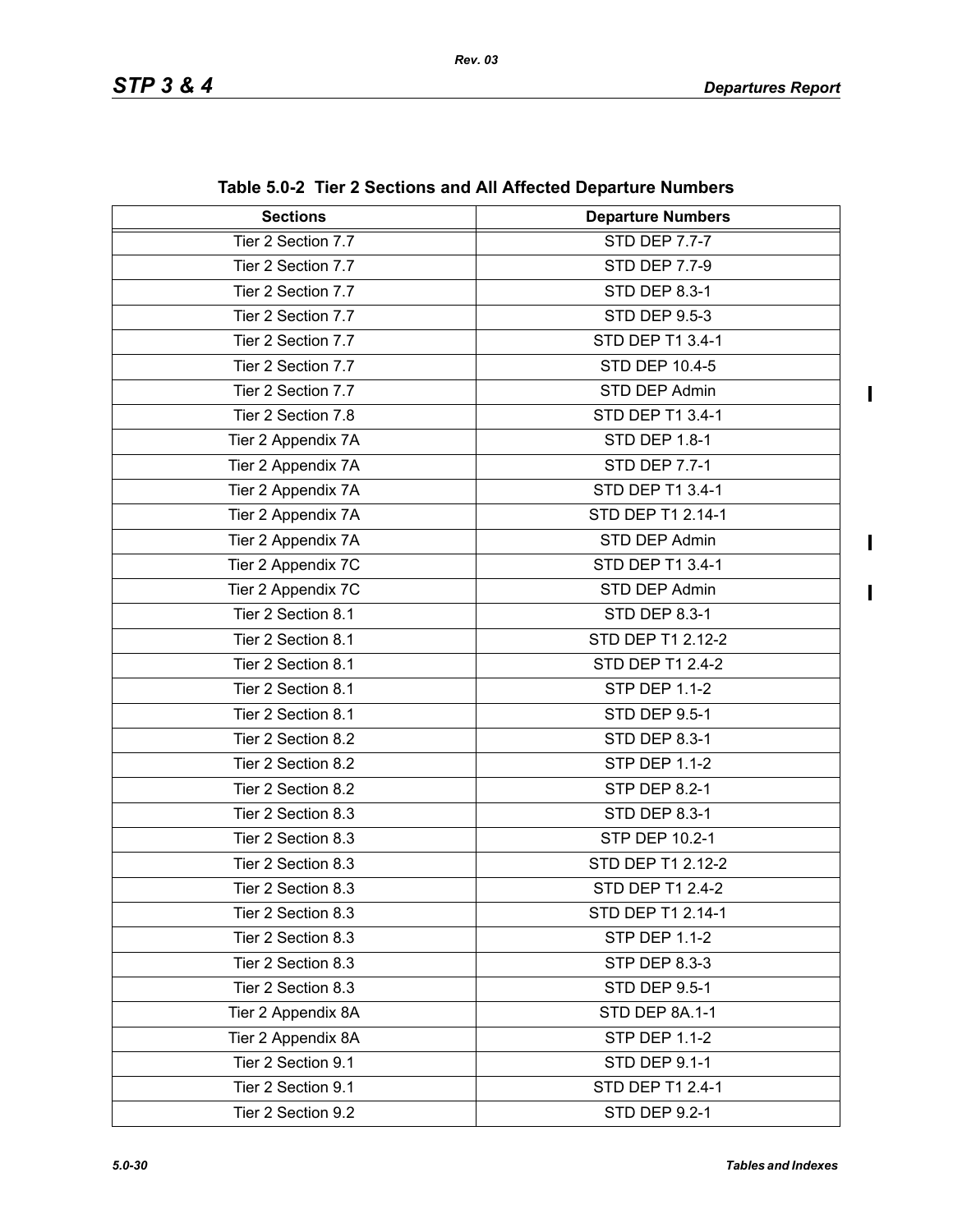**Table 5.0-2 Tier 2 Sections and All Affected Departure Numbers**

| Sections | Departure Numbers |
|---|---|
| Tier 2 Section 7.7 | STD DEP 7.7-7 |
| Tier 2 Section 7.7 | STD DEP 7.7-9 |
| Tier 2 Section 7.7 | STD DEP 8.3-1 |
| Tier 2 Section 7.7 | STD DEP 9.5-3 |
| Tier 2 Section 7.7 | STD DEP T1 3.4-1 |
| Tier 2 Section 7.7 | STD DEP 10.4-5 |
| Tier 2 Section 7.7 | STD DEP Admin |
| Tier 2 Section 7.8 | STD DEP T1 3.4-1 |
| Tier 2 Appendix 7A | STD DEP 1.8-1 |
| Tier 2 Appendix 7A | STD DEP 7.7-1 |
| Tier 2 Appendix 7A | STD DEP T1 3.4-1 |
| Tier 2 Appendix 7A | STD DEP T1 2.14-1 |
| Tier 2 Appendix 7A | STD DEP Admin |
| Tier 2 Appendix 7C | STD DEP T1 3.4-1 |
| Tier 2 Appendix 7C | STD DEP Admin |
| Tier 2 Section 8.1 | STD DEP 8.3-1 |
| Tier 2 Section 8.1 | STD DEP T1 2.12-2 |
| Tier 2 Section 8.1 | STD DEP T1 2.4-2 |
| Tier 2 Section 8.1 | STP DEP 1.1-2 |
| Tier 2 Section 8.1 | STD DEP 9.5-1 |
| Tier 2 Section 8.2 | STD DEP 8.3-1 |
| Tier 2 Section 8.2 | STP DEP 1.1-2 |
| Tier 2 Section 8.2 | STP DEP 8.2-1 |
| Tier 2 Section 8.3 | STD DEP 8.3-1 |
| Tier 2 Section 8.3 | STP DEP 10.2-1 |
| Tier 2 Section 8.3 | STD DEP T1 2.12-2 |
| Tier 2 Section 8.3 | STD DEP T1 2.4-2 |
| Tier 2 Section 8.3 | STD DEP T1 2.14-1 |
| Tier 2 Section 8.3 | STP DEP 1.1-2 |
| Tier 2 Section 8.3 | STP DEP 8.3-3 |
| Tier 2 Section 8.3 | STD DEP 9.5-1 |
| Tier 2 Appendix 8A | STD DEP 8A.1-1 |
| Tier 2 Appendix 8A | STP DEP 1.1-2 |
| Tier 2 Section 9.1 | STD DEP 9.1-1 |
| Tier 2 Section 9.1 | STD DEP T1 2.4-1 |
| Tier 2 Section 9.2 | STD DEP 9.2-1 |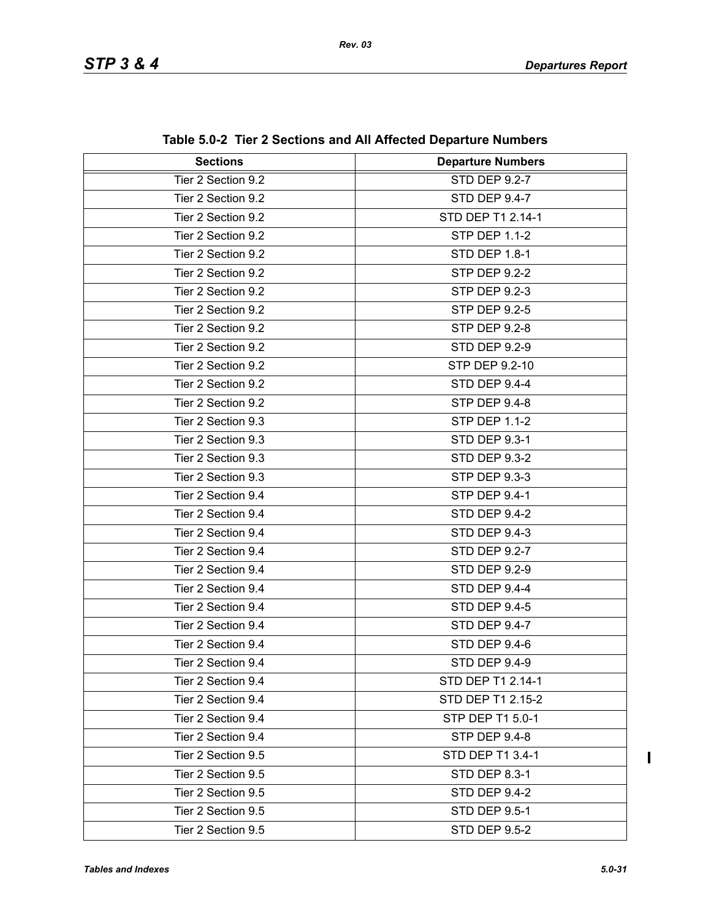**Table 5.0-2 Tier 2 Sections and All Affected Departure Numbers**

| Sections | Departure Numbers |
|---|---|
| Tier 2 Section 9.2 | STD DEP 9.2-7 |
| Tier 2 Section 9.2 | STD DEP 9.4-7 |
| Tier 2 Section 9.2 | STD DEP T1 2.14-1 |
| Tier 2 Section 9.2 | STP DEP 1.1-2 |
| Tier 2 Section 9.2 | STD DEP 1.8-1 |
| Tier 2 Section 9.2 | STP DEP 9.2-2 |
| Tier 2 Section 9.2 | STP DEP 9.2-3 |
| Tier 2 Section 9.2 | STP DEP 9.2-5 |
| Tier 2 Section 9.2 | STP DEP 9.2-8 |
| Tier 2 Section 9.2 | STD DEP 9.2-9 |
| Tier 2 Section 9.2 | STP DEP 9.2-10 |
| Tier 2 Section 9.2 | STD DEP 9.4-4 |
| Tier 2 Section 9.2 | STP DEP 9.4-8 |
| Tier 2 Section 9.3 | STP DEP 1.1-2 |
| Tier 2 Section 9.3 | STD DEP 9.3-1 |
| Tier 2 Section 9.3 | STD DEP 9.3-2 |
| Tier 2 Section 9.3 | STP DEP 9.3-3 |
| Tier 2 Section 9.4 | STP DEP 9.4-1 |
| Tier 2 Section 9.4 | STD DEP 9.4-2 |
| Tier 2 Section 9.4 | STD DEP 9.4-3 |
| Tier 2 Section 9.4 | STD DEP 9.2-7 |
| Tier 2 Section 9.4 | STD DEP 9.2-9 |
| Tier 2 Section 9.4 | STD DEP 9.4-4 |
| Tier 2 Section 9.4 | STD DEP 9.4-5 |
| Tier 2 Section 9.4 | STD DEP 9.4-7 |
| Tier 2 Section 9.4 | STD DEP 9.4-6 |
| Tier 2 Section 9.4 | STD DEP 9.4-9 |
| Tier 2 Section 9.4 | STD DEP T1 2.14-1 |
| Tier 2 Section 9.4 | STD DEP T1 2.15-2 |
| Tier 2 Section 9.4 | STP DEP T1 5.0-1 |
| Tier 2 Section 9.4 | STP DEP 9.4-8 |
| Tier 2 Section 9.5 | STD DEP T1 3.4-1 |
| Tier 2 Section 9.5 | STD DEP 8.3-1 |
| Tier 2 Section 9.5 | STD DEP 9.4-2 |
| Tier 2 Section 9.5 | STD DEP 9.5-1 |
| Tier 2 Section 9.5 | STD DEP 9.5-2 |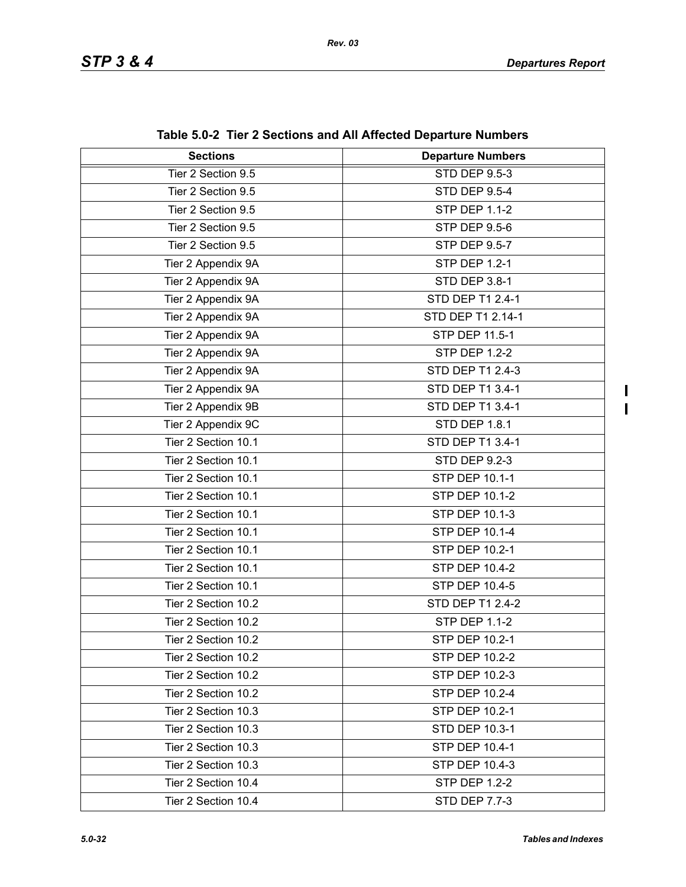**Table 5.0-2 Tier 2 Sections and All Affected Departure Numbers**

| Sections | Departure Numbers |
|---|---|
| Tier 2 Section 9.5 | STD DEP 9.5-3 |
| Tier 2 Section 9.5 | STD DEP 9.5-4 |
| Tier 2 Section 9.5 | STP DEP 1.1-2 |
| Tier 2 Section 9.5 | STP DEP 9.5-6 |
| Tier 2 Section 9.5 | STP DEP 9.5-7 |
| Tier 2 Appendix 9A | STP DEP 1.2-1 |
| Tier 2 Appendix 9A | STD DEP 3.8-1 |
| Tier 2 Appendix 9A | STD DEP T1 2.4-1 |
| Tier 2 Appendix 9A | STD DEP T1 2.14-1 |
| Tier 2 Appendix 9A | STP DEP 11.5-1 |
| Tier 2 Appendix 9A | STP DEP 1.2-2 |
| Tier 2 Appendix 9A | STD DEP T1 2.4-3 |
| Tier 2 Appendix 9A | STD DEP T1 3.4-1 |
| Tier 2 Appendix 9B | STD DEP T1 3.4-1 |
| Tier 2 Appendix 9C | STD DEP 1.8.1 |
| Tier 2 Section 10.1 | STD DEP T1 3.4-1 |
| Tier 2 Section 10.1 | STD DEP 9.2-3 |
| Tier 2 Section 10.1 | STP DEP 10.1-1 |
| Tier 2 Section 10.1 | STP DEP 10.1-2 |
| Tier 2 Section 10.1 | STP DEP 10.1-3 |
| Tier 2 Section 10.1 | STP DEP 10.1-4 |
| Tier 2 Section 10.1 | STP DEP 10.2-1 |
| Tier 2 Section 10.1 | STP DEP 10.4-2 |
| Tier 2 Section 10.1 | STP DEP 10.4-5 |
| Tier 2 Section 10.2 | STD DEP T1 2.4-2 |
| Tier 2 Section 10.2 | STP DEP 1.1-2 |
| Tier 2 Section 10.2 | STP DEP 10.2-1 |
| Tier 2 Section 10.2 | STP DEP 10.2-2 |
| Tier 2 Section 10.2 | STP DEP 10.2-3 |
| Tier 2 Section 10.2 | STP DEP 10.2-4 |
| Tier 2 Section 10.3 | STP DEP 10.2-1 |
| Tier 2 Section 10.3 | STD DEP 10.3-1 |
| Tier 2 Section 10.3 | STP DEP 10.4-1 |
| Tier 2 Section 10.3 | STP DEP 10.4-3 |
| Tier 2 Section 10.4 | STP DEP 1.2-2 |
| Tier 2 Section 10.4 | STD DEP 7.7-3 |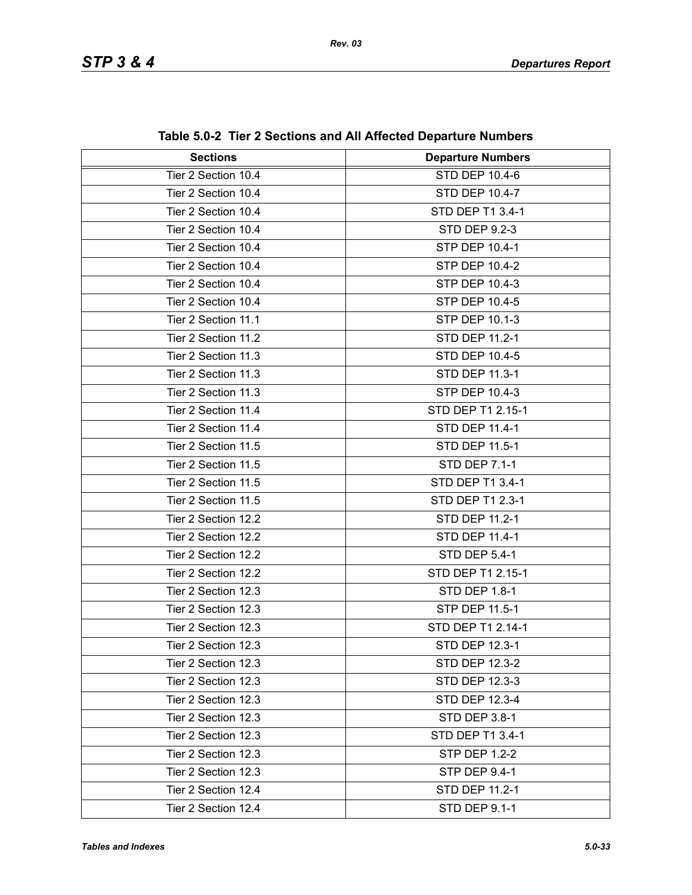**Table 5.0-2 Tier 2 Sections and All Affected Departure Numbers**

| Sections | Departure Numbers |
|---|---|
| Tier 2 Section 10.4 | STD DEP 10.4-6 |
| Tier 2 Section 10.4 | STD DEP 10.4-7 |
| Tier 2 Section 10.4 | STD DEP T1 3.4-1 |
| Tier 2 Section 10.4 | STD DEP 9.2-3 |
| Tier 2 Section 10.4 | STP DEP 10.4-1 |
| Tier 2 Section 10.4 | STP DEP 10.4-2 |
| Tier 2 Section 10.4 | STP DEP 10.4-3 |
| Tier 2 Section 10.4 | STP DEP 10.4-5 |
| Tier 2 Section 11.1 | STP DEP 10.1-3 |
| Tier 2 Section 11.2 | STD DEP 11.2-1 |
| Tier 2 Section 11.3 | STD DEP 10.4-5 |
| Tier 2 Section 11.3 | STD DEP 11.3-1 |
| Tier 2 Section 11.3 | STP DEP 10.4-3 |
| Tier 2 Section 11.4 | STD DEP T1 2.15-1 |
| Tier 2 Section 11.4 | STD DEP 11.4-1 |
| Tier 2 Section 11.5 | STD DEP 11.5-1 |
| Tier 2 Section 11.5 | STD DEP 7.1-1 |
| Tier 2 Section 11.5 | STD DEP T1 3.4-1 |
| Tier 2 Section 11.5 | STD DEP T1 2.3-1 |
| Tier 2 Section 12.2 | STD DEP 11.2-1 |
| Tier 2 Section 12.2 | STD DEP 11.4-1 |
| Tier 2 Section 12.2 | STD DEP 5.4-1 |
| Tier 2 Section 12.2 | STD DEP T1 2.15-1 |
| Tier 2 Section 12.3 | STD DEP 1.8-1 |
| Tier 2 Section 12.3 | STP DEP 11.5-1 |
| Tier 2 Section 12.3 | STD DEP T1 2.14-1 |
| Tier 2 Section 12.3 | STD DEP 12.3-1 |
| Tier 2 Section 12.3 | STD DEP 12.3-2 |
| Tier 2 Section 12.3 | STD DEP 12.3-3 |
| Tier 2 Section 12.3 | STD DEP 12.3-4 |
| Tier 2 Section 12.3 | STD DEP 3.8-1 |
| Tier 2 Section 12.3 | STD DEP T1 3.4-1 |
| Tier 2 Section 12.3 | STP DEP 1.2-2 |
| Tier 2 Section 12.3 | STP DEP 9.4-1 |
| Tier 2 Section 12.4 | STD DEP 11.2-1 |
| Tier 2 Section 12.4 | STD DEP 9.1-1 |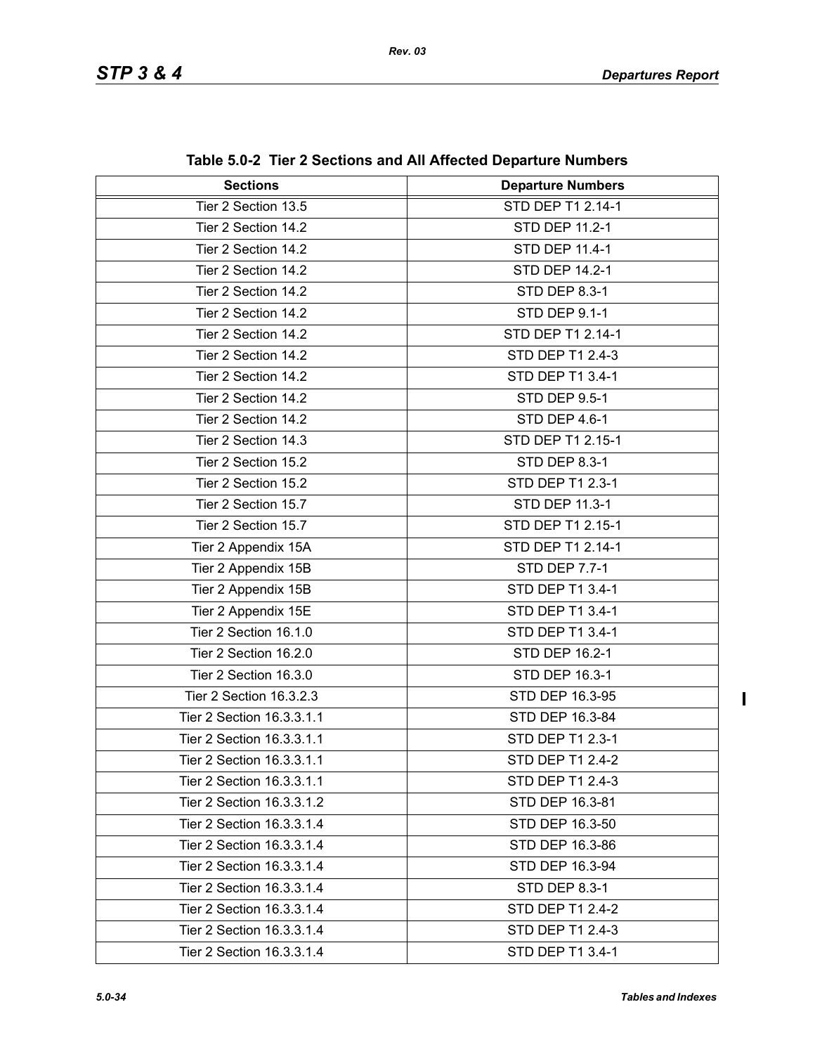**Table 5.0-2 Tier 2 Sections and All Affected Departure Numbers**

| Sections | Departure Numbers |
|---|---|
| Tier 2 Section 13.5 | STD DEP T1 2.14-1 |
| Tier 2 Section 14.2 | STD DEP 11.2-1 |
| Tier 2 Section 14.2 | STD DEP 11.4-1 |
| Tier 2 Section 14.2 | STD DEP 14.2-1 |
| Tier 2 Section 14.2 | STD DEP 8.3-1 |
| Tier 2 Section 14.2 | STD DEP 9.1-1 |
| Tier 2 Section 14.2 | STD DEP T1 2.14-1 |
| Tier 2 Section 14.2 | STD DEP T1 2.4-3 |
| Tier 2 Section 14.2 | STD DEP T1 3.4-1 |
| Tier 2 Section 14.2 | STD DEP 9.5-1 |
| Tier 2 Section 14.2 | STD DEP 4.6-1 |
| Tier 2 Section 14.3 | STD DEP T1 2.15-1 |
| Tier 2 Section 15.2 | STD DEP 8.3-1 |
| Tier 2 Section 15.2 | STD DEP T1 2.3-1 |
| Tier 2 Section 15.7 | STD DEP 11.3-1 |
| Tier 2 Section 15.7 | STD DEP T1 2.15-1 |
| Tier 2 Appendix 15A | STD DEP T1 2.14-1 |
| Tier 2 Appendix 15B | STD DEP 7.7-1 |
| Tier 2 Appendix 15B | STD DEP T1 3.4-1 |
| Tier 2 Appendix 15E | STD DEP T1 3.4-1 |
| Tier 2 Section 16.1.0 | STD DEP T1 3.4-1 |
| Tier 2 Section 16.2.0 | STD DEP 16.2-1 |
| Tier 2 Section 16.3.0 | STD DEP 16.3-1 |
| Tier 2 Section 16.3.2.3 | STD DEP 16.3-95 |
| Tier 2 Section 16.3.3.1.1 | STD DEP 16.3-84 |
| Tier 2 Section 16.3.3.1.1 | STD DEP T1 2.3-1 |
| Tier 2 Section 16.3.3.1.1 | STD DEP T1 2.4-2 |
| Tier 2 Section 16.3.3.1.1 | STD DEP T1 2.4-3 |
| Tier 2 Section 16.3.3.1.2 | STD DEP 16.3-81 |
| Tier 2 Section 16.3.3.1.4 | STD DEP 16.3-50 |
| Tier 2 Section 16.3.3.1.4 | STD DEP 16.3-86 |
| Tier 2 Section 16.3.3.1.4 | STD DEP 16.3-94 |
| Tier 2 Section 16.3.3.1.4 | STD DEP 8.3-1 |
| Tier 2 Section 16.3.3.1.4 | STD DEP T1 2.4-2 |
| Tier 2 Section 16.3.3.1.4 | STD DEP T1 2.4-3 |
| Tier 2 Section 16.3.3.1.4 | STD DEP T1 3.4-1 |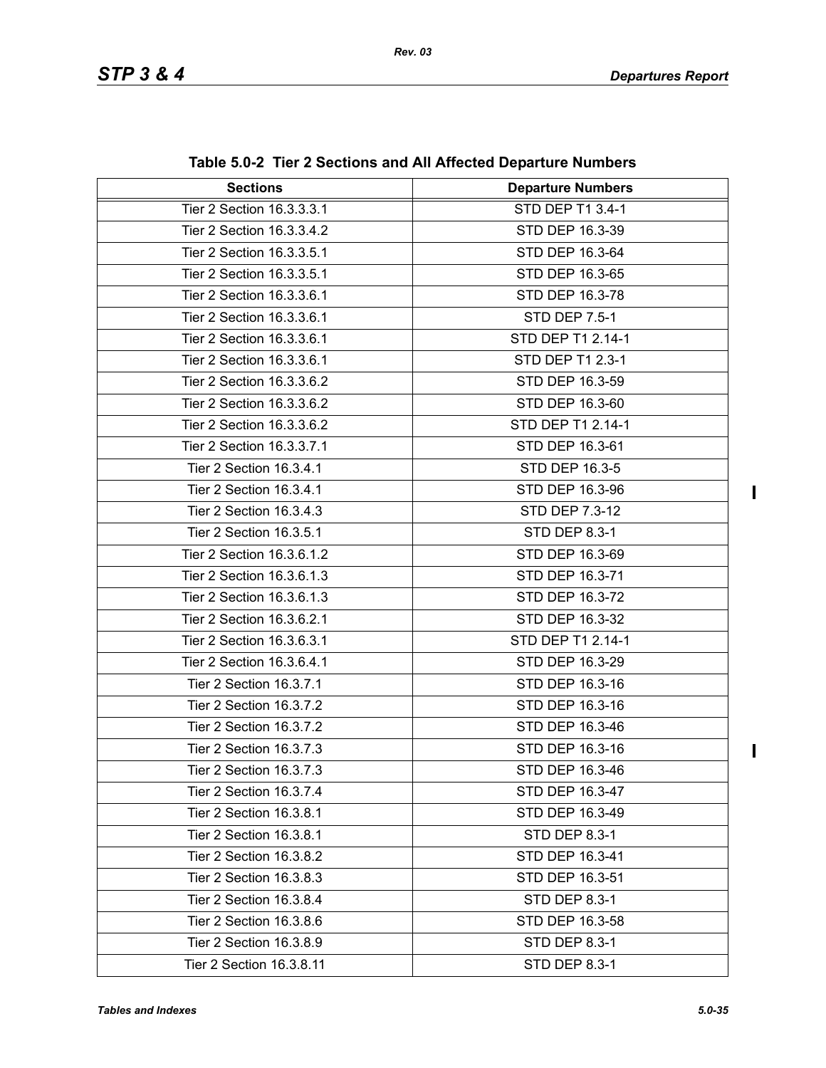**Table 5.0-2 Tier 2 Sections and All Affected Departure Numbers**

| Sections | Departure Numbers |
|---|---|
| Tier 2 Section 16.3.3.3.1 | STD DEP T1 3.4-1 |
| Tier 2 Section 16.3.3.4.2 | STD DEP 16.3-39 |
| Tier 2 Section 16.3.3.5.1 | STD DEP 16.3-64 |
| Tier 2 Section 16.3.3.5.1 | STD DEP 16.3-65 |
| Tier 2 Section 16.3.3.6.1 | STD DEP 16.3-78 |
| Tier 2 Section 16.3.3.6.1 | STD DEP 7.5-1 |
| Tier 2 Section 16.3.3.6.1 | STD DEP T1 2.14-1 |
| Tier 2 Section 16.3.3.6.1 | STD DEP T1 2.3-1 |
| Tier 2 Section 16.3.3.6.2 | STD DEP 16.3-59 |
| Tier 2 Section 16.3.3.6.2 | STD DEP 16.3-60 |
| Tier 2 Section 16.3.3.6.2 | STD DEP T1 2.14-1 |
| Tier 2 Section 16.3.3.7.1 | STD DEP 16.3-61 |
| Tier 2 Section 16.3.4.1 | STD DEP 16.3-5 |
| Tier 2 Section 16.3.4.1 | STD DEP 16.3-96 |
| Tier 2 Section 16.3.4.3 | STD DEP 7.3-12 |
| Tier 2 Section 16.3.5.1 | STD DEP 8.3-1 |
| Tier 2 Section 16.3.6.1.2 | STD DEP 16.3-69 |
| Tier 2 Section 16.3.6.1.3 | STD DEP 16.3-71 |
| Tier 2 Section 16.3.6.1.3 | STD DEP 16.3-72 |
| Tier 2 Section 16.3.6.2.1 | STD DEP 16.3-32 |
| Tier 2 Section 16.3.6.3.1 | STD DEP T1 2.14-1 |
| Tier 2 Section 16.3.6.4.1 | STD DEP 16.3-29 |
| Tier 2 Section 16.3.7.1 | STD DEP 16.3-16 |
| Tier 2 Section 16.3.7.2 | STD DEP 16.3-16 |
| Tier 2 Section 16.3.7.2 | STD DEP 16.3-46 |
| Tier 2 Section 16.3.7.3 | STD DEP 16.3-16 |
| Tier 2 Section 16.3.7.3 | STD DEP 16.3-46 |
| Tier 2 Section 16.3.7.4 | STD DEP 16.3-47 |
| Tier 2 Section 16.3.8.1 | STD DEP 16.3-49 |
| Tier 2 Section 16.3.8.1 | STD DEP 8.3-1 |
| Tier 2 Section 16.3.8.2 | STD DEP 16.3-41 |
| Tier 2 Section 16.3.8.3 | STD DEP 16.3-51 |
| Tier 2 Section 16.3.8.4 | STD DEP 8.3-1 |
| Tier 2 Section 16.3.8.6 | STD DEP 16.3-58 |
| Tier 2 Section 16.3.8.9 | STD DEP 8.3-1 |
| Tier 2 Section 16.3.8.11 | STD DEP 8.3-1 |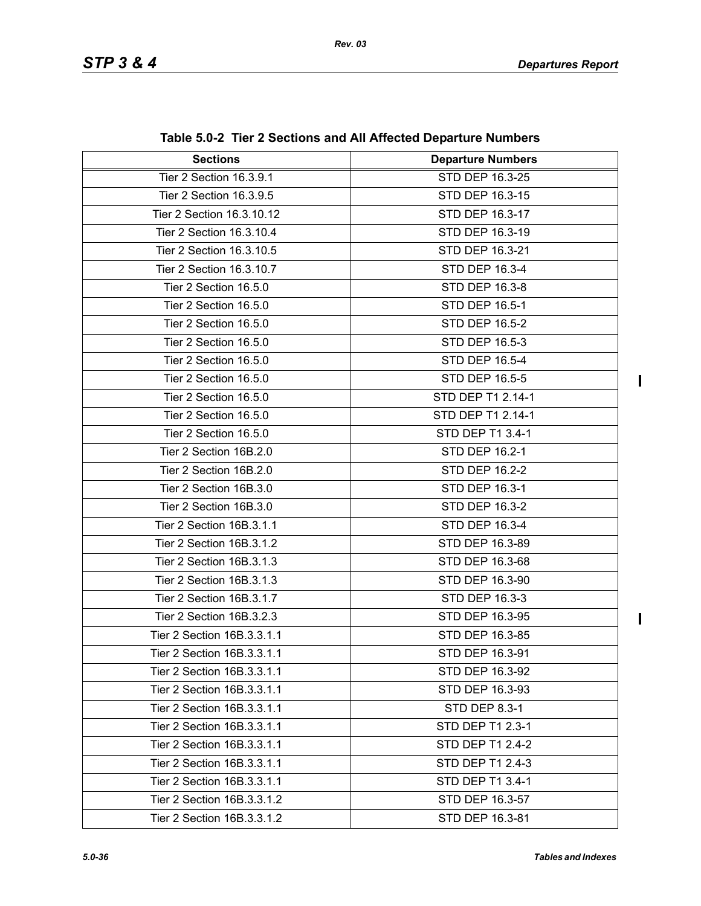**Table 5.0-2 Tier 2 Sections and All Affected Departure Numbers**

| Sections | Departure Numbers |
|---|---|
| Tier 2 Section 16.3.9.1 | STD DEP 16.3-25 |
| Tier 2 Section 16.3.9.5 | STD DEP 16.3-15 |
| Tier 2 Section 16.3.10.12 | STD DEP 16.3-17 |
| Tier 2 Section 16.3.10.4 | STD DEP 16.3-19 |
| Tier 2 Section 16.3.10.5 | STD DEP 16.3-21 |
| Tier 2 Section 16.3.10.7 | STD DEP 16.3-4 |
| Tier 2 Section 16.5.0 | STD DEP 16.3-8 |
| Tier 2 Section 16.5.0 | STD DEP 16.5-1 |
| Tier 2 Section 16.5.0 | STD DEP 16.5-2 |
| Tier 2 Section 16.5.0 | STD DEP 16.5-3 |
| Tier 2 Section 16.5.0 | STD DEP 16.5-4 |
| Tier 2 Section 16.5.0 | STD DEP 16.5-5 |
| Tier 2 Section 16.5.0 | STD DEP T1 2.14-1 |
| Tier 2 Section 16.5.0 | STD DEP T1 2.14-1 |
| Tier 2 Section 16.5.0 | STD DEP T1 3.4-1 |
| Tier 2 Section 16B.2.0 | STD DEP 16.2-1 |
| Tier 2 Section 16B.2.0 | STD DEP 16.2-2 |
| Tier 2 Section 16B.3.0 | STD DEP 16.3-1 |
| Tier 2 Section 16B.3.0 | STD DEP 16.3-2 |
| Tier 2 Section 16B.3.1.1 | STD DEP 16.3-4 |
| Tier 2 Section 16B.3.1.2 | STD DEP 16.3-89 |
| Tier 2 Section 16B.3.1.3 | STD DEP 16.3-68 |
| Tier 2 Section 16B.3.1.3 | STD DEP 16.3-90 |
| Tier 2 Section 16B.3.1.7 | STD DEP 16.3-3 |
| Tier 2 Section 16B.3.2.3 | STD DEP 16.3-95 |
| Tier 2 Section 16B.3.3.1.1 | STD DEP 16.3-85 |
| Tier 2 Section 16B.3.3.1.1 | STD DEP 16.3-91 |
| Tier 2 Section 16B.3.3.1.1 | STD DEP 16.3-92 |
| Tier 2 Section 16B.3.3.1.1 | STD DEP 16.3-93 |
| Tier 2 Section 16B.3.3.1.1 | STD DEP 8.3-1 |
| Tier 2 Section 16B.3.3.1.1 | STD DEP T1 2.3-1 |
| Tier 2 Section 16B.3.3.1.1 | STD DEP T1 2.4-2 |
| Tier 2 Section 16B.3.3.1.1 | STD DEP T1 2.4-3 |
| Tier 2 Section 16B.3.3.1.1 | STD DEP T1 3.4-1 |
| Tier 2 Section 16B.3.3.1.2 | STD DEP 16.3-57 |
| Tier 2 Section 16B.3.3.1.2 | STD DEP 16.3-81 |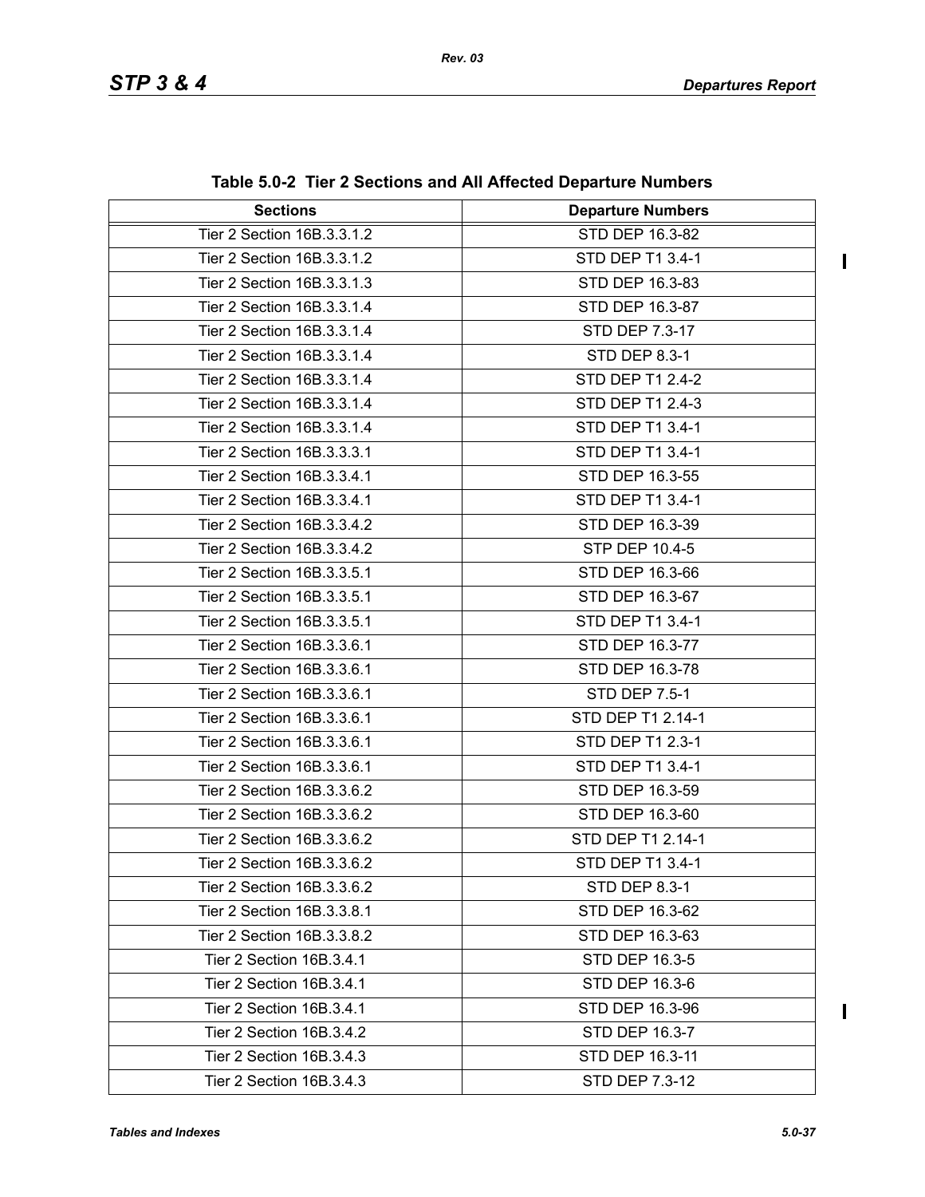**Table 5.0-2 Tier 2 Sections and All Affected Departure Numbers**

| Sections | Departure Numbers |
|---|---|
| Tier 2 Section 16B.3.3.1.2 | STD DEP 16.3-82 |
| Tier 2 Section 16B.3.3.1.2 | STD DEP T1 3.4-1 |
| Tier 2 Section 16B.3.3.1.3 | STD DEP 16.3-83 |
| Tier 2 Section 16B.3.3.1.4 | STD DEP 16.3-87 |
| Tier 2 Section 16B.3.3.1.4 | STD DEP 7.3-17 |
| Tier 2 Section 16B.3.3.1.4 | STD DEP 8.3-1 |
| Tier 2 Section 16B.3.3.1.4 | STD DEP T1 2.4-2 |
| Tier 2 Section 16B.3.3.1.4 | STD DEP T1 2.4-3 |
| Tier 2 Section 16B.3.3.1.4 | STD DEP T1 3.4-1 |
| Tier 2 Section 16B.3.3.3.1 | STD DEP T1 3.4-1 |
| Tier 2 Section 16B.3.3.4.1 | STD DEP 16.3-55 |
| Tier 2 Section 16B.3.3.4.1 | STD DEP T1 3.4-1 |
| Tier 2 Section 16B.3.3.4.2 | STD DEP 16.3-39 |
| Tier 2 Section 16B.3.3.4.2 | STP DEP 10.4-5 |
| Tier 2 Section 16B.3.3.5.1 | STD DEP 16.3-66 |
| Tier 2 Section 16B.3.3.5.1 | STD DEP 16.3-67 |
| Tier 2 Section 16B.3.3.5.1 | STD DEP T1 3.4-1 |
| Tier 2 Section 16B.3.3.6.1 | STD DEP 16.3-77 |
| Tier 2 Section 16B.3.3.6.1 | STD DEP 16.3-78 |
| Tier 2 Section 16B.3.3.6.1 | STD DEP 7.5-1 |
| Tier 2 Section 16B.3.3.6.1 | STD DEP T1 2.14-1 |
| Tier 2 Section 16B.3.3.6.1 | STD DEP T1 2.3-1 |
| Tier 2 Section 16B.3.3.6.1 | STD DEP T1 3.4-1 |
| Tier 2 Section 16B.3.3.6.2 | STD DEP 16.3-59 |
| Tier 2 Section 16B.3.3.6.2 | STD DEP 16.3-60 |
| Tier 2 Section 16B.3.3.6.2 | STD DEP T1 2.14-1 |
| Tier 2 Section 16B.3.3.6.2 | STD DEP T1 3.4-1 |
| Tier 2 Section 16B.3.3.6.2 | STD DEP 8.3-1 |
| Tier 2 Section 16B.3.3.8.1 | STD DEP 16.3-62 |
| Tier 2 Section 16B.3.3.8.2 | STD DEP 16.3-63 |
| Tier 2 Section 16B.3.4.1 | STD DEP 16.3-5 |
| Tier 2 Section 16B.3.4.1 | STD DEP 16.3-6 |
| Tier 2 Section 16B.3.4.1 | STD DEP 16.3-96 |
| Tier 2 Section 16B.3.4.2 | STD DEP 16.3-7 |
| Tier 2 Section 16B.3.4.3 | STD DEP 16.3-11 |
| Tier 2 Section 16B.3.4.3 | STD DEP 7.3-12 |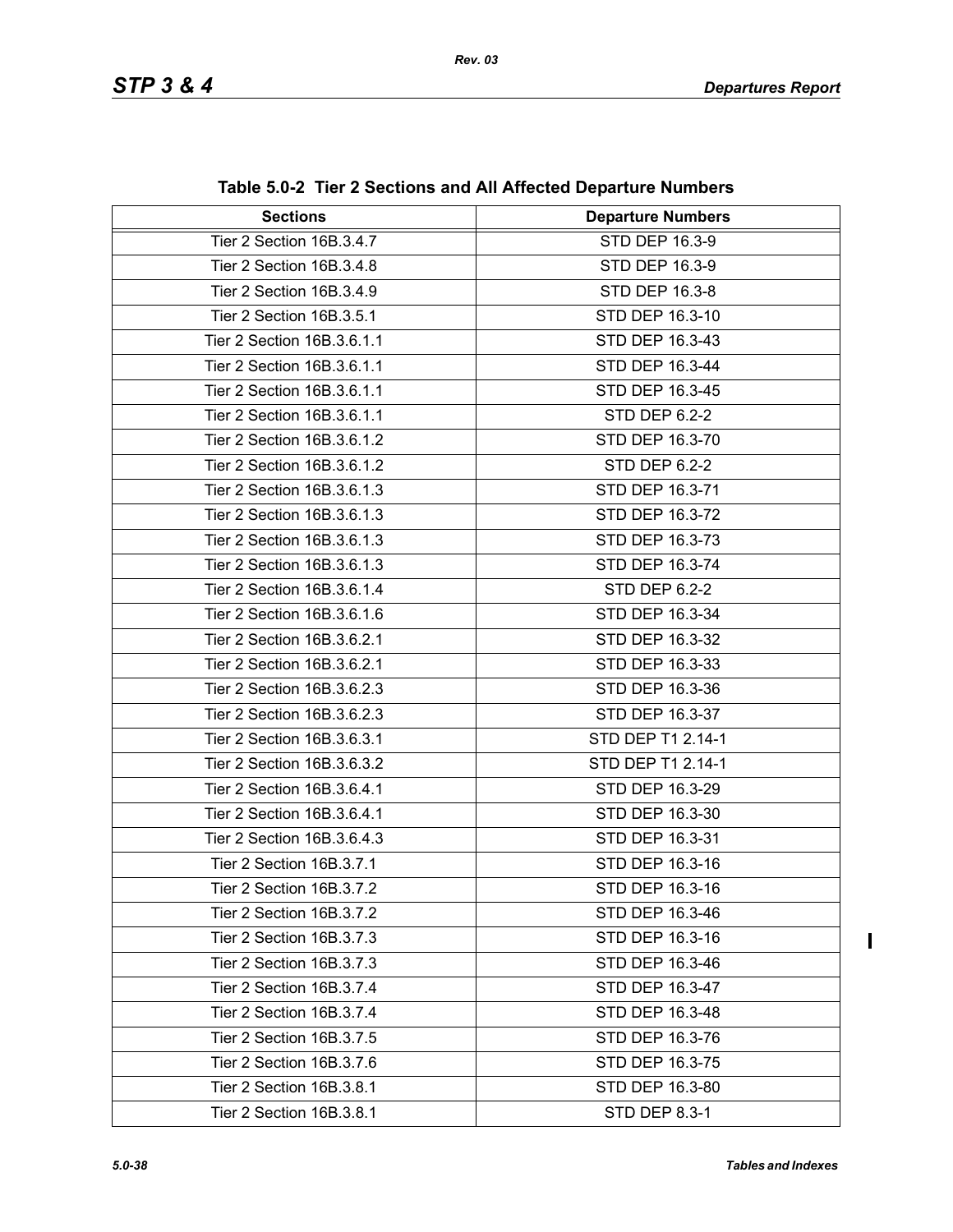**Table 5.0-2 Tier 2 Sections and All Affected Departure Numbers**

| Sections | Departure Numbers |
|---|---|
| Tier 2 Section 16B.3.4.7 | STD DEP 16.3-9 |
| Tier 2 Section 16B.3.4.8 | STD DEP 16.3-9 |
| Tier 2 Section 16B.3.4.9 | STD DEP 16.3-8 |
| Tier 2 Section 16B.3.5.1 | STD DEP 16.3-10 |
| Tier 2 Section 16B.3.6.1.1 | STD DEP 16.3-43 |
| Tier 2 Section 16B.3.6.1.1 | STD DEP 16.3-44 |
| Tier 2 Section 16B.3.6.1.1 | STD DEP 16.3-45 |
| Tier 2 Section 16B.3.6.1.1 | STD DEP 6.2-2 |
| Tier 2 Section 16B.3.6.1.2 | STD DEP 16.3-70 |
| Tier 2 Section 16B.3.6.1.2 | STD DEP 6.2-2 |
| Tier 2 Section 16B.3.6.1.3 | STD DEP 16.3-71 |
| Tier 2 Section 16B.3.6.1.3 | STD DEP 16.3-72 |
| Tier 2 Section 16B.3.6.1.3 | STD DEP 16.3-73 |
| Tier 2 Section 16B.3.6.1.3 | STD DEP 16.3-74 |
| Tier 2 Section 16B.3.6.1.4 | STD DEP 6.2-2 |
| Tier 2 Section 16B.3.6.1.6 | STD DEP 16.3-34 |
| Tier 2 Section 16B.3.6.2.1 | STD DEP 16.3-32 |
| Tier 2 Section 16B.3.6.2.1 | STD DEP 16.3-33 |
| Tier 2 Section 16B.3.6.2.3 | STD DEP 16.3-36 |
| Tier 2 Section 16B.3.6.2.3 | STD DEP 16.3-37 |
| Tier 2 Section 16B.3.6.3.1 | STD DEP T1 2.14-1 |
| Tier 2 Section 16B.3.6.3.2 | STD DEP T1 2.14-1 |
| Tier 2 Section 16B.3.6.4.1 | STD DEP 16.3-29 |
| Tier 2 Section 16B.3.6.4.1 | STD DEP 16.3-30 |
| Tier 2 Section 16B.3.6.4.3 | STD DEP 16.3-31 |
| Tier 2 Section 16B.3.7.1 | STD DEP 16.3-16 |
| Tier 2 Section 16B.3.7.2 | STD DEP 16.3-16 |
| Tier 2 Section 16B.3.7.2 | STD DEP 16.3-46 |
| Tier 2 Section 16B.3.7.3 | STD DEP 16.3-16 |
| Tier 2 Section 16B.3.7.3 | STD DEP 16.3-46 |
| Tier 2 Section 16B.3.7.4 | STD DEP 16.3-47 |
| Tier 2 Section 16B.3.7.4 | STD DEP 16.3-48 |
| Tier 2 Section 16B.3.7.5 | STD DEP 16.3-76 |
| Tier 2 Section 16B.3.7.6 | STD DEP 16.3-75 |
| Tier 2 Section 16B.3.8.1 | STD DEP 16.3-80 |
| Tier 2 Section 16B.3.8.1 | STD DEP 8.3-1 |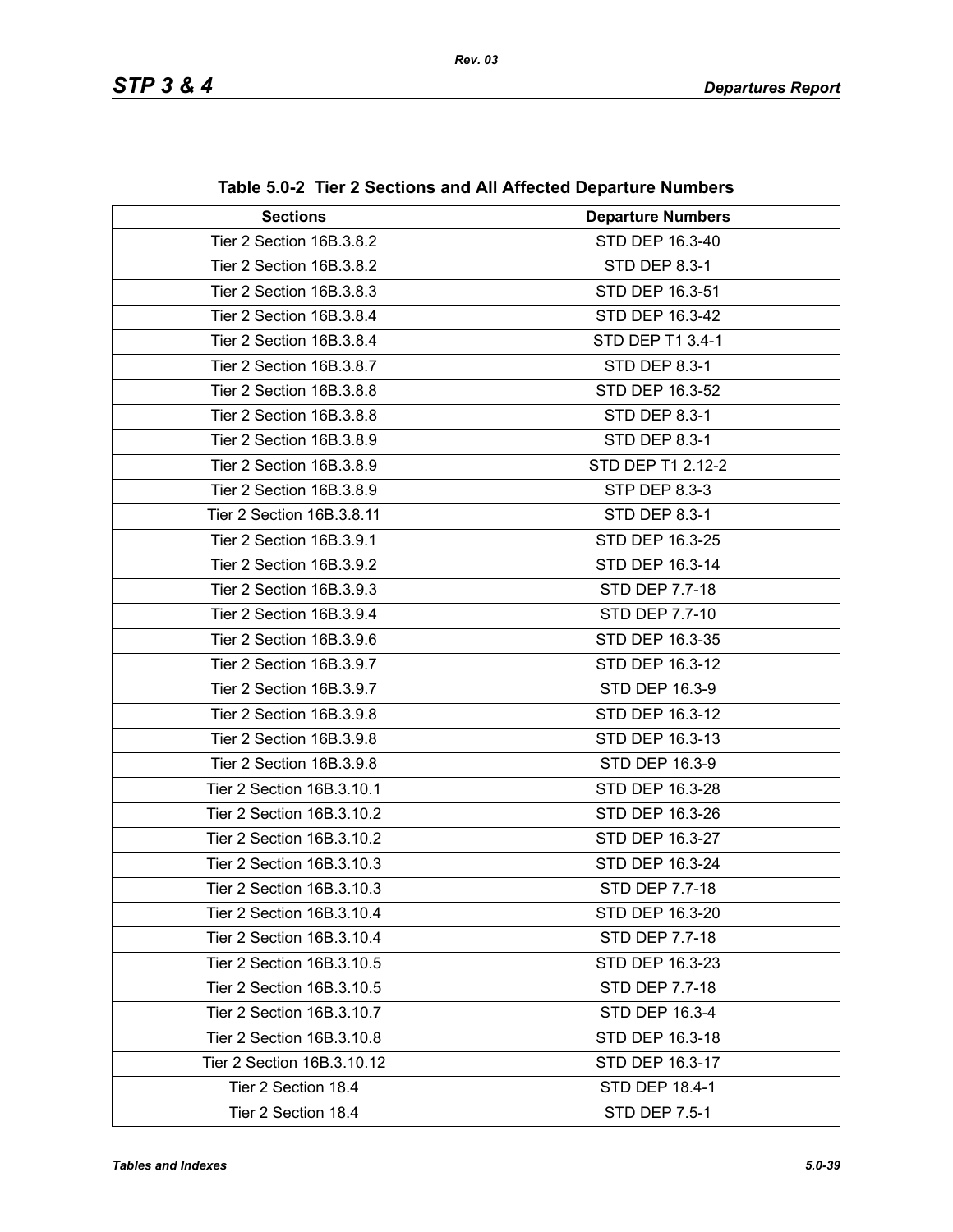**Table 5.0-2 Tier 2 Sections and All Affected Departure Numbers**

| Sections | Departure Numbers |
|---|---|
| Tier 2 Section 16B.3.8.2 | STD DEP 16.3-40 |
| Tier 2 Section 16B.3.8.2 | STD DEP 8.3-1 |
| Tier 2 Section 16B.3.8.3 | STD DEP 16.3-51 |
| Tier 2 Section 16B.3.8.4 | STD DEP 16.3-42 |
| Tier 2 Section 16B.3.8.4 | STD DEP T1 3.4-1 |
| Tier 2 Section 16B.3.8.7 | STD DEP 8.3-1 |
| Tier 2 Section 16B.3.8.8 | STD DEP 16.3-52 |
| Tier 2 Section 16B.3.8.8 | STD DEP 8.3-1 |
| Tier 2 Section 16B.3.8.9 | STD DEP 8.3-1 |
| Tier 2 Section 16B.3.8.9 | STD DEP T1 2.12-2 |
| Tier 2 Section 16B.3.8.9 | STP DEP 8.3-3 |
| Tier 2 Section 16B.3.8.11 | STD DEP 8.3-1 |
| Tier 2 Section 16B.3.9.1 | STD DEP 16.3-25 |
| Tier 2 Section 16B.3.9.2 | STD DEP 16.3-14 |
| Tier 2 Section 16B.3.9.3 | STD DEP 7.7-18 |
| Tier 2 Section 16B.3.9.4 | STD DEP 7.7-10 |
| Tier 2 Section 16B.3.9.6 | STD DEP 16.3-35 |
| Tier 2 Section 16B.3.9.7 | STD DEP 16.3-12 |
| Tier 2 Section 16B.3.9.7 | STD DEP 16.3-9 |
| Tier 2 Section 16B.3.9.8 | STD DEP 16.3-12 |
| Tier 2 Section 16B.3.9.8 | STD DEP 16.3-13 |
| Tier 2 Section 16B.3.9.8 | STD DEP 16.3-9 |
| Tier 2 Section 16B.3.10.1 | STD DEP 16.3-28 |
| Tier 2 Section 16B.3.10.2 | STD DEP 16.3-26 |
| Tier 2 Section 16B.3.10.2 | STD DEP 16.3-27 |
| Tier 2 Section 16B.3.10.3 | STD DEP 16.3-24 |
| Tier 2 Section 16B.3.10.3 | STD DEP 7.7-18 |
| Tier 2 Section 16B.3.10.4 | STD DEP 16.3-20 |
| Tier 2 Section 16B.3.10.4 | STD DEP 7.7-18 |
| Tier 2 Section 16B.3.10.5 | STD DEP 16.3-23 |
| Tier 2 Section 16B.3.10.5 | STD DEP 7.7-18 |
| Tier 2 Section 16B.3.10.7 | STD DEP 16.3-4 |
| Tier 2 Section 16B.3.10.8 | STD DEP 16.3-18 |
| Tier 2 Section 16B.3.10.12 | STD DEP 16.3-17 |
| Tier 2 Section 18.4 | STD DEP 18.4-1 |
| Tier 2 Section 18.4 | STD DEP 7.5-1 |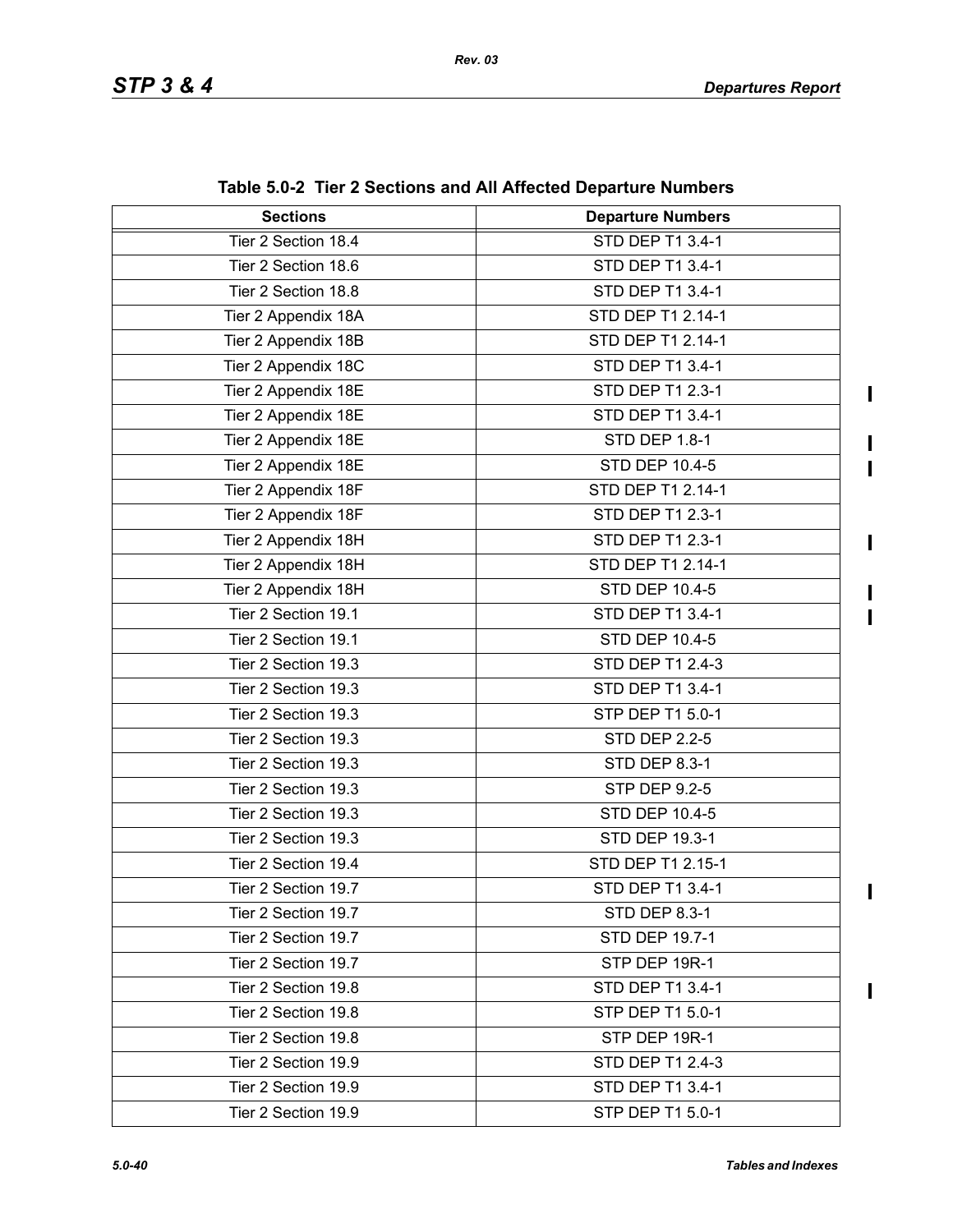**Table 5.0-2 Tier 2 Sections and All Affected Departure Numbers**

| Sections | Departure Numbers |
|---|---|
| Tier 2 Section 18.4 | STD DEP T1 3.4-1 |
| Tier 2 Section 18.6 | STD DEP T1 3.4-1 |
| Tier 2 Section 18.8 | STD DEP T1 3.4-1 |
| Tier 2 Appendix 18A | STD DEP T1 2.14-1 |
| Tier 2 Appendix 18B | STD DEP T1 2.14-1 |
| Tier 2 Appendix 18C | STD DEP T1 3.4-1 |
| Tier 2 Appendix 18E | STD DEP T1 2.3-1 |
| Tier 2 Appendix 18E | STD DEP T1 3.4-1 |
| Tier 2 Appendix 18E | STD DEP 1.8-1 |
| Tier 2 Appendix 18E | STD DEP 10.4-5 |
| Tier 2 Appendix 18F | STD DEP T1 2.14-1 |
| Tier 2 Appendix 18F | STD DEP T1 2.3-1 |
| Tier 2 Appendix 18H | STD DEP T1 2.3-1 |
| Tier 2 Appendix 18H | STD DEP T1 2.14-1 |
| Tier 2 Appendix 18H | STD DEP 10.4-5 |
| Tier 2 Section 19.1 | STD DEP T1 3.4-1 |
| Tier 2 Section 19.1 | STD DEP 10.4-5 |
| Tier 2 Section 19.3 | STD DEP T1 2.4-3 |
| Tier 2 Section 19.3 | STD DEP T1 3.4-1 |
| Tier 2 Section 19.3 | STP DEP T1 5.0-1 |
| Tier 2 Section 19.3 | STD DEP 2.2-5 |
| Tier 2 Section 19.3 | STD DEP 8.3-1 |
| Tier 2 Section 19.3 | STP DEP 9.2-5 |
| Tier 2 Section 19.3 | STD DEP 10.4-5 |
| Tier 2 Section 19.3 | STD DEP 19.3-1 |
| Tier 2 Section 19.4 | STD DEP T1 2.15-1 |
| Tier 2 Section 19.7 | STD DEP T1 3.4-1 |
| Tier 2 Section 19.7 | STD DEP 8.3-1 |
| Tier 2 Section 19.7 | STD DEP 19.7-1 |
| Tier 2 Section 19.7 | STP DEP 19R-1 |
| Tier 2 Section 19.8 | STD DEP T1 3.4-1 |
| Tier 2 Section 19.8 | STP DEP T1 5.0-1 |
| Tier 2 Section 19.8 | STP DEP 19R-1 |
| Tier 2 Section 19.9 | STD DEP T1 2.4-3 |
| Tier 2 Section 19.9 | STD DEP T1 3.4-1 |
| Tier 2 Section 19.9 | STP DEP T1 5.0-1 |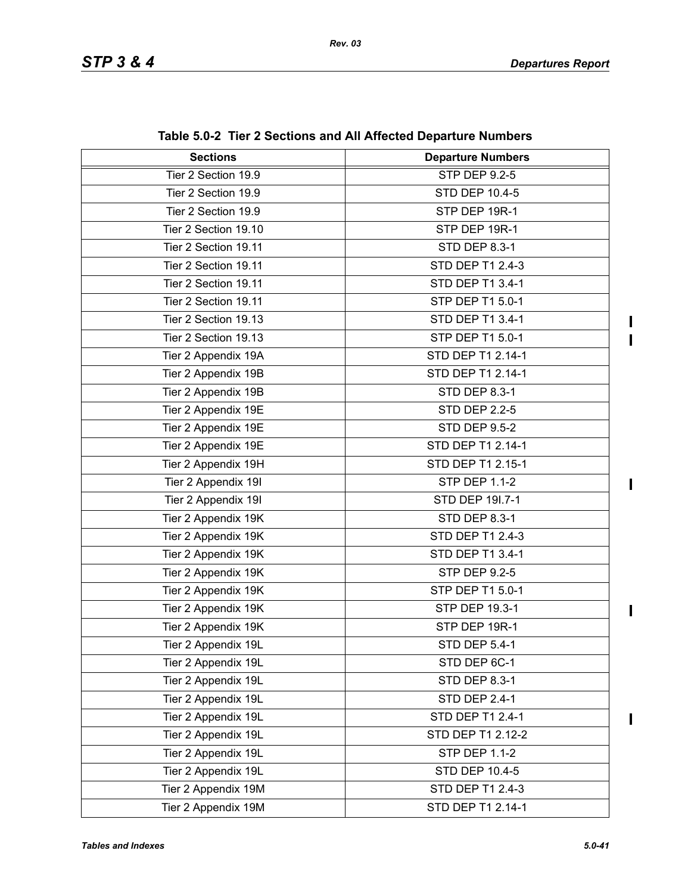**Table 5.0-2 Tier 2 Sections and All Affected Departure Numbers**

| Sections | Departure Numbers |
|---|---|
| Tier 2 Section 19.9 | STP DEP 9.2-5 |
| Tier 2 Section 19.9 | STD DEP 10.4-5 |
| Tier 2 Section 19.9 | STP DEP 19R-1 |
| Tier 2 Section 19.10 | STP DEP 19R-1 |
| Tier 2 Section 19.11 | STD DEP 8.3-1 |
| Tier 2 Section 19.11 | STD DEP T1 2.4-3 |
| Tier 2 Section 19.11 | STD DEP T1 3.4-1 |
| Tier 2 Section 19.11 | STP DEP T1 5.0-1 |
| Tier 2 Section 19.13 | STD DEP T1 3.4-1 |
| Tier 2 Section 19.13 | STP DEP T1 5.0-1 |
| Tier 2 Appendix 19A | STD DEP T1 2.14-1 |
| Tier 2 Appendix 19B | STD DEP T1 2.14-1 |
| Tier 2 Appendix 19B | STD DEP 8.3-1 |
| Tier 2 Appendix 19E | STD DEP 2.2-5 |
| Tier 2 Appendix 19E | STD DEP 9.5-2 |
| Tier 2 Appendix 19E | STD DEP T1 2.14-1 |
| Tier 2 Appendix 19H | STD DEP T1 2.15-1 |
| Tier 2 Appendix 19I | STP DEP 1.1-2 |
| Tier 2 Appendix 19I | STD DEP 19I.7-1 |
| Tier 2 Appendix 19K | STD DEP 8.3-1 |
| Tier 2 Appendix 19K | STD DEP T1 2.4-3 |
| Tier 2 Appendix 19K | STD DEP T1 3.4-1 |
| Tier 2 Appendix 19K | STP DEP 9.2-5 |
| Tier 2 Appendix 19K | STP DEP T1 5.0-1 |
| Tier 2 Appendix 19K | STP DEP 19.3-1 |
| Tier 2 Appendix 19K | STP DEP 19R-1 |
| Tier 2 Appendix 19L | STD DEP 5.4-1 |
| Tier 2 Appendix 19L | STD DEP 6C-1 |
| Tier 2 Appendix 19L | STD DEP 8.3-1 |
| Tier 2 Appendix 19L | STD DEP 2.4-1 |
| Tier 2 Appendix 19L | STD DEP T1 2.4-1 |
| Tier 2 Appendix 19L | STD DEP T1 2.12-2 |
| Tier 2 Appendix 19L | STP DEP 1.1-2 |
| Tier 2 Appendix 19L | STD DEP 10.4-5 |
| Tier 2 Appendix 19M | STD DEP T1 2.4-3 |
| Tier 2 Appendix 19M | STD DEP T1 2.14-1 |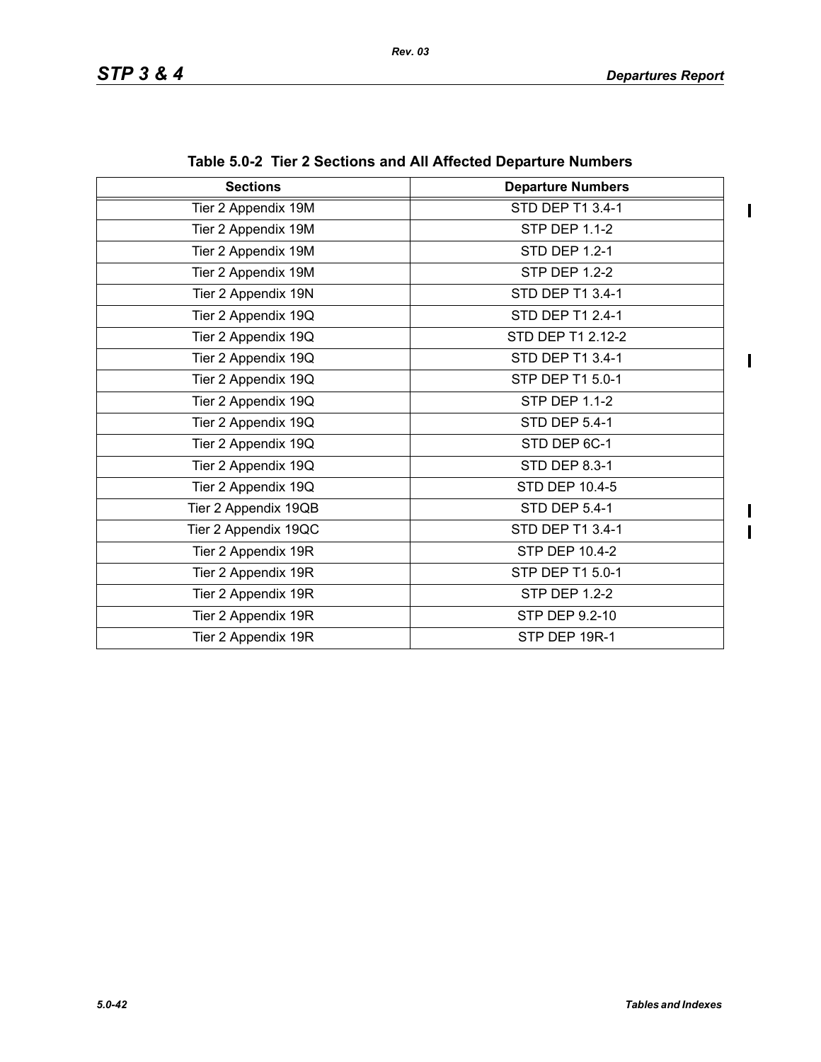**Table 5.0-2 Tier 2 Sections and All Affected Departure Numbers**

| Sections | Departure Numbers |
|---|---|
| Tier 2 Appendix 19M | STD DEP T1 3.4-1 |
| Tier 2 Appendix 19M | STP DEP 1.1-2 |
| Tier 2 Appendix 19M | STD DEP 1.2-1 |
| Tier 2 Appendix 19M | STP DEP 1.2-2 |
| Tier 2 Appendix 19N | STD DEP T1 3.4-1 |
| Tier 2 Appendix 19Q | STD DEP T1 2.4-1 |
| Tier 2 Appendix 19Q | STD DEP T1 2.12-2 |
| Tier 2 Appendix 19Q | STD DEP T1 3.4-1 |
| Tier 2 Appendix 19Q | STP DEP T1 5.0-1 |
| Tier 2 Appendix 19Q | STP DEP 1.1-2 |
| Tier 2 Appendix 19Q | STD DEP 5.4-1 |
| Tier 2 Appendix 19Q | STD DEP 6C-1 |
| Tier 2 Appendix 19Q | STD DEP 8.3-1 |
| Tier 2 Appendix 19Q | STD DEP 10.4-5 |
| Tier 2 Appendix 19QB | STD DEP 5.4-1 |
| Tier 2 Appendix 19QC | STD DEP T1 3.4-1 |
| Tier 2 Appendix 19R | STP DEP 10.4-2 |
| Tier 2 Appendix 19R | STP DEP T1 5.0-1 |
| Tier 2 Appendix 19R | STP DEP 1.2-2 |
| Tier 2 Appendix 19R | STP DEP 9.2-10 |
| Tier 2 Appendix 19R | STP DEP 19R-1 |